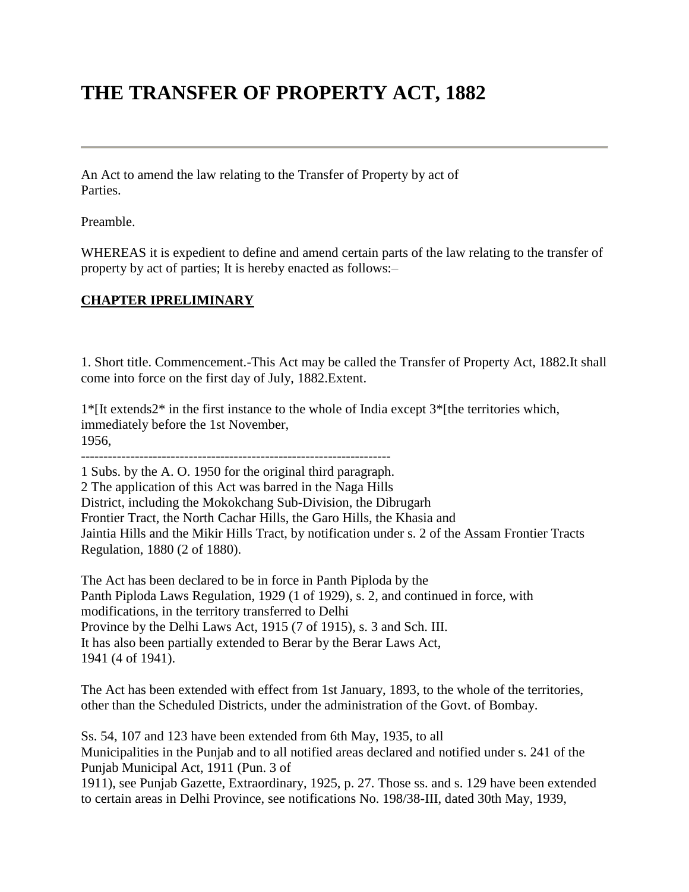# THE TRANSFER OF PROPERTY ACT, 1882

---

An Act to amend the law relating to the Transfer of Property by act of
Parties.

Preamble.

WHEREAS it is expedient to define and amend certain parts of the law relating to the transfer of property by act of parties; It is hereby enacted as follows:–

**CHAPTER IPRELIMINARY**

1. Short title. Commencement.-This Act may be called the Transfer of Property Act, 1882.It shall come into force on the first day of July, 1882.Extent.

1*[It extends2* in the first instance to the whole of India except 3*[the territories which, immediately before the 1st November,
1956,

---------------------------------------------------------------------

1 Subs. by the A. O. 1950 for the original third paragraph.
2 The application of this Act was barred in the Naga Hills
District, including the Mokokchang Sub-Division, the Dibrugarh
Frontier Tract, the North Cachar Hills, the Garo Hills, the Khasia and
Jaintia Hills and the Mikir Hills Tract, by notification under s. 2 of the Assam Frontier Tracts Regulation, 1880 (2 of 1880).

The Act has been declared to be in force in Panth Piploda by the
Panth Piploda Laws Regulation, 1929 (1 of 1929), s. 2, and continued in force, with modifications, in the territory transferred to Delhi
Province by the Delhi Laws Act, 1915 (7 of 1915), s. 3 and Sch. III.
It has also been partially extended to Berar by the Berar Laws Act,
1941 (4 of 1941).

The Act has been extended with effect from 1st January, 1893, to the whole of the territories, other than the Scheduled Districts, under the administration of the Govt. of Bombay.

Ss. 54, 107 and 123 have been extended from 6th May, 1935, to all
Municipalities in the Punjab and to all notified areas declared and notified under s. 241 of the Punjab Municipal Act, 1911 (Pun. 3 of
1911), see Punjab Gazette, Extraordinary, 1925, p. 27. Those ss. and s. 129 have been extended to certain areas in Delhi Province, see notifications No. 198/38-III, dated 30th May, 1939,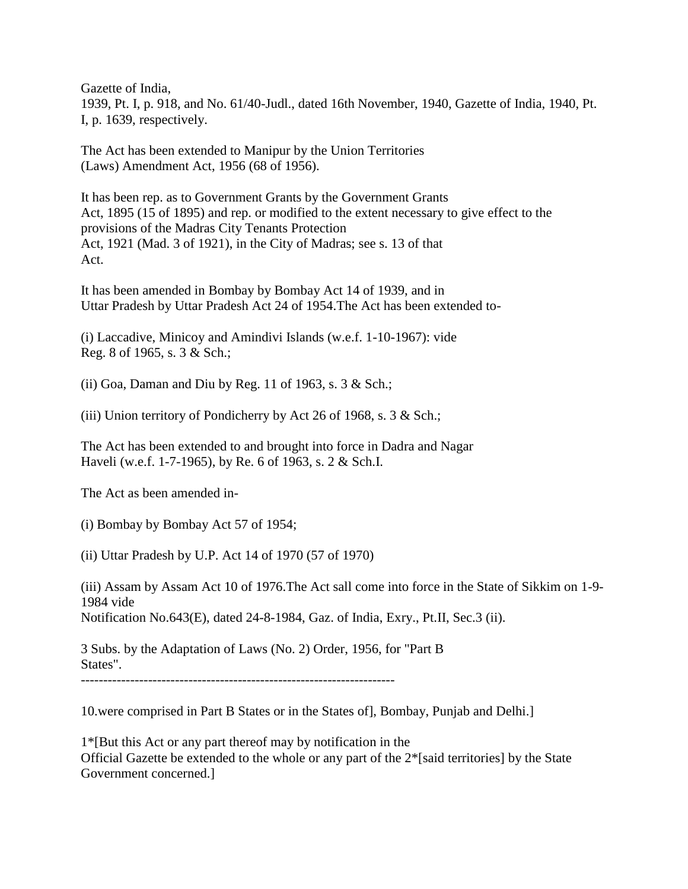Gazette of India,
1939, Pt. I, p. 918, and No. 61/40-Judl., dated 16th November, 1940, Gazette of India, 1940, Pt. I, p. 1639, respectively.

The Act has been extended to Manipur by the Union Territories (Laws) Amendment Act, 1956 (68 of 1956).

It has been rep. as to Government Grants by the Government Grants Act, 1895 (15 of 1895) and rep. or modified to the extent necessary to give effect to the provisions of the Madras City Tenants Protection Act, 1921 (Mad. 3 of 1921), in the City of Madras; see s. 13 of that Act.

It has been amended in Bombay by Bombay Act 14 of 1939, and in Uttar Pradesh by Uttar Pradesh Act 24 of 1954.The Act has been extended to-

(i) Laccadive, Minicoy and Amindivi Islands (w.e.f. 1-10-1967): vide Reg. 8 of 1965, s. 3 & Sch.;

(ii) Goa, Daman and Diu by Reg. 11 of 1963, s. 3 & Sch.;

(iii) Union territory of Pondicherry by Act 26 of 1968, s. 3 & Sch.;

The Act has been extended to and brought into force in Dadra and Nagar Haveli (w.e.f. 1-7-1965), by Re. 6 of 1963, s. 2 & Sch.I.

The Act as been amended in-

(i) Bombay by Bombay Act 57 of 1954;

(ii) Uttar Pradesh by U.P. Act 14 of 1970 (57 of 1970)

(iii) Assam by Assam Act 10 of 1976.The Act sall come into force in the State of Sikkim on 1-9-1984 vide
Notification No.643(E), dated 24-8-1984, Gaz. of India, Exry., Pt.II, Sec.3 (ii).

3 Subs. by the Adaptation of Laws (No. 2) Order, 1956, for "Part B States".

----------------------------------------------------------------------

10.were comprised in Part B States or in the States of], Bombay, Punjab and Delhi.]

1*[But this Act or any part thereof may by notification in the Official Gazette be extended to the whole or any part of the 2*[said territories] by the State Government concerned.]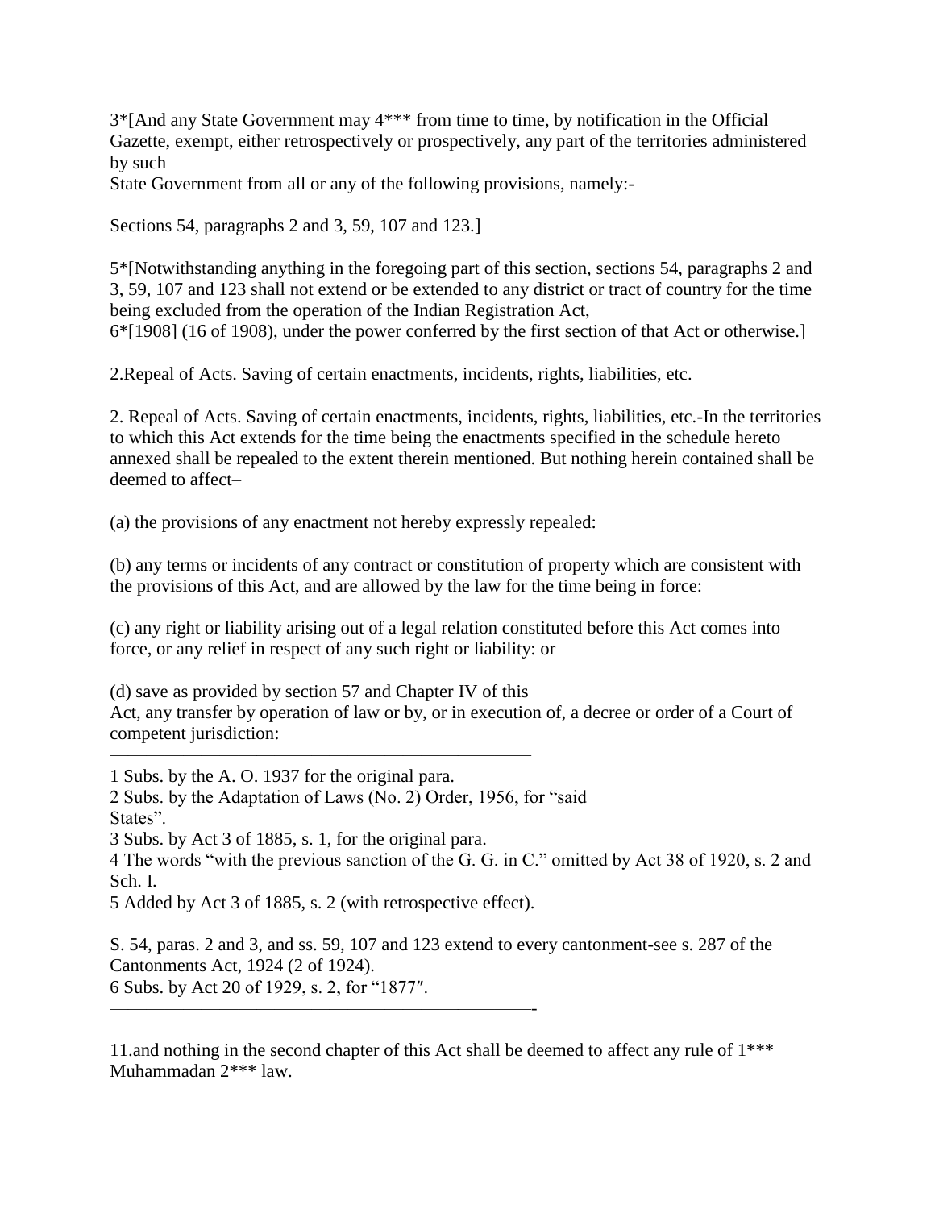3*[And any State Government may 4*** from time to time, by notification in the Official Gazette, exempt, either retrospectively or prospectively, any part of the territories administered by such
State Government from all or any of the following provisions, namely:-

Sections 54, paragraphs 2 and 3, 59, 107 and 123.]

5*[Notwithstanding anything in the foregoing part of this section, sections 54, paragraphs 2 and 3, 59, 107 and 123 shall not extend or be extended to any district or tract of country for the time being excluded from the operation of the Indian Registration Act,
6*[1908] (16 of 1908), under the power conferred by the first section of that Act or otherwise.]

2.Repeal of Acts. Saving of certain enactments, incidents, rights, liabilities, etc.

2. Repeal of Acts. Saving of certain enactments, incidents, rights, liabilities, etc.-In the territories to which this Act extends for the time being the enactments specified in the schedule hereto annexed shall be repealed to the extent therein mentioned. But nothing herein contained shall be deemed to affect–

(a) the provisions of any enactment not hereby expressly repealed:

(b) any terms or incidents of any contract or constitution of property which are consistent with the provisions of this Act, and are allowed by the law for the time being in force:

(c) any right or liability arising out of a legal relation constituted before this Act comes into force, or any relief in respect of any such right or liability: or

(d) save as provided by section 57 and Chapter IV of this
Act, any transfer by operation of law or by, or in execution of, a decree or order of a Court of competent jurisdiction:

---

1 Subs. by the A. O. 1937 for the original para.
2 Subs. by the Adaptation of Laws (No. 2) Order, 1956, for "said States".
3 Subs. by Act 3 of 1885, s. 1, for the original para.
4 The words "with the previous sanction of the G. G. in C." omitted by Act 38 of 1920, s. 2 and Sch. I.
5 Added by Act 3 of 1885, s. 2 (with retrospective effect).

S. 54, paras. 2 and 3, and ss. 59, 107 and 123 extend to every cantonment-see s. 287 of the Cantonments Act, 1924 (2 of 1924).
6 Subs. by Act 20 of 1929, s. 2, for "1877".

---

11.and nothing in the second chapter of this Act shall be deemed to affect any rule of 1*** Muhammadan 2*** law.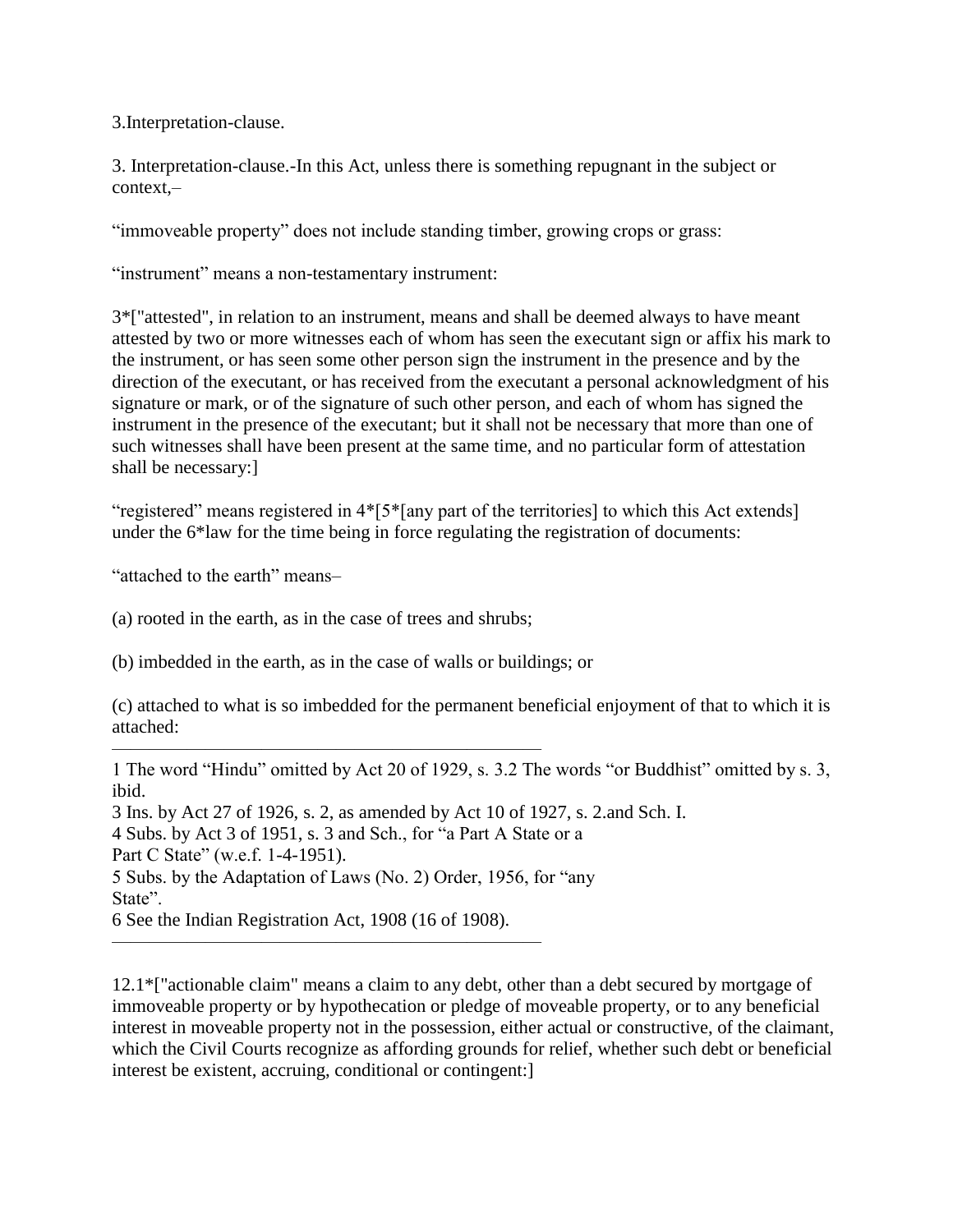3.Interpretation-clause.

3. Interpretation-clause.-In this Act, unless there is something repugnant in the subject or context,–

“immoveable property” does not include standing timber, growing crops or grass:

“instrument” means a non-testamentary instrument:

3*["attested", in relation to an instrument, means and shall be deemed always to have meant attested by two or more witnesses each of whom has seen the executant sign or affix his mark to the instrument, or has seen some other person sign the instrument in the presence and by the direction of the executant, or has received from the executant a personal acknowledgment of his signature or mark, or of the signature of such other person, and each of whom has signed the instrument in the presence of the executant; but it shall not be necessary that more than one of such witnesses shall have been present at the same time, and no particular form of attestation shall be necessary:]

“registered” means registered in 4*[5*[any part of the territories] to which this Act extends] under the 6*law for the time being in force regulating the registration of documents:

“attached to the earth” means–

(a) rooted in the earth, as in the case of trees and shrubs;

(b) imbedded in the earth, as in the case of walls or buildings; or

(c) attached to what is so imbedded for the permanent beneficial enjoyment of that to which it is attached:

---

1 The word “Hindu” omitted by Act 20 of 1929, s. 3.2 The words “or Buddhist” omitted by s. 3, ibid.
3 Ins. by Act 27 of 1926, s. 2, as amended by Act 10 of 1927, s. 2.and Sch. I.
4 Subs. by Act 3 of 1951, s. 3 and Sch., for “a Part A State or a Part C State” (w.e.f. 1-4-1951).
5 Subs. by the Adaptation of Laws (No. 2) Order, 1956, for “any State”.
6 See the Indian Registration Act, 1908 (16 of 1908).

---

12.1*["actionable claim" means a claim to any debt, other than a debt secured by mortgage of immoveable property or by hypothecation or pledge of moveable property, or to any beneficial interest in moveable property not in the possession, either actual or constructive, of the claimant, which the Civil Courts recognize as affording grounds for relief, whether such debt or beneficial interest be existent, accruing, conditional or contingent:]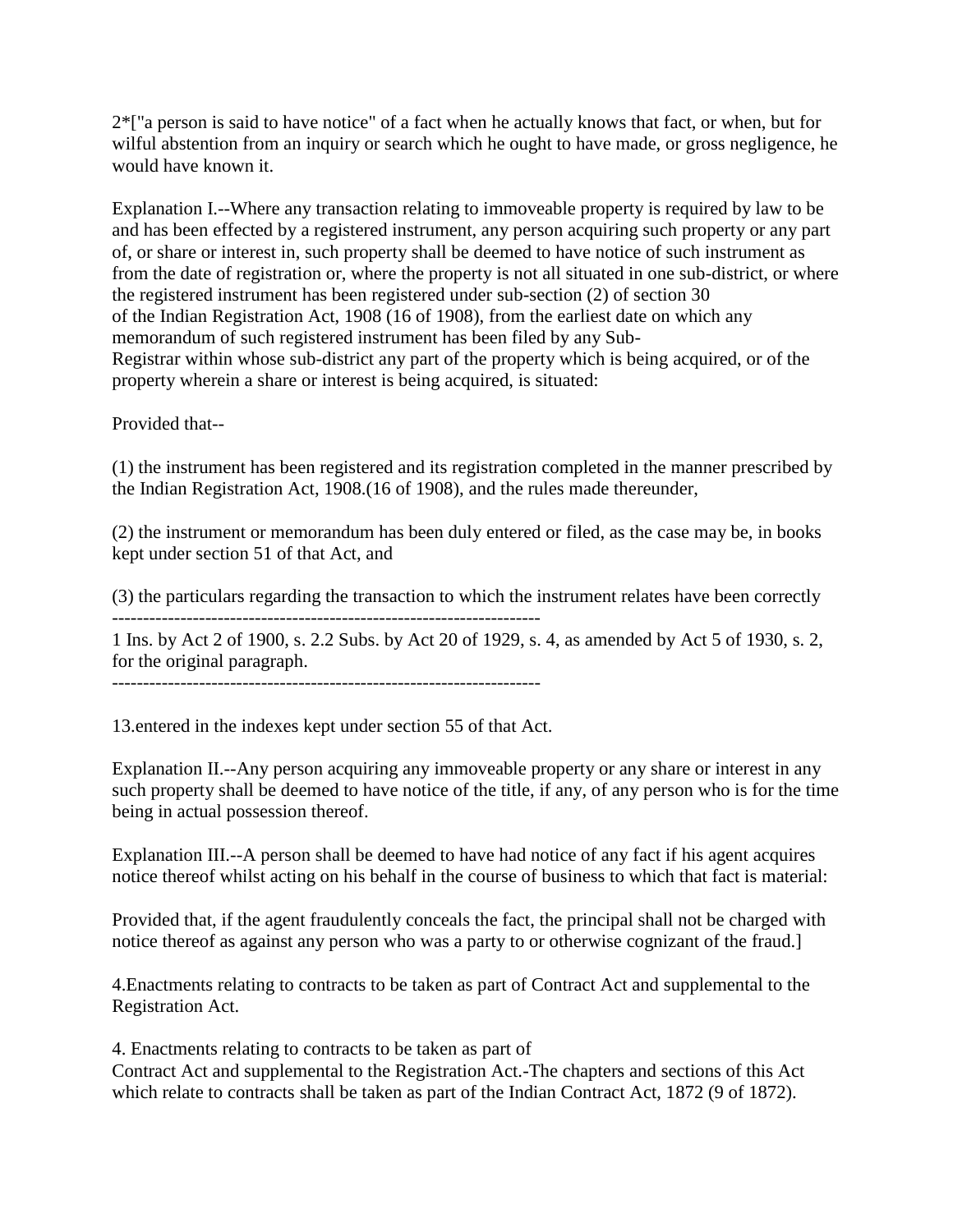2*["a person is said to have notice" of a fact when he actually knows that fact, or when, but for wilful abstention from an inquiry or search which he ought to have made, or gross negligence, he would have known it.

Explanation I.--Where any transaction relating to immoveable property is required by law to be and has been effected by a registered instrument, any person acquiring such property or any part of, or share or interest in, such property shall be deemed to have notice of such instrument as from the date of registration or, where the property is not all situated in one sub-district, or where the registered instrument has been registered under sub-section (2) of section 30 of the Indian Registration Act, 1908 (16 of 1908), from the earliest date on which any memorandum of such registered instrument has been filed by any Sub-Registrar within whose sub-district any part of the property which is being acquired, or of the property wherein a share or interest is being acquired, is situated:

Provided that--

(1) the instrument has been registered and its registration completed in the manner prescribed by the Indian Registration Act, 1908.(16 of 1908), and the rules made thereunder,

(2) the instrument or memorandum has been duly entered or filed, as the case may be, in books kept under section 51 of that Act, and

(3) the particulars regarding the transaction to which the instrument relates have been correctly

---------------------------------------------------------------------

1 Ins. by Act 2 of 1900, s. 2.2 Subs. by Act 20 of 1929, s. 4, as amended by Act 5 of 1930, s. 2, for the original paragraph.

---------------------------------------------------------------------

13.entered in the indexes kept under section 55 of that Act.

Explanation II.--Any person acquiring any immoveable property or any share or interest in any such property shall be deemed to have notice of the title, if any, of any person who is for the time being in actual possession thereof.

Explanation III.--A person shall be deemed to have had notice of any fact if his agent acquires notice thereof whilst acting on his behalf in the course of business to which that fact is material:

Provided that, if the agent fraudulently conceals the fact, the principal shall not be charged with notice thereof as against any person who was a party to or otherwise cognizant of the fraud.]

4.Enactments relating to contracts to be taken as part of Contract Act and supplemental to the Registration Act.

4. Enactments relating to contracts to be taken as part of Contract Act and supplemental to the Registration Act.-The chapters and sections of this Act which relate to contracts shall be taken as part of the Indian Contract Act, 1872 (9 of 1872).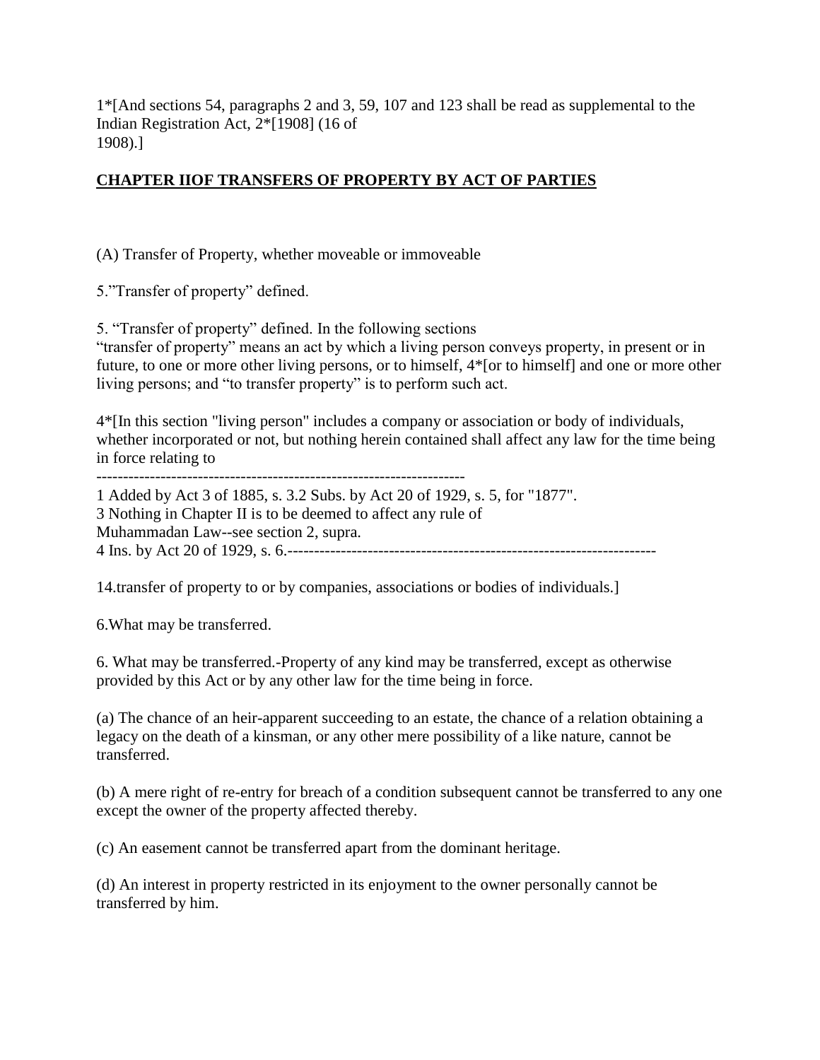1*[And sections 54, paragraphs 2 and 3, 59, 107 and 123 shall be read as supplemental to the Indian Registration Act, 2*[1908] (16 of 1908).]

## CHAPTER IIOF TRANSFERS OF PROPERTY BY ACT OF PARTIES

(A) Transfer of Property, whether moveable or immoveable

5."Transfer of property" defined.

5. "Transfer of property" defined. In the following sections "transfer of property" means an act by which a living person conveys property, in present or in future, to one or more other living persons, or to himself, 4*[or to himself] and one or more other living persons; and "to transfer property" is to perform such act.

4*[In this section "living person" includes a company or association or body of individuals, whether incorporated or not, but nothing herein contained shall affect any law for the time being in force relating to

---------------------------------------------------------------------

1 Added by Act 3 of 1885, s. 3.2 Subs. by Act 20 of 1929, s. 5, for "1877".
3 Nothing in Chapter II is to be deemed to affect any rule of Muhammadan Law--see section 2, supra.
4 Ins. by Act 20 of 1929, s. 6.---------------------------------------------------------------------

14.transfer of property to or by companies, associations or bodies of individuals.]

6.What may be transferred.

6. What may be transferred.-Property of any kind may be transferred, except as otherwise provided by this Act or by any other law for the time being in force.

(a) The chance of an heir-apparent succeeding to an estate, the chance of a relation obtaining a legacy on the death of a kinsman, or any other mere possibility of a like nature, cannot be transferred.

(b) A mere right of re-entry for breach of a condition subsequent cannot be transferred to any one except the owner of the property affected thereby.

(c) An easement cannot be transferred apart from the dominant heritage.

(d) An interest in property restricted in its enjoyment to the owner personally cannot be transferred by him.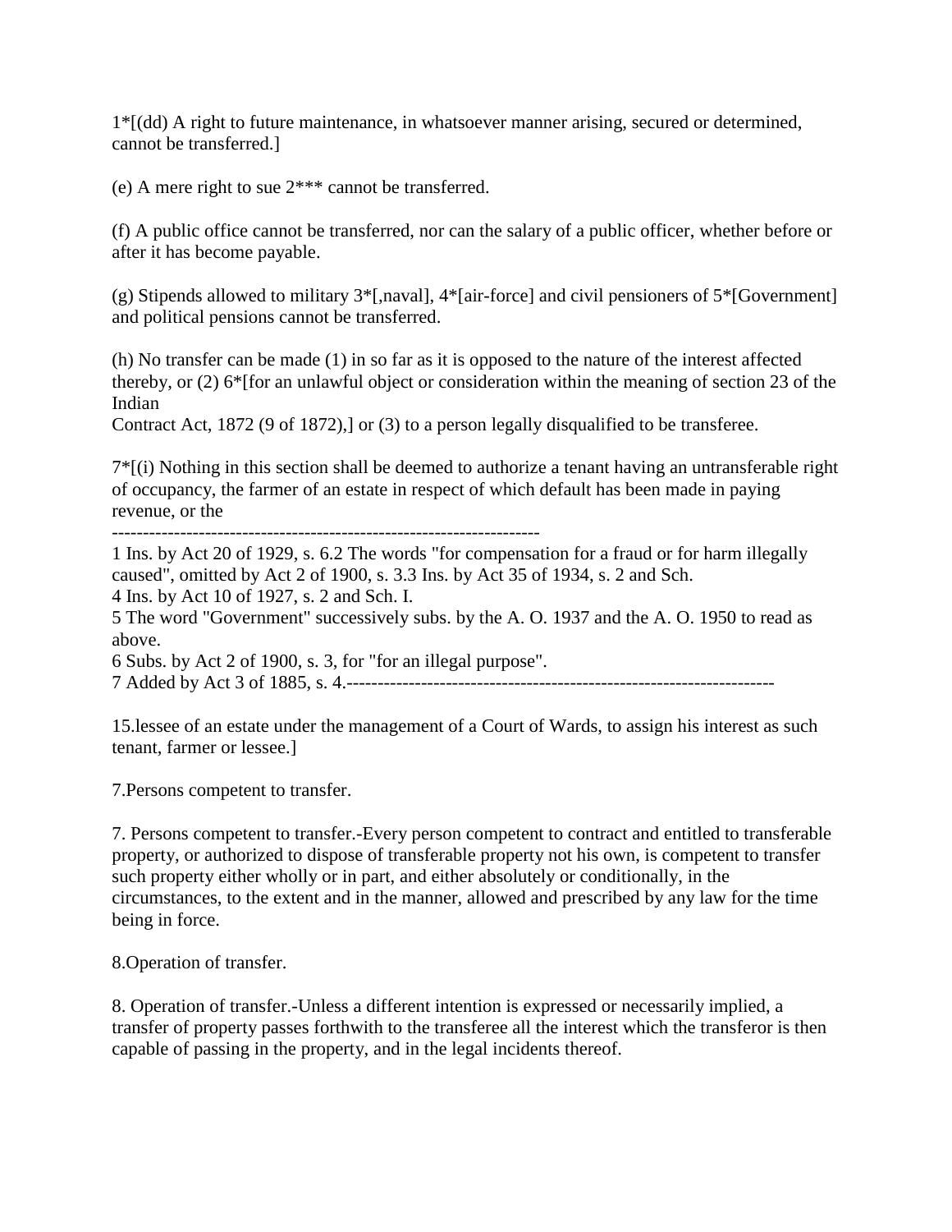1*[(dd) A right to future maintenance, in whatsoever manner arising, secured or determined, cannot be transferred.]

(e) A mere right to sue 2*** cannot be transferred.

(f) A public office cannot be transferred, nor can the salary of a public officer, whether before or after it has become payable.

(g) Stipends allowed to military 3*[,naval], 4*[air-force] and civil pensioners of 5*[Government] and political pensions cannot be transferred.

(h) No transfer can be made (1) in so far as it is opposed to the nature of the interest affected thereby, or (2) 6*[for an unlawful object or consideration within the meaning of section 23 of the Indian
Contract Act, 1872 (9 of 1872),] or (3) to a person legally disqualified to be transferee.

7*[(i) Nothing in this section shall be deemed to authorize a tenant having an untransferable right of occupancy, the farmer of an estate in respect of which default has been made in paying revenue, or the

---------------------------------------------------------------------

1 Ins. by Act 20 of 1929, s. 6.2 The words "for compensation for a fraud or for harm illegally caused", omitted by Act 2 of 1900, s. 3.3 Ins. by Act 35 of 1934, s. 2 and Sch.
4 Ins. by Act 10 of 1927, s. 2 and Sch. I.
5 The word "Government" successively subs. by the A. O. 1937 and the A. O. 1950 to read as above.
6 Subs. by Act 2 of 1900, s. 3, for "for an illegal purpose".
7 Added by Act 3 of 1885, s. 4.---------------------------------------------------------------------

15.lessee of an estate under the management of a Court of Wards, to assign his interest as such tenant, farmer or lessee.]

7.Persons competent to transfer.

7. Persons competent to transfer.-Every person competent to contract and entitled to transferable property, or authorized to dispose of transferable property not his own, is competent to transfer such property either wholly or in part, and either absolutely or conditionally, in the circumstances, to the extent and in the manner, allowed and prescribed by any law for the time being in force.

8.Operation of transfer.

8. Operation of transfer.-Unless a different intention is expressed or necessarily implied, a transfer of property passes forthwith to the transferee all the interest which the transferor is then capable of passing in the property, and in the legal incidents thereof.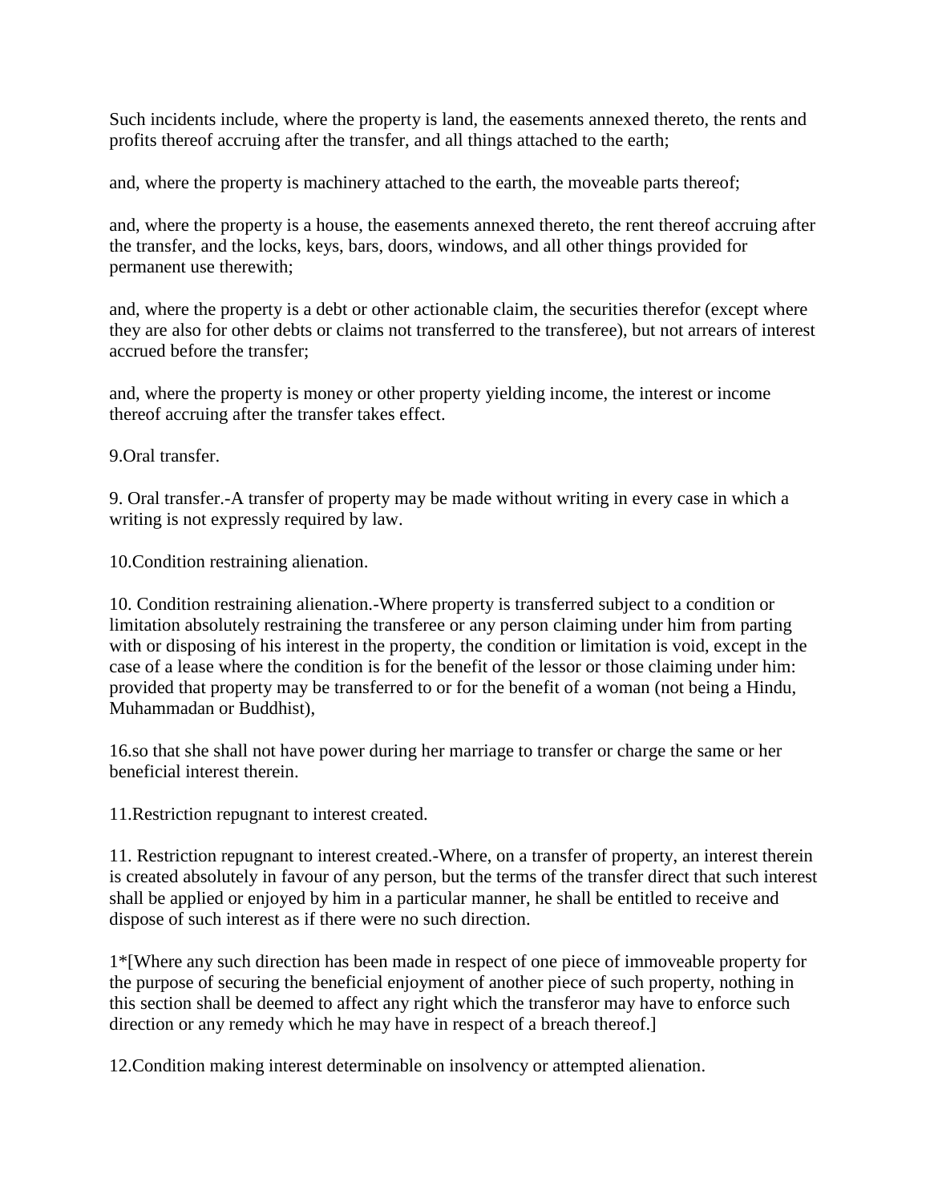Such incidents include, where the property is land, the easements annexed thereto, the rents and profits thereof accruing after the transfer, and all things attached to the earth;

and, where the property is machinery attached to the earth, the moveable parts thereof;

and, where the property is a house, the easements annexed thereto, the rent thereof accruing after the transfer, and the locks, keys, bars, doors, windows, and all other things provided for permanent use therewith;

and, where the property is a debt or other actionable claim, the securities therefor (except where they are also for other debts or claims not transferred to the transferee), but not arrears of interest accrued before the transfer;

and, where the property is money or other property yielding income, the interest or income thereof accruing after the transfer takes effect.

9.Oral transfer.

9. Oral transfer.-A transfer of property may be made without writing in every case in which a writing is not expressly required by law.

10.Condition restraining alienation.

10. Condition restraining alienation.-Where property is transferred subject to a condition or limitation absolutely restraining the transferee or any person claiming under him from parting with or disposing of his interest in the property, the condition or limitation is void, except in the case of a lease where the condition is for the benefit of the lessor or those claiming under him: provided that property may be transferred to or for the benefit of a woman (not being a Hindu, Muhammadan or Buddhist),

16.so that she shall not have power during her marriage to transfer or charge the same or her beneficial interest therein.

11.Restriction repugnant to interest created.

11. Restriction repugnant to interest created.-Where, on a transfer of property, an interest therein is created absolutely in favour of any person, but the terms of the transfer direct that such interest shall be applied or enjoyed by him in a particular manner, he shall be entitled to receive and dispose of such interest as if there were no such direction.

1*[Where any such direction has been made in respect of one piece of immoveable property for the purpose of securing the beneficial enjoyment of another piece of such property, nothing in this section shall be deemed to affect any right which the transferor may have to enforce such direction or any remedy which he may have in respect of a breach thereof.]

12.Condition making interest determinable on insolvency or attempted alienation.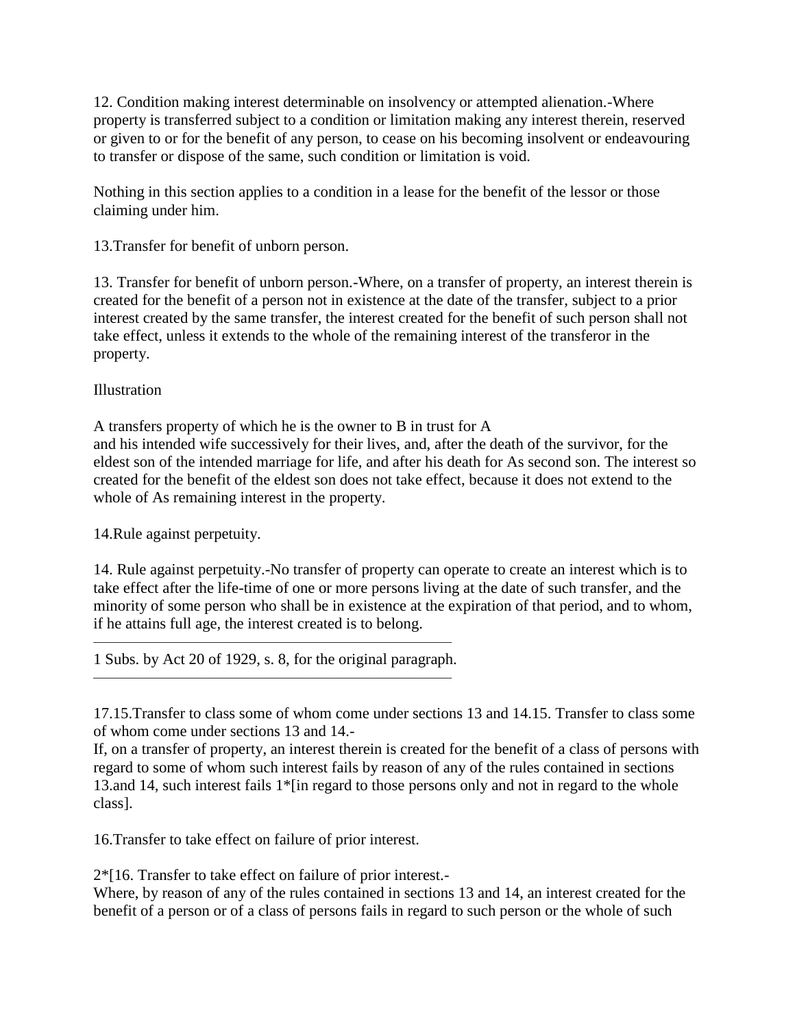12. Condition making interest determinable on insolvency or attempted alienation.-Where property is transferred subject to a condition or limitation making any interest therein, reserved or given to or for the benefit of any person, to cease on his becoming insolvent or endeavouring to transfer or dispose of the same, such condition or limitation is void.

Nothing in this section applies to a condition in a lease for the benefit of the lessor or those claiming under him.

13.Transfer for benefit of unborn person.

13. Transfer for benefit of unborn person.-Where, on a transfer of property, an interest therein is created for the benefit of a person not in existence at the date of the transfer, subject to a prior interest created by the same transfer, the interest created for the benefit of such person shall not take effect, unless it extends to the whole of the remaining interest of the transferor in the property.

Illustration

A transfers property of which he is the owner to B in trust for A and his intended wife successively for their lives, and, after the death of the survivor, for the eldest son of the intended marriage for life, and after his death for As second son. The interest so created for the benefit of the eldest son does not take effect, because it does not extend to the whole of As remaining interest in the property.

14.Rule against perpetuity.

14. Rule against perpetuity.-No transfer of property can operate to create an interest which is to take effect after the life-time of one or more persons living at the date of such transfer, and the minority of some person who shall be in existence at the expiration of that period, and to whom, if he attains full age, the interest created is to belong.

---

1 Subs. by Act 20 of 1929, s. 8, for the original paragraph.

---

17.15.Transfer to class some of whom come under sections 13 and 14.15. Transfer to class some of whom come under sections 13 and 14.-
If, on a transfer of property, an interest therein is created for the benefit of a class of persons with regard to some of whom such interest fails by reason of any of the rules contained in sections 13.and 14, such interest fails 1*[in regard to those persons only and not in regard to the whole class].

16.Transfer to take effect on failure of prior interest.

2*[16. Transfer to take effect on failure of prior interest.-
Where, by reason of any of the rules contained in sections 13 and 14, an interest created for the benefit of a person or of a class of persons fails in regard to such person or the whole of such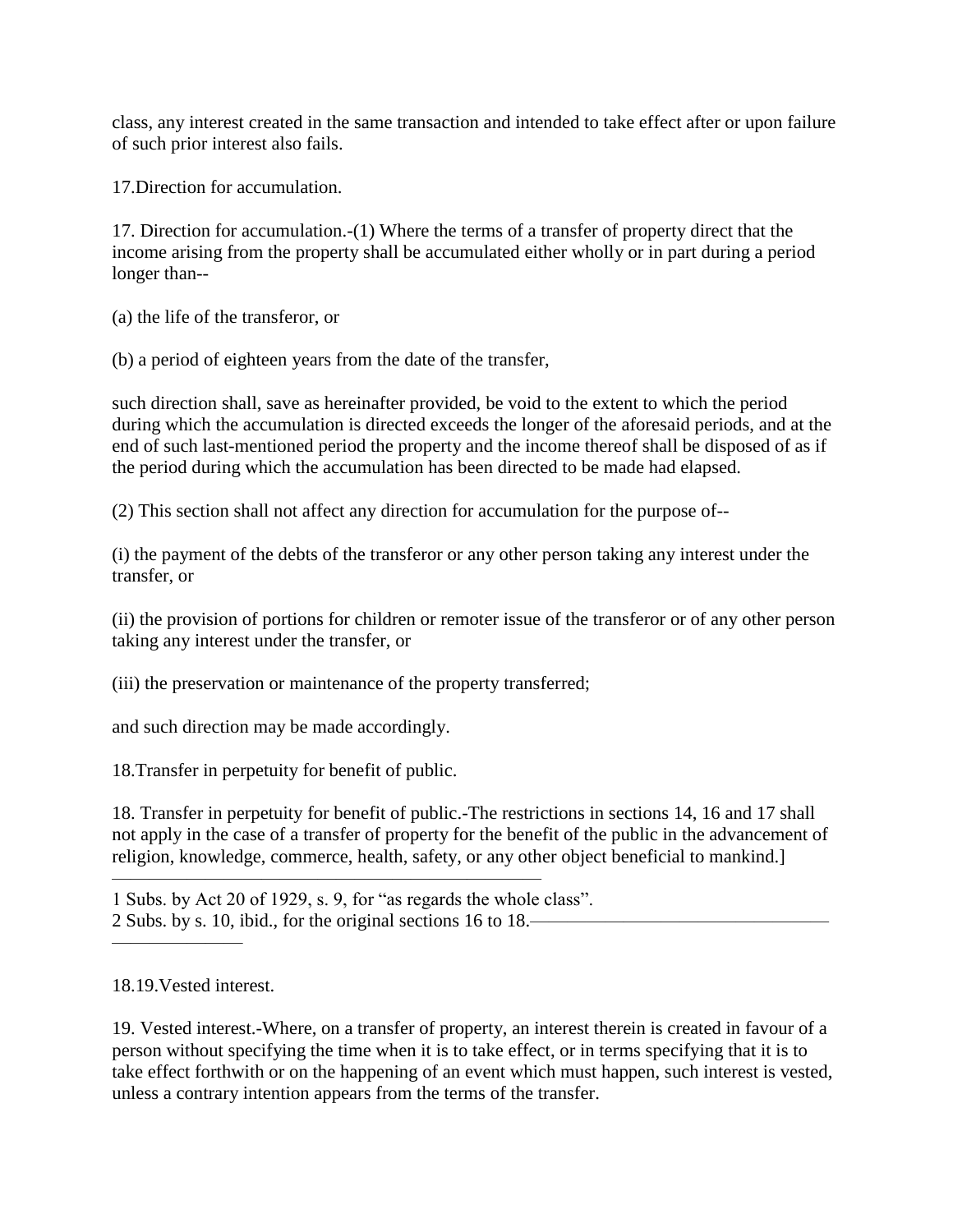class, any interest created in the same transaction and intended to take effect after or upon failure of such prior interest also fails.

17.Direction for accumulation.

17. Direction for accumulation.-(1) Where the terms of a transfer of property direct that the income arising from the property shall be accumulated either wholly or in part during a period longer than--

(a) the life of the transferor, or

(b) a period of eighteen years from the date of the transfer,

such direction shall, save as hereinafter provided, be void to the extent to which the period during which the accumulation is directed exceeds the longer of the aforesaid periods, and at the end of such last-mentioned period the property and the income thereof shall be disposed of as if the period during which the accumulation has been directed to be made had elapsed.

(2) This section shall not affect any direction for accumulation for the purpose of--

(i) the payment of the debts of the transferor or any other person taking any interest under the transfer, or

(ii) the provision of portions for children or remoter issue of the transferor or of any other person taking any interest under the transfer, or

(iii) the preservation or maintenance of the property transferred;

and such direction may be made accordingly.

18.Transfer in perpetuity for benefit of public.

18. Transfer in perpetuity for benefit of public.-The restrictions in sections 14, 16 and 17 shall not apply in the case of a transfer of property for the benefit of the public in the advancement of religion, knowledge, commerce, health, safety, or any other object beneficial to mankind.]

---

1 Subs. by Act 20 of 1929, s. 9, for "as regards the whole class".
2 Subs. by s. 10, ibid., for the original sections 16 to 18.

---

18.19.Vested interest.

19. Vested interest.-Where, on a transfer of property, an interest therein is created in favour of a person without specifying the time when it is to take effect, or in terms specifying that it is to take effect forthwith or on the happening of an event which must happen, such interest is vested, unless a contrary intention appears from the terms of the transfer.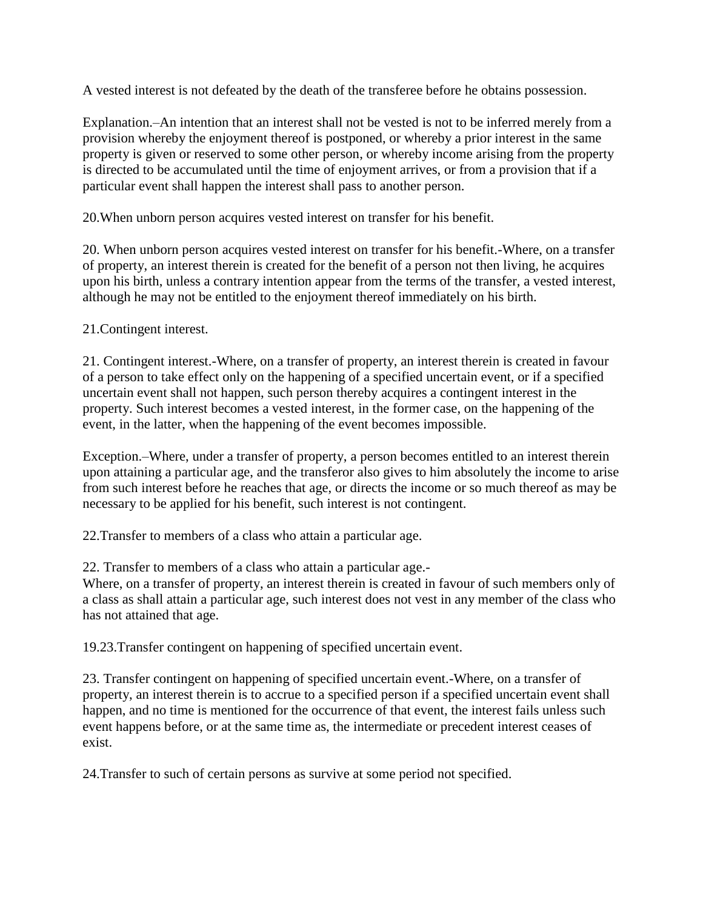A vested interest is not defeated by the death of the transferee before he obtains possession.

Explanation.–An intention that an interest shall not be vested is not to be inferred merely from a provision whereby the enjoyment thereof is postponed, or whereby a prior interest in the same property is given or reserved to some other person, or whereby income arising from the property is directed to be accumulated until the time of enjoyment arrives, or from a provision that if a particular event shall happen the interest shall pass to another person.

20.When unborn person acquires vested interest on transfer for his benefit.

20. When unborn person acquires vested interest on transfer for his benefit.-Where, on a transfer of property, an interest therein is created for the benefit of a person not then living, he acquires upon his birth, unless a contrary intention appear from the terms of the transfer, a vested interest, although he may not be entitled to the enjoyment thereof immediately on his birth.

21.Contingent interest.

21. Contingent interest.-Where, on a transfer of property, an interest therein is created in favour of a person to take effect only on the happening of a specified uncertain event, or if a specified uncertain event shall not happen, such person thereby acquires a contingent interest in the property. Such interest becomes a vested interest, in the former case, on the happening of the event, in the latter, when the happening of the event becomes impossible.

Exception.–Where, under a transfer of property, a person becomes entitled to an interest therein upon attaining a particular age, and the transferor also gives to him absolutely the income to arise from such interest before he reaches that age, or directs the income or so much thereof as may be necessary to be applied for his benefit, such interest is not contingent.

22.Transfer to members of a class who attain a particular age.

22. Transfer to members of a class who attain a particular age.-
Where, on a transfer of property, an interest therein is created in favour of such members only of a class as shall attain a particular age, such interest does not vest in any member of the class who has not attained that age.

19.23.Transfer contingent on happening of specified uncertain event.

23. Transfer contingent on happening of specified uncertain event.-Where, on a transfer of property, an interest therein is to accrue to a specified person if a specified uncertain event shall happen, and no time is mentioned for the occurrence of that event, the interest fails unless such event happens before, or at the same time as, the intermediate or precedent interest ceases of exist.

24.Transfer to such of certain persons as survive at some period not specified.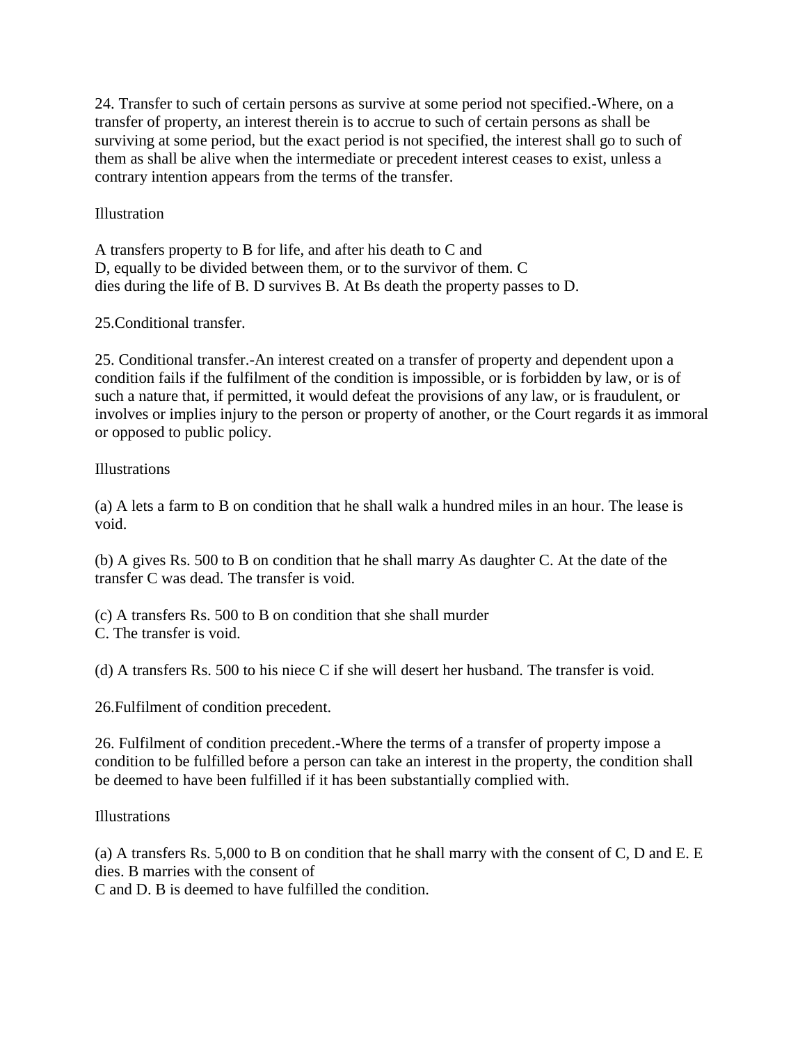24. Transfer to such of certain persons as survive at some period not specified.-Where, on a transfer of property, an interest therein is to accrue to such of certain persons as shall be surviving at some period, but the exact period is not specified, the interest shall go to such of them as shall be alive when the intermediate or precedent interest ceases to exist, unless a contrary intention appears from the terms of the transfer.

Illustration

A transfers property to B for life, and after his death to C and D, equally to be divided between them, or to the survivor of them. C dies during the life of B. D survives B. At Bs death the property passes to D.

25.Conditional transfer.

25. Conditional transfer.-An interest created on a transfer of property and dependent upon a condition fails if the fulfilment of the condition is impossible, or is forbidden by law, or is of such a nature that, if permitted, it would defeat the provisions of any law, or is fraudulent, or involves or implies injury to the person or property of another, or the Court regards it as immoral or opposed to public policy.

Illustrations

(a) A lets a farm to B on condition that he shall walk a hundred miles in an hour. The lease is void.

(b) A gives Rs. 500 to B on condition that he shall marry As daughter C. At the date of the transfer C was dead. The transfer is void.

(c) A transfers Rs. 500 to B on condition that she shall murder C. The transfer is void.

(d) A transfers Rs. 500 to his niece C if she will desert her husband. The transfer is void.

26.Fulfilment of condition precedent.

26. Fulfilment of condition precedent.-Where the terms of a transfer of property impose a condition to be fulfilled before a person can take an interest in the property, the condition shall be deemed to have been fulfilled if it has been substantially complied with.

Illustrations

(a) A transfers Rs. 5,000 to B on condition that he shall marry with the consent of C, D and E. E dies. B marries with the consent of C and D. B is deemed to have fulfilled the condition.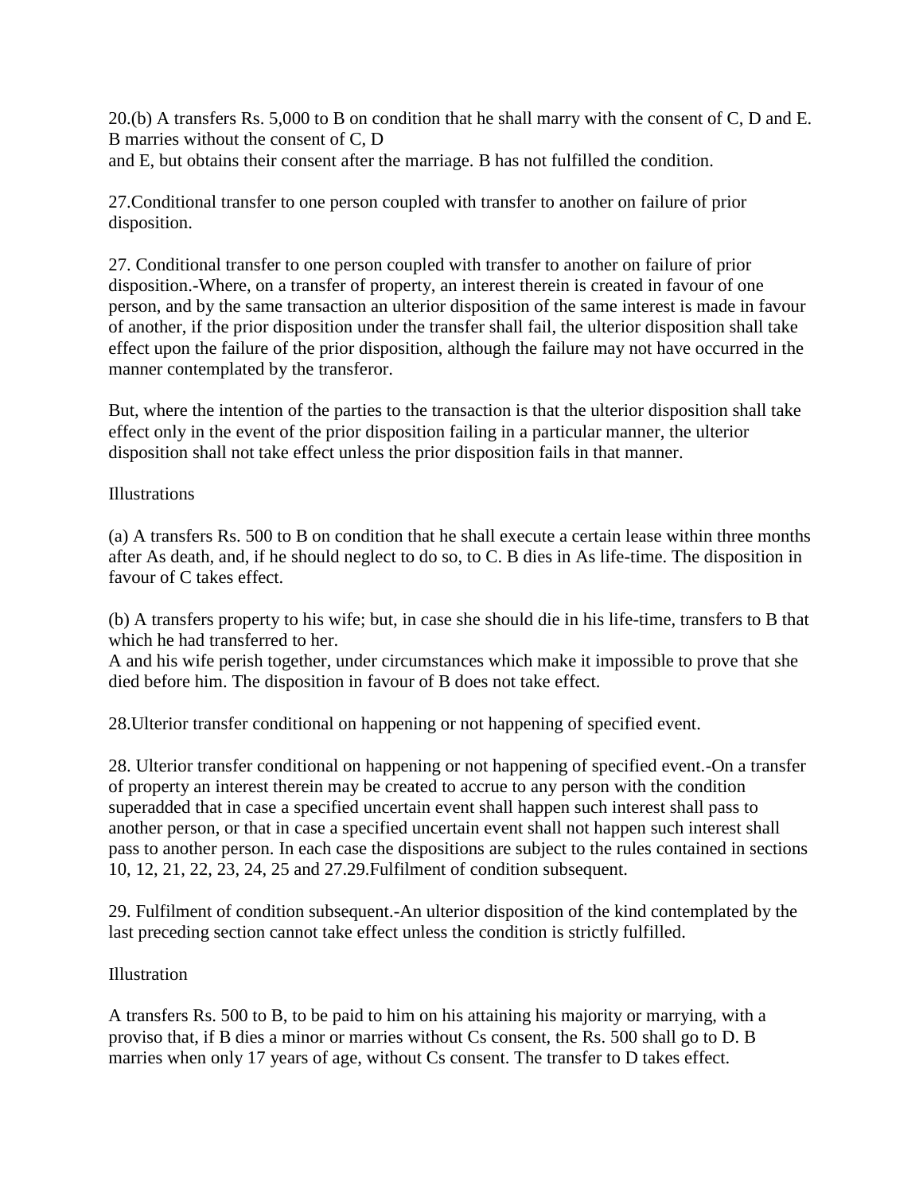20.(b) A transfers Rs. 5,000 to B on condition that he shall marry with the consent of C, D and E. B marries without the consent of C, D
and E, but obtains their consent after the marriage. B has not fulfilled the condition.

27.Conditional transfer to one person coupled with transfer to another on failure of prior disposition.

27. Conditional transfer to one person coupled with transfer to another on failure of prior disposition.-Where, on a transfer of property, an interest therein is created in favour of one person, and by the same transaction an ulterior disposition of the same interest is made in favour of another, if the prior disposition under the transfer shall fail, the ulterior disposition shall take effect upon the failure of the prior disposition, although the failure may not have occurred in the manner contemplated by the transferor.

But, where the intention of the parties to the transaction is that the ulterior disposition shall take effect only in the event of the prior disposition failing in a particular manner, the ulterior disposition shall not take effect unless the prior disposition fails in that manner.

Illustrations

(a) A transfers Rs. 500 to B on condition that he shall execute a certain lease within three months after As death, and, if he should neglect to do so, to C. B dies in As life-time. The disposition in favour of C takes effect.

(b) A transfers property to his wife; but, in case she should die in his life-time, transfers to B that which he had transferred to her.
A and his wife perish together, under circumstances which make it impossible to prove that she died before him. The disposition in favour of B does not take effect.

28.Ulterior transfer conditional on happening or not happening of specified event.

28. Ulterior transfer conditional on happening or not happening of specified event.-On a transfer of property an interest therein may be created to accrue to any person with the condition superadded that in case a specified uncertain event shall happen such interest shall pass to another person, or that in case a specified uncertain event shall not happen such interest shall pass to another person. In each case the dispositions are subject to the rules contained in sections 10, 12, 21, 22, 23, 24, 25 and 27.29.Fulfilment of condition subsequent.

29. Fulfilment of condition subsequent.-An ulterior disposition of the kind contemplated by the last preceding section cannot take effect unless the condition is strictly fulfilled.

Illustration

A transfers Rs. 500 to B, to be paid to him on his attaining his majority or marrying, with a proviso that, if B dies a minor or marries without Cs consent, the Rs. 500 shall go to D. B marries when only 17 years of age, without Cs consent. The transfer to D takes effect.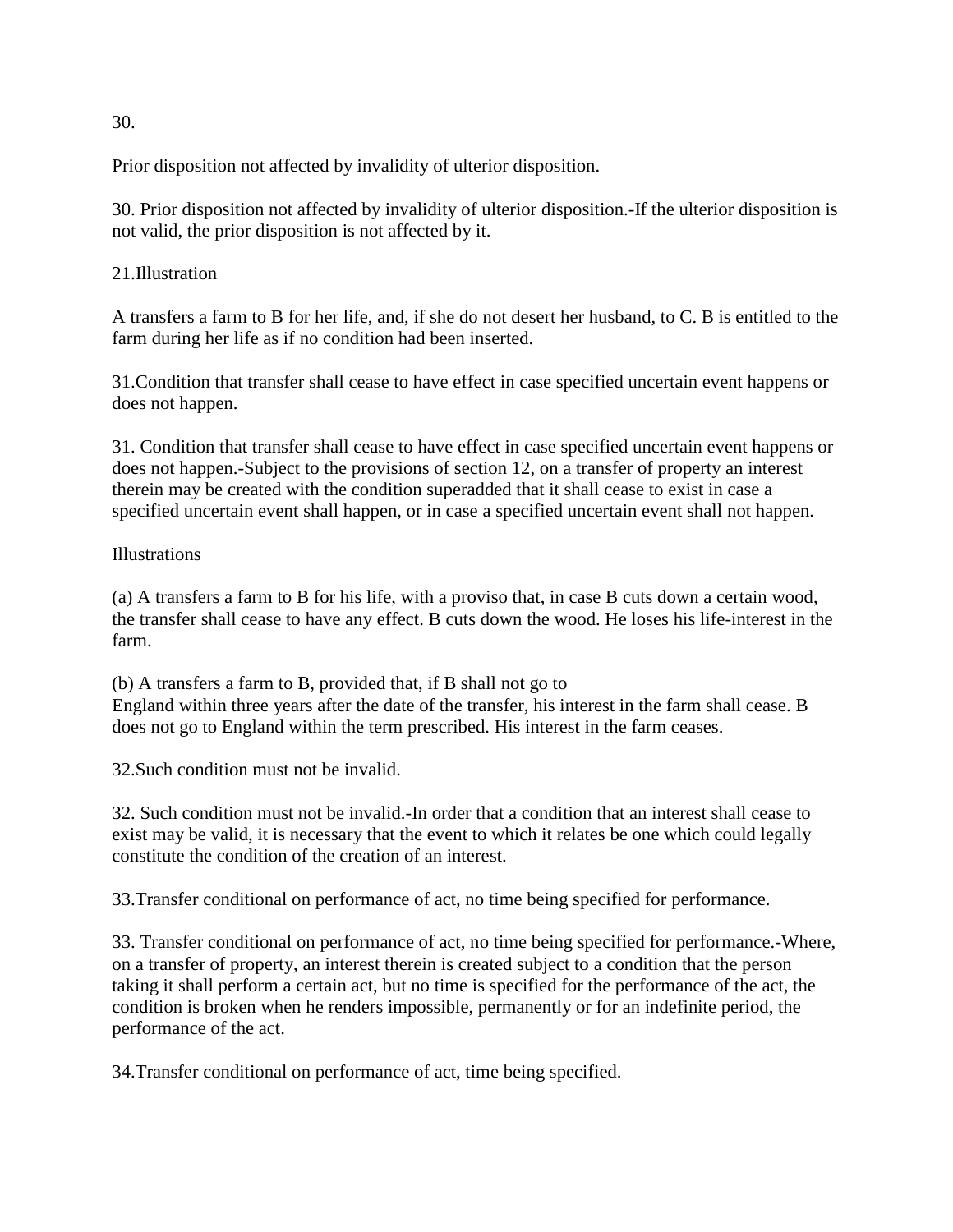30.

Prior disposition not affected by invalidity of ulterior disposition.

30. Prior disposition not affected by invalidity of ulterior disposition.-If the ulterior disposition is not valid, the prior disposition is not affected by it.

21.Illustration

A transfers a farm to B for her life, and, if she do not desert her husband, to C. B is entitled to the farm during her life as if no condition had been inserted.

31.Condition that transfer shall cease to have effect in case specified uncertain event happens or does not happen.

31. Condition that transfer shall cease to have effect in case specified uncertain event happens or does not happen.-Subject to the provisions of section 12, on a transfer of property an interest therein may be created with the condition superadded that it shall cease to exist in case a specified uncertain event shall happen, or in case a specified uncertain event shall not happen.

Illustrations

(a) A transfers a farm to B for his life, with a proviso that, in case B cuts down a certain wood, the transfer shall cease to have any effect. B cuts down the wood. He loses his life-interest in the farm.

(b) A transfers a farm to B, provided that, if B shall not go to England within three years after the date of the transfer, his interest in the farm shall cease. B does not go to England within the term prescribed. His interest in the farm ceases.

32.Such condition must not be invalid.

32. Such condition must not be invalid.-In order that a condition that an interest shall cease to exist may be valid, it is necessary that the event to which it relates be one which could legally constitute the condition of the creation of an interest.

33.Transfer conditional on performance of act, no time being specified for performance.

33. Transfer conditional on performance of act, no time being specified for performance.-Where, on a transfer of property, an interest therein is created subject to a condition that the person taking it shall perform a certain act, but no time is specified for the performance of the act, the condition is broken when he renders impossible, permanently or for an indefinite period, the performance of the act.

34.Transfer conditional on performance of act, time being specified.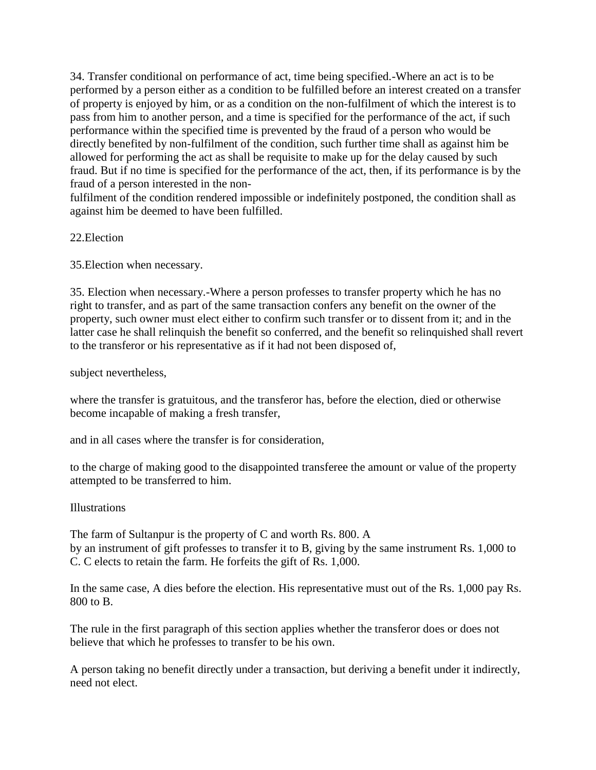34. Transfer conditional on performance of act, time being specified.-Where an act is to be performed by a person either as a condition to be fulfilled before an interest created on a transfer of property is enjoyed by him, or as a condition on the non-fulfilment of which the interest is to pass from him to another person, and a time is specified for the performance of the act, if such performance within the specified time is prevented by the fraud of a person who would be directly benefited by non-fulfilment of the condition, such further time shall as against him be allowed for performing the act as shall be requisite to make up for the delay caused by such fraud. But if no time is specified for the performance of the act, then, if its performance is by the fraud of a person interested in the non-fulfilment of the condition rendered impossible or indefinitely postponed, the condition shall as against him be deemed to have been fulfilled.

22.Election

35.Election when necessary.

35. Election when necessary.-Where a person professes to transfer property which he has no right to transfer, and as part of the same transaction confers any benefit on the owner of the property, such owner must elect either to confirm such transfer or to dissent from it; and in the latter case he shall relinquish the benefit so conferred, and the benefit so relinquished shall revert to the transferor or his representative as if it had not been disposed of,

subject nevertheless,

where the transfer is gratuitous, and the transferor has, before the election, died or otherwise become incapable of making a fresh transfer,

and in all cases where the transfer is for consideration,

to the charge of making good to the disappointed transferee the amount or value of the property attempted to be transferred to him.

Illustrations

The farm of Sultanpur is the property of C and worth Rs. 800. A by an instrument of gift professes to transfer it to B, giving by the same instrument Rs. 1,000 to C. C elects to retain the farm. He forfeits the gift of Rs. 1,000.

In the same case, A dies before the election. His representative must out of the Rs. 1,000 pay Rs. 800 to B.

The rule in the first paragraph of this section applies whether the transferor does or does not believe that which he professes to transfer to be his own.

A person taking no benefit directly under a transaction, but deriving a benefit under it indirectly, need not elect.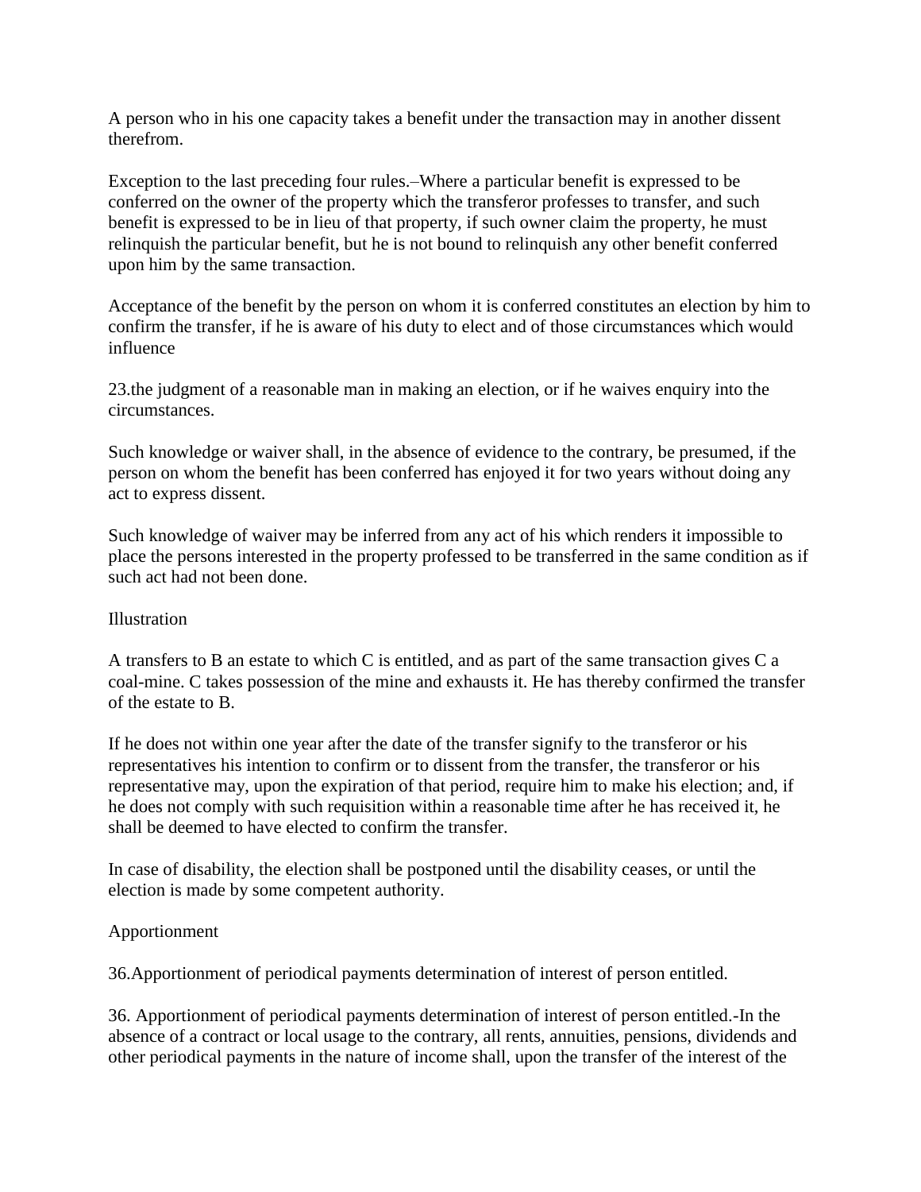A person who in his one capacity takes a benefit under the transaction may in another dissent therefrom.

Exception to the last preceding four rules.–Where a particular benefit is expressed to be conferred on the owner of the property which the transferor professes to transfer, and such benefit is expressed to be in lieu of that property, if such owner claim the property, he must relinquish the particular benefit, but he is not bound to relinquish any other benefit conferred upon him by the same transaction.

Acceptance of the benefit by the person on whom it is conferred constitutes an election by him to confirm the transfer, if he is aware of his duty to elect and of those circumstances which would influence

23.the judgment of a reasonable man in making an election, or if he waives enquiry into the circumstances.

Such knowledge or waiver shall, in the absence of evidence to the contrary, be presumed, if the person on whom the benefit has been conferred has enjoyed it for two years without doing any act to express dissent.

Such knowledge of waiver may be inferred from any act of his which renders it impossible to place the persons interested in the property professed to be transferred in the same condition as if such act had not been done.

Illustration

A transfers to B an estate to which C is entitled, and as part of the same transaction gives C a coal-mine. C takes possession of the mine and exhausts it. He has thereby confirmed the transfer of the estate to B.

If he does not within one year after the date of the transfer signify to the transferor or his representatives his intention to confirm or to dissent from the transfer, the transferor or his representative may, upon the expiration of that period, require him to make his election; and, if he does not comply with such requisition within a reasonable time after he has received it, he shall be deemed to have elected to confirm the transfer.

In case of disability, the election shall be postponed until the disability ceases, or until the election is made by some competent authority.

Apportionment

36.Apportionment of periodical payments determination of interest of person entitled.

36. Apportionment of periodical payments determination of interest of person entitled.-In the absence of a contract or local usage to the contrary, all rents, annuities, pensions, dividends and other periodical payments in the nature of income shall, upon the transfer of the interest of the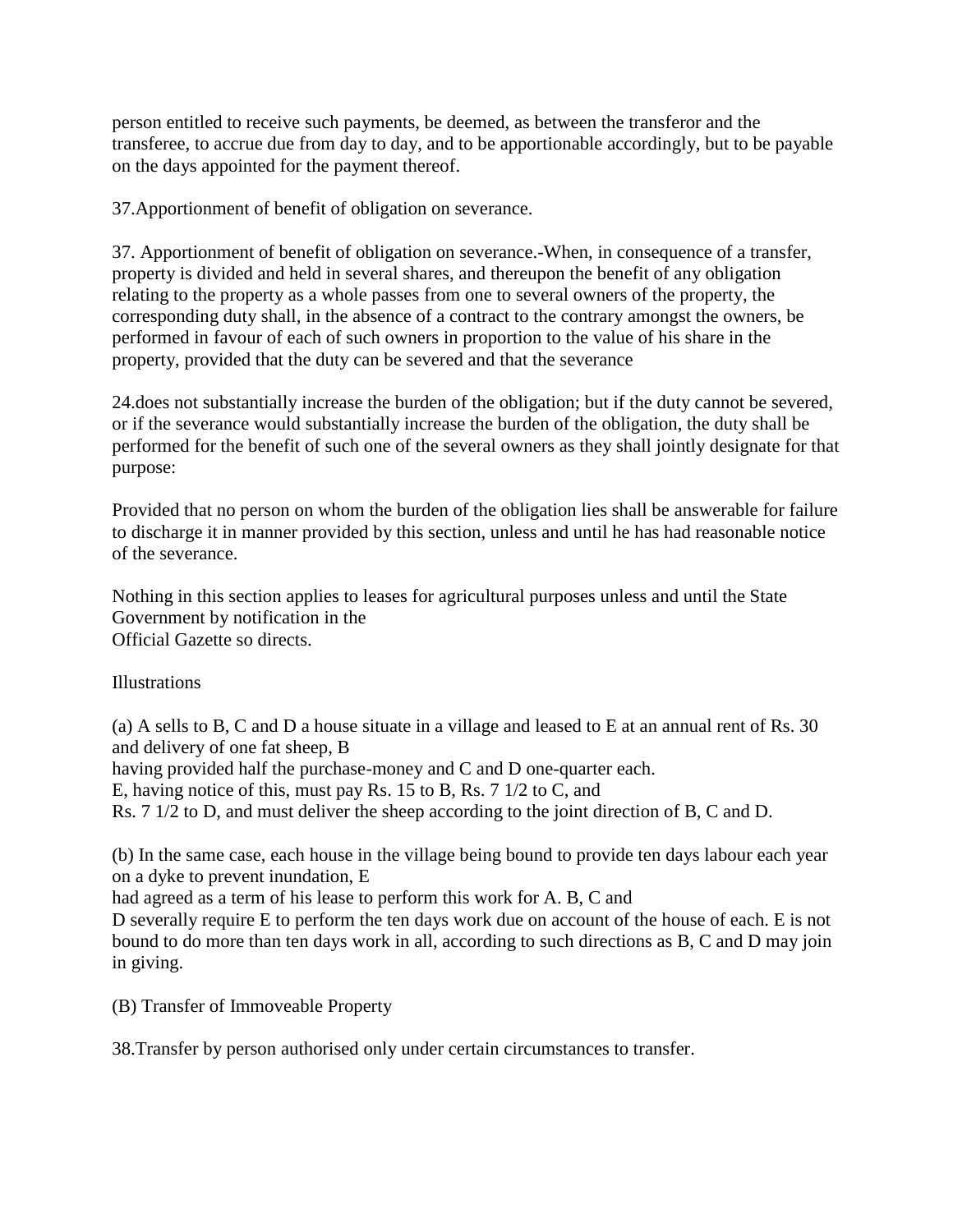person entitled to receive such payments, be deemed, as between the transferor and the transferee, to accrue due from day to day, and to be apportionable accordingly, but to be payable on the days appointed for the payment thereof.

37.Apportionment of benefit of obligation on severance.

37. Apportionment of benefit of obligation on severance.-When, in consequence of a transfer, property is divided and held in several shares, and thereupon the benefit of any obligation relating to the property as a whole passes from one to several owners of the property, the corresponding duty shall, in the absence of a contract to the contrary amongst the owners, be performed in favour of each of such owners in proportion to the value of his share in the property, provided that the duty can be severed and that the severance

24.does not substantially increase the burden of the obligation; but if the duty cannot be severed, or if the severance would substantially increase the burden of the obligation, the duty shall be performed for the benefit of such one of the several owners as they shall jointly designate for that purpose:

Provided that no person on whom the burden of the obligation lies shall be answerable for failure to discharge it in manner provided by this section, unless and until he has had reasonable notice of the severance.

Nothing in this section applies to leases for agricultural purposes unless and until the State Government by notification in the
Official Gazette so directs.

Illustrations

(a) A sells to B, C and D a house situate in a village and leased to E at an annual rent of Rs. 30 and delivery of one fat sheep, B
having provided half the purchase-money and C and D one-quarter each.
E, having notice of this, must pay Rs. 15 to B, Rs. 7 1/2 to C, and
Rs. 7 1/2 to D, and must deliver the sheep according to the joint direction of B, C and D.

(b) In the same case, each house in the village being bound to provide ten days labour each year on a dyke to prevent inundation, E
had agreed as a term of his lease to perform this work for A. B, C and
D severally require E to perform the ten days work due on account of the house of each. E is not bound to do more than ten days work in all, according to such directions as B, C and D may join in giving.

(B) Transfer of Immoveable Property

38.Transfer by person authorised only under certain circumstances to transfer.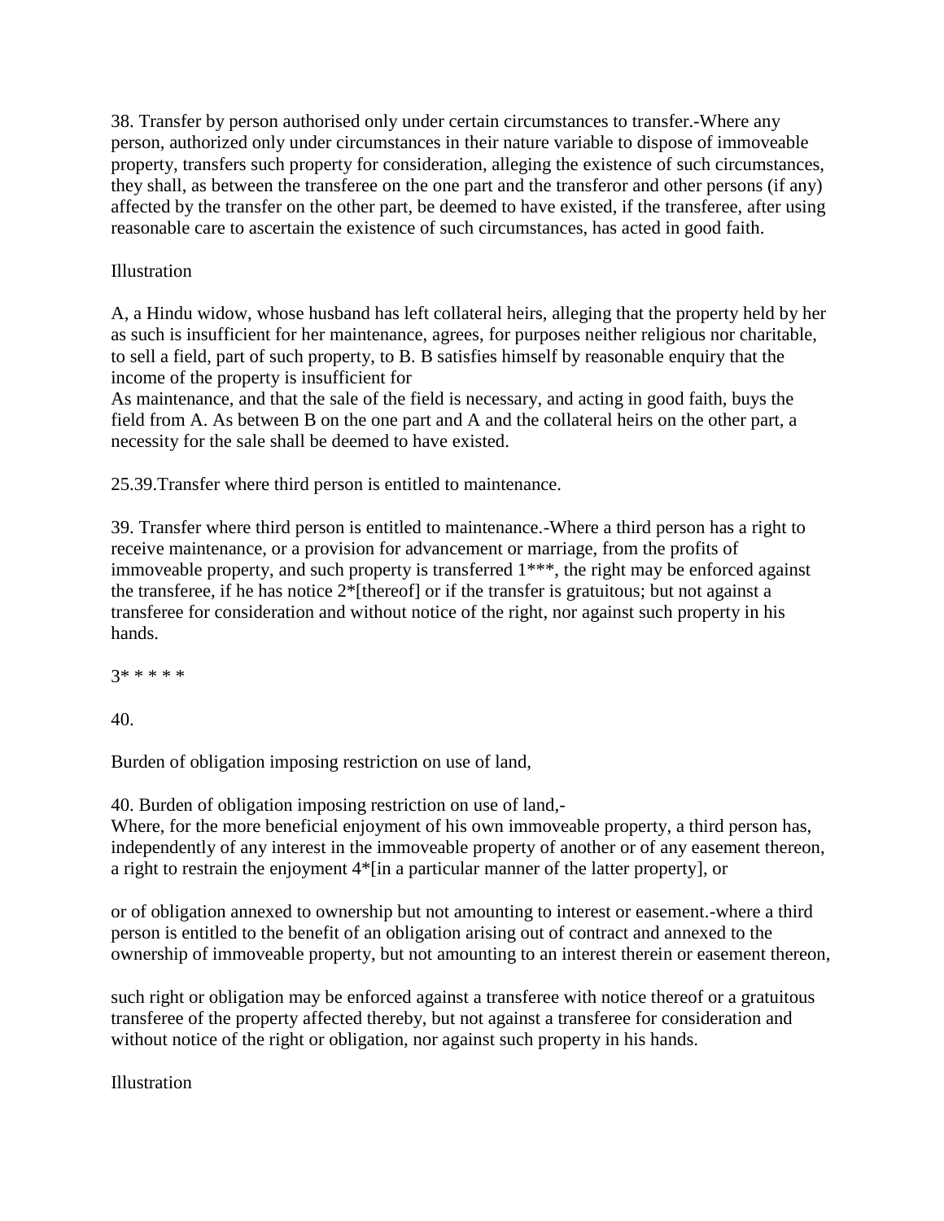38. Transfer by person authorised only under certain circumstances to transfer.-Where any person, authorized only under circumstances in their nature variable to dispose of immoveable property, transfers such property for consideration, alleging the existence of such circumstances, they shall, as between the transferee on the one part and the transferor and other persons (if any) affected by the transfer on the other part, be deemed to have existed, if the transferee, after using reasonable care to ascertain the existence of such circumstances, has acted in good faith.

Illustration

A, a Hindu widow, whose husband has left collateral heirs, alleging that the property held by her as such is insufficient for her maintenance, agrees, for purposes neither religious nor charitable, to sell a field, part of such property, to B. B satisfies himself by reasonable enquiry that the income of the property is insufficient for
As maintenance, and that the sale of the field is necessary, and acting in good faith, buys the field from A. As between B on the one part and A and the collateral heirs on the other part, a necessity for the sale shall be deemed to have existed.

25.39.Transfer where third person is entitled to maintenance.

39. Transfer where third person is entitled to maintenance.-Where a third person has a right to receive maintenance, or a provision for advancement or marriage, from the profits of immoveable property, and such property is transferred 1***, the right may be enforced against the transferee, if he has notice 2*[thereof] or if the transfer is gratuitous; but not against a transferee for consideration and without notice of the right, nor against such property in his hands.

3* * * * *

40.

Burden of obligation imposing restriction on use of land,

40. Burden of obligation imposing restriction on use of land,-
Where, for the more beneficial enjoyment of his own immoveable property, a third person has, independently of any interest in the immoveable property of another or of any easement thereon, a right to restrain the enjoyment 4*[in a particular manner of the latter property], or

or of obligation annexed to ownership but not amounting to interest or easement.-where a third person is entitled to the benefit of an obligation arising out of contract and annexed to the ownership of immoveable property, but not amounting to an interest therein or easement thereon,

such right or obligation may be enforced against a transferee with notice thereof or a gratuitous transferee of the property affected thereby, but not against a transferee for consideration and without notice of the right or obligation, nor against such property in his hands.

Illustration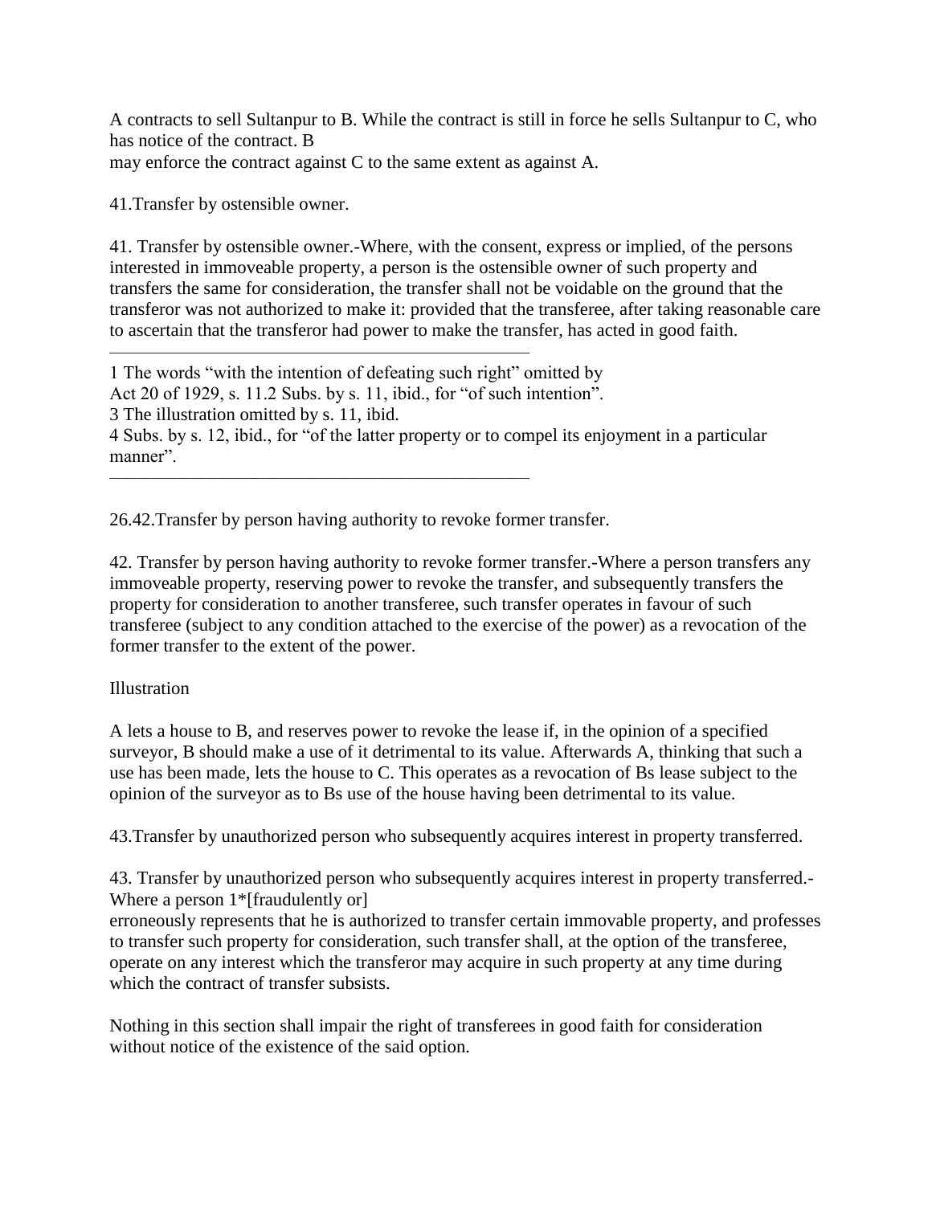A contracts to sell Sultanpur to B. While the contract is still in force he sells Sultanpur to C, who has notice of the contract. B
may enforce the contract against C to the same extent as against A.

41.Transfer by ostensible owner.

41. Transfer by ostensible owner.-Where, with the consent, express or implied, of the persons interested in immoveable property, a person is the ostensible owner of such property and transfers the same for consideration, the transfer shall not be voidable on the ground that the transferor was not authorized to make it: provided that the transferee, after taking reasonable care to ascertain that the transferor had power to make the transfer, has acted in good faith.

---

1 The words “with the intention of defeating such right” omitted by
Act 20 of 1929, s. 11.2 Subs. by s. 11, ibid., for “of such intention”.
3 The illustration omitted by s. 11, ibid.
4 Subs. by s. 12, ibid., for “of the latter property or to compel its enjoyment in a particular manner”.

---

26.42.Transfer by person having authority to revoke former transfer.

42. Transfer by person having authority to revoke former transfer.-Where a person transfers any immoveable property, reserving power to revoke the transfer, and subsequently transfers the property for consideration to another transferee, such transfer operates in favour of such transferee (subject to any condition attached to the exercise of the power) as a revocation of the former transfer to the extent of the power.

Illustration

A lets a house to B, and reserves power to revoke the lease if, in the opinion of a specified surveyor, B should make a use of it detrimental to its value. Afterwards A, thinking that such a use has been made, lets the house to C. This operates as a revocation of Bs lease subject to the opinion of the surveyor as to Bs use of the house having been detrimental to its value.

43.Transfer by unauthorized person who subsequently acquires interest in property transferred.

43. Transfer by unauthorized person who subsequently acquires interest in property transferred.-Where a person 1*[fraudulently or]
erroneously represents that he is authorized to transfer certain immovable property, and professes to transfer such property for consideration, such transfer shall, at the option of the transferee, operate on any interest which the transferor may acquire in such property at any time during which the contract of transfer subsists.

Nothing in this section shall impair the right of transferees in good faith for consideration without notice of the existence of the said option.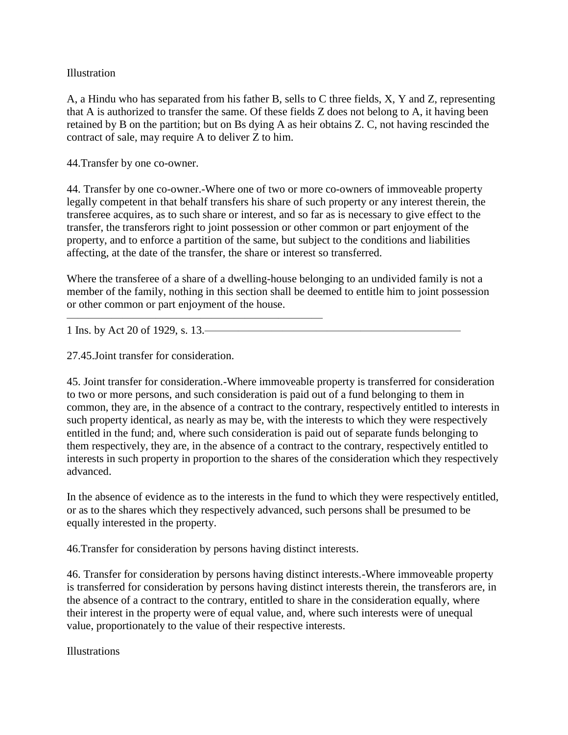Illustration

A, a Hindu who has separated from his father B, sells to C three fields, X, Y and Z, representing that A is authorized to transfer the same. Of these fields Z does not belong to A, it having been retained by B on the partition; but on Bs dying A as heir obtains Z. C, not having rescinded the contract of sale, may require A to deliver Z to him.

44.Transfer by one co-owner.

44. Transfer by one co-owner.-Where one of two or more co-owners of immoveable property legally competent in that behalf transfers his share of such property or any interest therein, the transferee acquires, as to such share or interest, and so far as is necessary to give effect to the transfer, the transferors right to joint possession or other common or part enjoyment of the property, and to enforce a partition of the same, but subject to the conditions and liabilities affecting, at the date of the transfer, the share or interest so transferred.

Where the transferee of a share of a dwelling-house belonging to an undivided family is not a member of the family, nothing in this section shall be deemed to entitle him to joint possession or other common or part enjoyment of the house.

---

1 Ins. by Act 20 of 1929, s. 13.

27.45.Joint transfer for consideration.

45. Joint transfer for consideration.-Where immoveable property is transferred for consideration to two or more persons, and such consideration is paid out of a fund belonging to them in common, they are, in the absence of a contract to the contrary, respectively entitled to interests in such property identical, as nearly as may be, with the interests to which they were respectively entitled in the fund; and, where such consideration is paid out of separate funds belonging to them respectively, they are, in the absence of a contract to the contrary, respectively entitled to interests in such property in proportion to the shares of the consideration which they respectively advanced.

In the absence of evidence as to the interests in the fund to which they were respectively entitled, or as to the shares which they respectively advanced, such persons shall be presumed to be equally interested in the property.

46.Transfer for consideration by persons having distinct interests.

46. Transfer for consideration by persons having distinct interests.-Where immoveable property is transferred for consideration by persons having distinct interests therein, the transferors are, in the absence of a contract to the contrary, entitled to share in the consideration equally, where their interest in the property were of equal value, and, where such interests were of unequal value, proportionately to the value of their respective interests.

Illustrations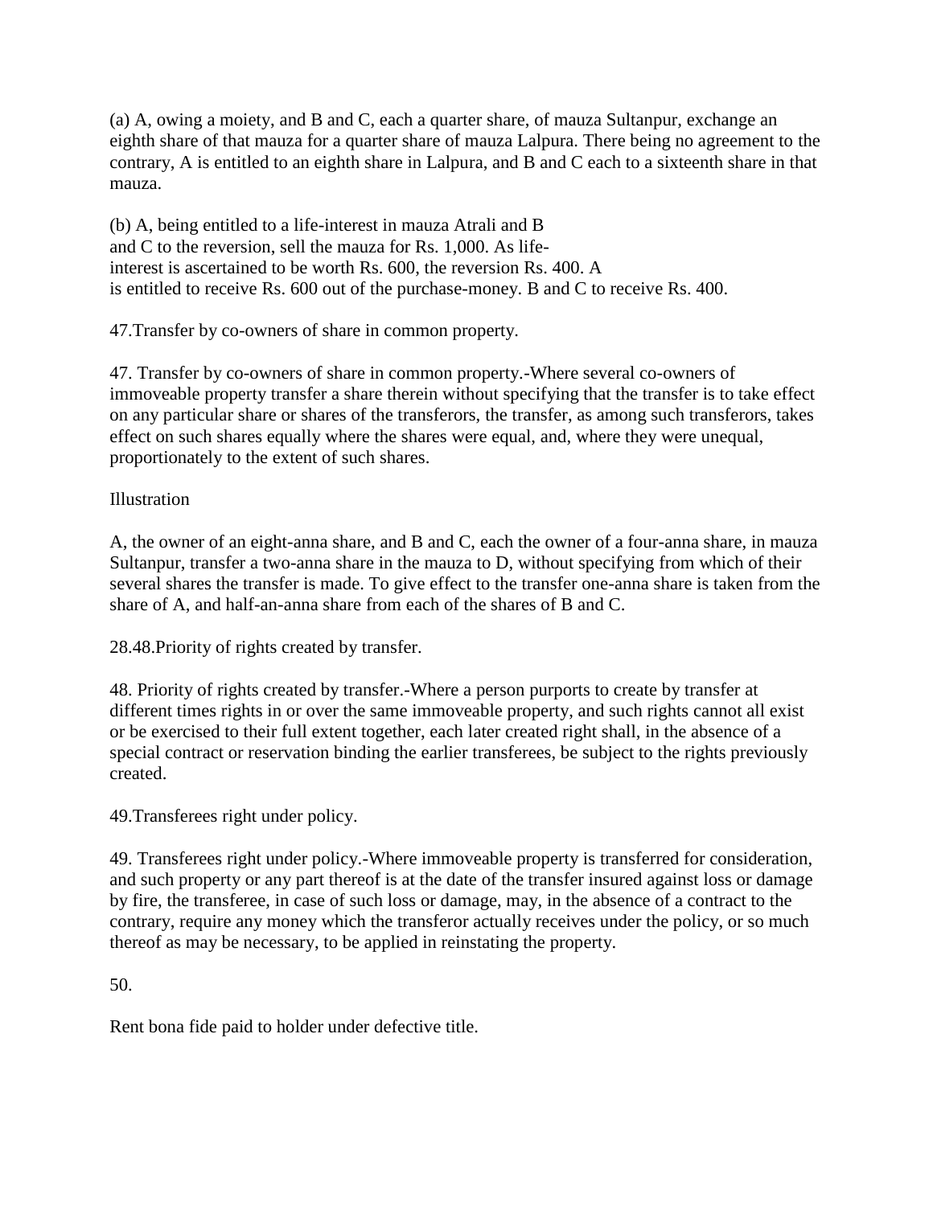(a) A, owing a moiety, and B and C, each a quarter share, of mauza Sultanpur, exchange an eighth share of that mauza for a quarter share of mauza Lalpura. There being no agreement to the contrary, A is entitled to an eighth share in Lalpura, and B and C each to a sixteenth share in that mauza.

(b) A, being entitled to a life-interest in mauza Atrali and B and C to the reversion, sell the mauza for Rs. 1,000. As life-interest is ascertained to be worth Rs. 600, the reversion Rs. 400. A is entitled to receive Rs. 600 out of the purchase-money. B and C to receive Rs. 400.

47.Transfer by co-owners of share in common property.

47. Transfer by co-owners of share in common property.-Where several co-owners of immoveable property transfer a share therein without specifying that the transfer is to take effect on any particular share or shares of the transferors, the transfer, as among such transferors, takes effect on such shares equally where the shares were equal, and, where they were unequal, proportionately to the extent of such shares.

Illustration

A, the owner of an eight-anna share, and B and C, each the owner of a four-anna share, in mauza Sultanpur, transfer a two-anna share in the mauza to D, without specifying from which of their several shares the transfer is made. To give effect to the transfer one-anna share is taken from the share of A, and half-an-anna share from each of the shares of B and C.

28.48.Priority of rights created by transfer.

48. Priority of rights created by transfer.-Where a person purports to create by transfer at different times rights in or over the same immoveable property, and such rights cannot all exist or be exercised to their full extent together, each later created right shall, in the absence of a special contract or reservation binding the earlier transferees, be subject to the rights previously created.

49.Transferees right under policy.

49. Transferees right under policy.-Where immoveable property is transferred for consideration, and such property or any part thereof is at the date of the transfer insured against loss or damage by fire, the transferee, in case of such loss or damage, may, in the absence of a contract to the contrary, require any money which the transferor actually receives under the policy, or so much thereof as may be necessary, to be applied in reinstating the property.

50.

Rent bona fide paid to holder under defective title.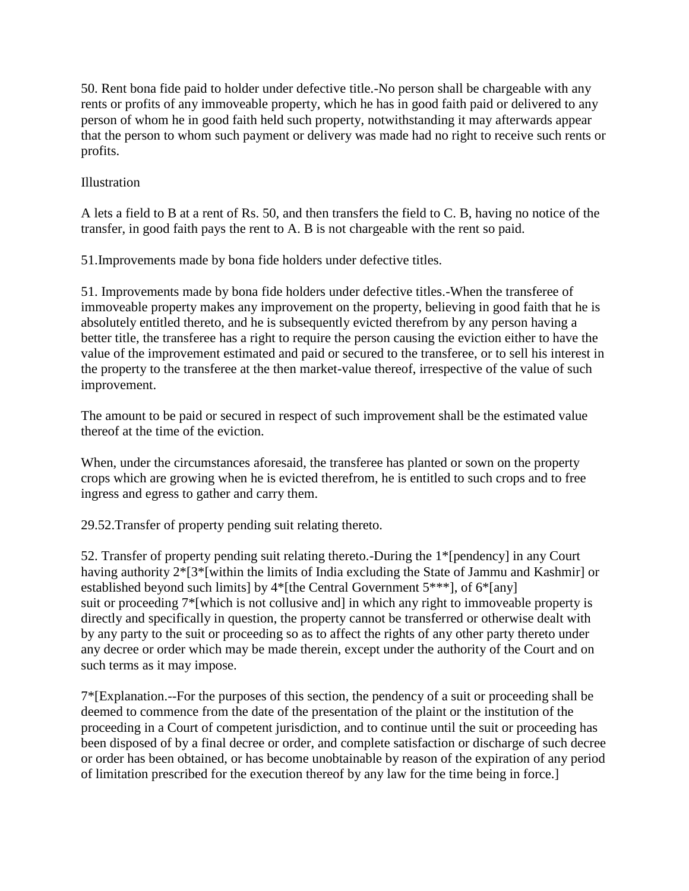50. Rent bona fide paid to holder under defective title.-No person shall be chargeable with any rents or profits of any immoveable property, which he has in good faith paid or delivered to any person of whom he in good faith held such property, notwithstanding it may afterwards appear that the person to whom such payment or delivery was made had no right to receive such rents or profits.

Illustration

A lets a field to B at a rent of Rs. 50, and then transfers the field to C. B, having no notice of the transfer, in good faith pays the rent to A. B is not chargeable with the rent so paid.

51.Improvements made by bona fide holders under defective titles.

51. Improvements made by bona fide holders under defective titles.-When the transferee of immoveable property makes any improvement on the property, believing in good faith that he is absolutely entitled thereto, and he is subsequently evicted therefrom by any person having a better title, the transferee has a right to require the person causing the eviction either to have the value of the improvement estimated and paid or secured to the transferee, or to sell his interest in the property to the transferee at the then market-value thereof, irrespective of the value of such improvement.

The amount to be paid or secured in respect of such improvement shall be the estimated value thereof at the time of the eviction.

When, under the circumstances aforesaid, the transferee has planted or sown on the property crops which are growing when he is evicted therefrom, he is entitled to such crops and to free ingress and egress to gather and carry them.

29.52.Transfer of property pending suit relating thereto.

52. Transfer of property pending suit relating thereto.-During the 1*[pendency] in any Court having authority 2*[3*[within the limits of India excluding the State of Jammu and Kashmir] or established beyond such limits] by 4*[the Central Government 5***], of 6*[any] suit or proceeding 7*[which is not collusive and] in which any right to immoveable property is directly and specifically in question, the property cannot be transferred or otherwise dealt with by any party to the suit or proceeding so as to affect the rights of any other party thereto under any decree or order which may be made therein, except under the authority of the Court and on such terms as it may impose.

7*[Explanation.--For the purposes of this section, the pendency of a suit or proceeding shall be deemed to commence from the date of the presentation of the plaint or the institution of the proceeding in a Court of competent jurisdiction, and to continue until the suit or proceeding has been disposed of by a final decree or order, and complete satisfaction or discharge of such decree or order has been obtained, or has become unobtainable by reason of the expiration of any period of limitation prescribed for the execution thereof by any law for the time being in force.]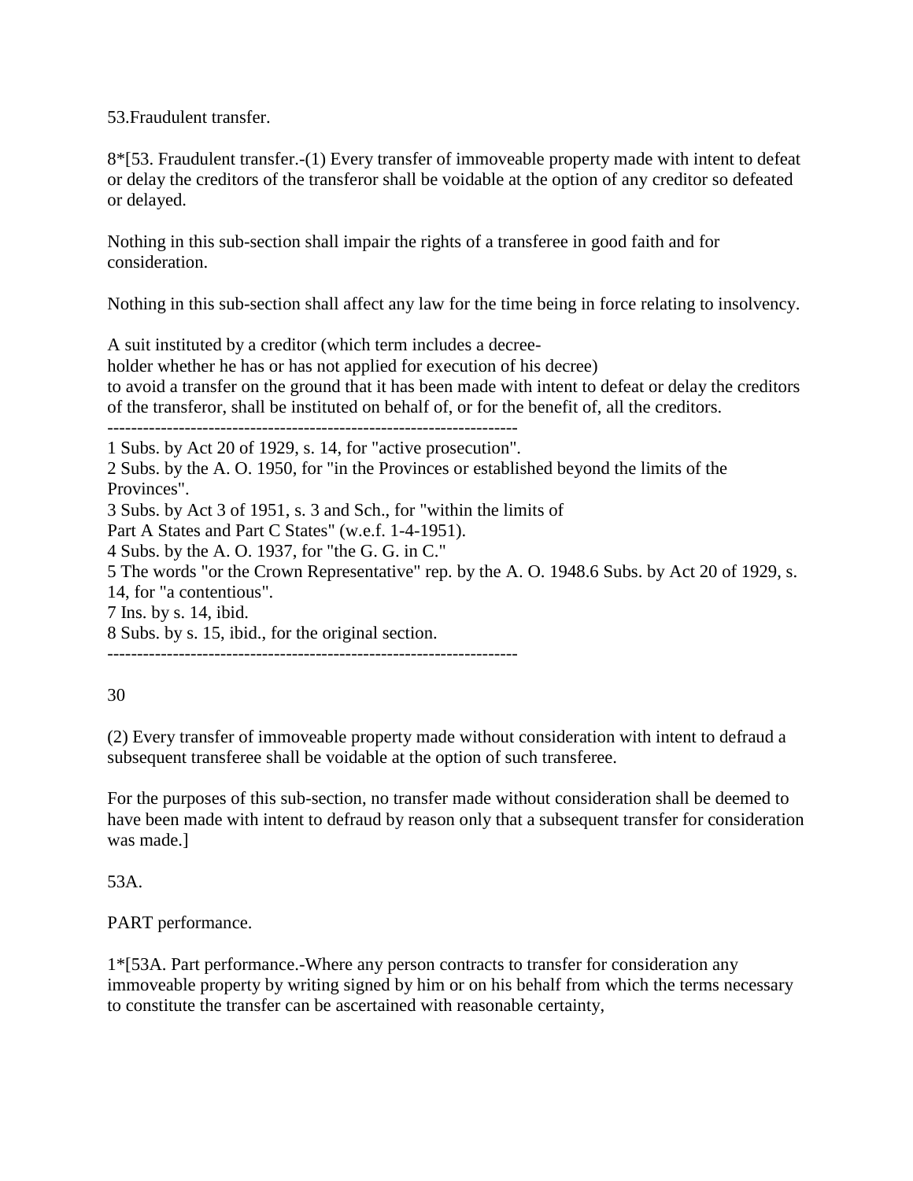53.Fraudulent transfer.

8*[53. Fraudulent transfer.-(1) Every transfer of immoveable property made with intent to defeat or delay the creditors of the transferor shall be voidable at the option of any creditor so defeated or delayed.

Nothing in this sub-section shall impair the rights of a transferee in good faith and for consideration.

Nothing in this sub-section shall affect any law for the time being in force relating to insolvency.

A suit instituted by a creditor (which term includes a decree-holder whether he has or has not applied for execution of his decree) to avoid a transfer on the ground that it has been made with intent to defeat or delay the creditors of the transferor, shall be instituted on behalf of, or for the benefit of, all the creditors.

---------------------------------------------------------------------

1 Subs. by Act 20 of 1929, s. 14, for "active prosecution".
2 Subs. by the A. O. 1950, for "in the Provinces or established beyond the limits of the Provinces".
3 Subs. by Act 3 of 1951, s. 3 and Sch., for "within the limits of Part A States and Part C States" (w.e.f. 1-4-1951).
4 Subs. by the A. O. 1937, for "the G. G. in C."
5 The words "or the Crown Representative" rep. by the A. O. 1948.6 Subs. by Act 20 of 1929, s. 14, for "a contentious".
7 Ins. by s. 14, ibid.
8 Subs. by s. 15, ibid., for the original section.

---------------------------------------------------------------------

(2) Every transfer of immoveable property made without consideration with intent to defraud a subsequent transferee shall be voidable at the option of such transferee.

For the purposes of this sub-section, no transfer made without consideration shall be deemed to have been made with intent to defraud by reason only that a subsequent transfer for consideration was made.]

53A.

PART performance.

1*[53A. Part performance.-Where any person contracts to transfer for consideration any immoveable property by writing signed by him or on his behalf from which the terms necessary to constitute the transfer can be ascertained with reasonable certainty,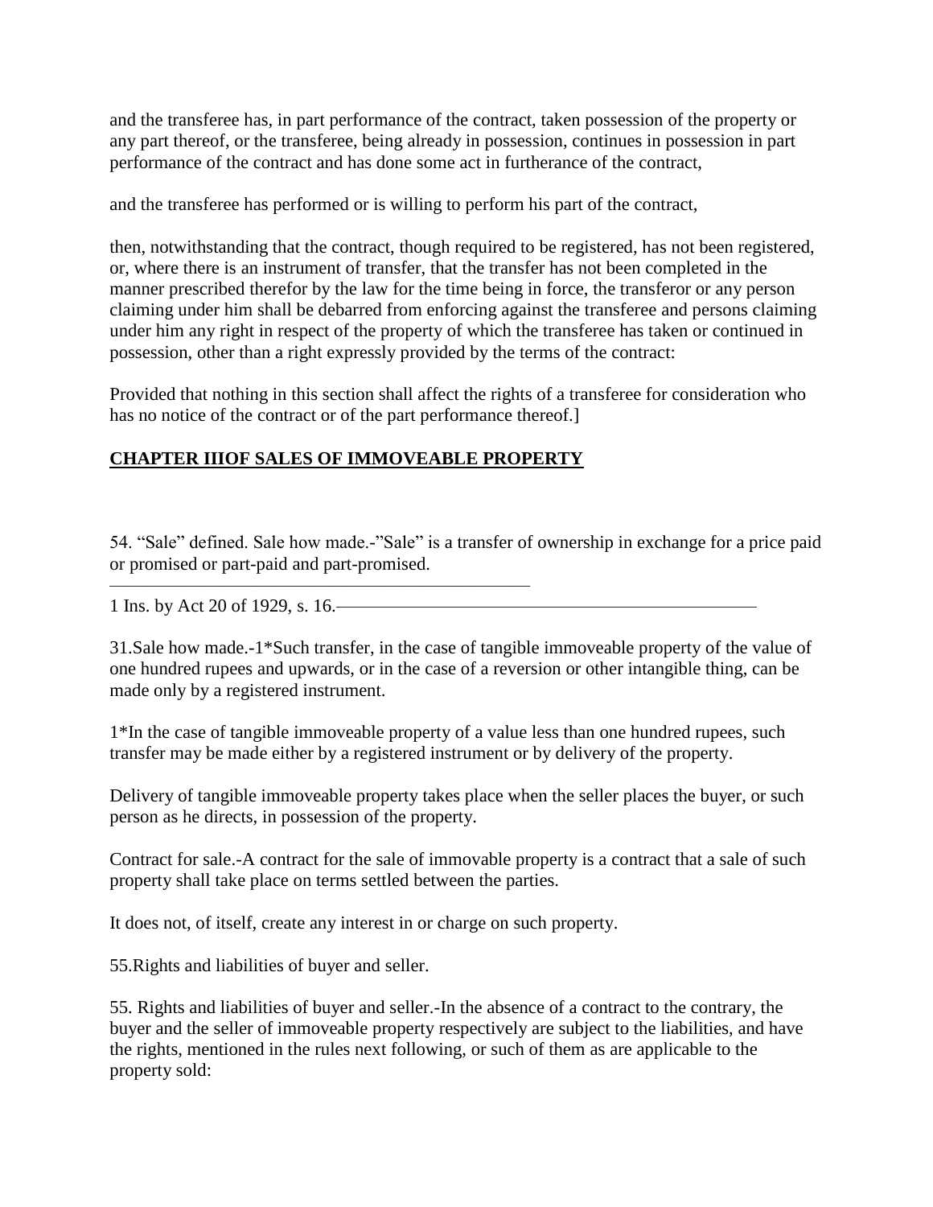and the transferee has, in part performance of the contract, taken possession of the property or any part thereof, or the transferee, being already in possession, continues in possession in part performance of the contract and has done some act in furtherance of the contract,

and the transferee has performed or is willing to perform his part of the contract,

then, notwithstanding that the contract, though required to be registered, has not been registered, or, where there is an instrument of transfer, that the transfer has not been completed in the manner prescribed therefor by the law for the time being in force, the transferor or any person claiming under him shall be debarred from enforcing against the transferee and persons claiming under him any right in respect of the property of which the transferee has taken or continued in possession, other than a right expressly provided by the terms of the contract:

Provided that nothing in this section shall affect the rights of a transferee for consideration who has no notice of the contract or of the part performance thereof.]

## CHAPTER IIIOF SALES OF IMMOVEABLE PROPERTY

54. "Sale" defined. Sale how made.-"Sale" is a transfer of ownership in exchange for a price paid or promised or part-paid and part-promised.

---

1 Ins. by Act 20 of 1929, s. 16.

31.Sale how made.-1*Such transfer, in the case of tangible immoveable property of the value of one hundred rupees and upwards, or in the case of a reversion or other intangible thing, can be made only by a registered instrument.

1*In the case of tangible immoveable property of a value less than one hundred rupees, such transfer may be made either by a registered instrument or by delivery of the property.

Delivery of tangible immoveable property takes place when the seller places the buyer, or such person as he directs, in possession of the property.

Contract for sale.-A contract for the sale of immovable property is a contract that a sale of such property shall take place on terms settled between the parties.

It does not, of itself, create any interest in or charge on such property.

55.Rights and liabilities of buyer and seller.

55. Rights and liabilities of buyer and seller.-In the absence of a contract to the contrary, the buyer and the seller of immoveable property respectively are subject to the liabilities, and have the rights, mentioned in the rules next following, or such of them as are applicable to the property sold: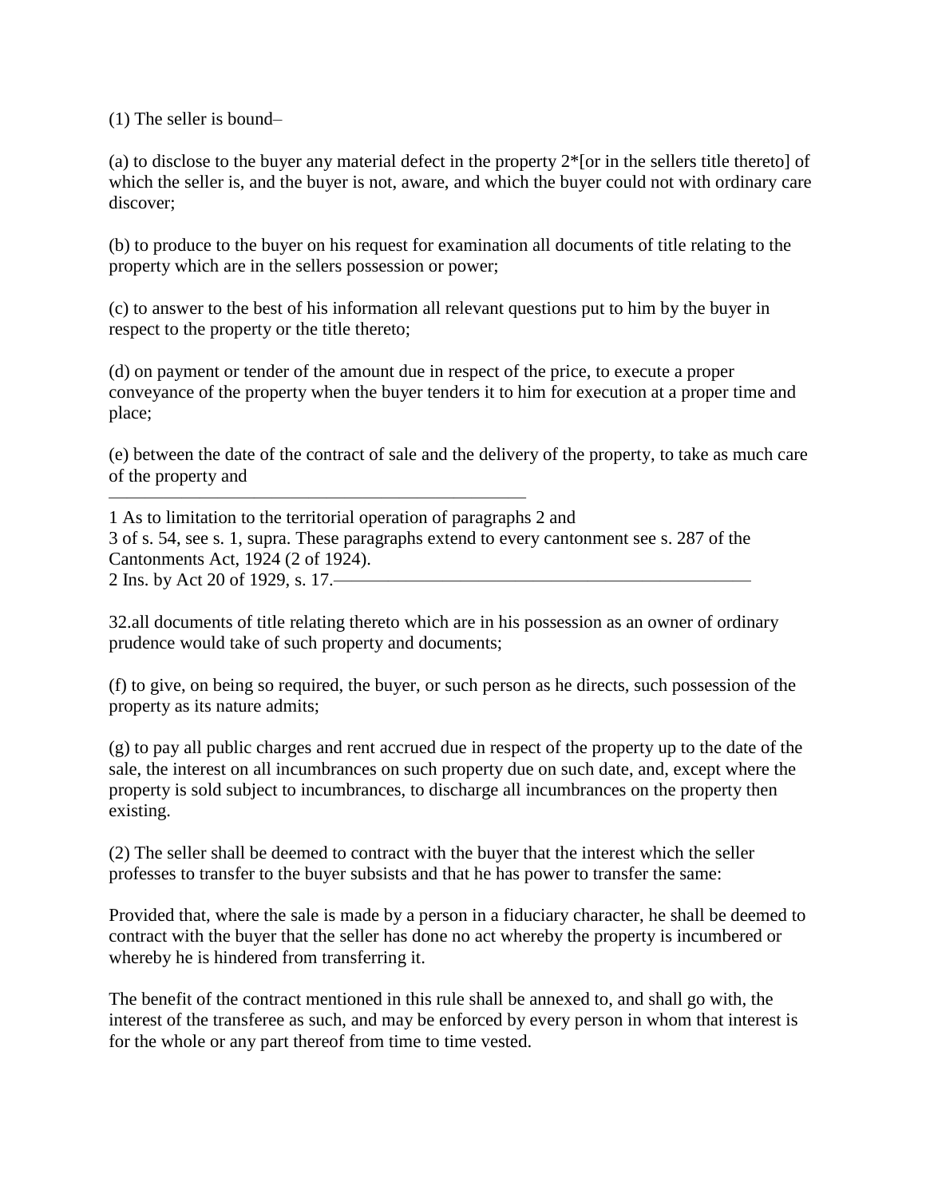(1) The seller is bound–

(a) to disclose to the buyer any material defect in the property 2*[or in the sellers title thereto] of which the seller is, and the buyer is not, aware, and which the buyer could not with ordinary care discover;

(b) to produce to the buyer on his request for examination all documents of title relating to the property which are in the sellers possession or power;

(c) to answer to the best of his information all relevant questions put to him by the buyer in respect to the property or the title thereto;

(d) on payment or tender of the amount due in respect of the price, to execute a proper conveyance of the property when the buyer tenders it to him for execution at a proper time and place;

(e) between the date of the contract of sale and the delivery of the property, to take as much care of the property and

---

1 As to limitation to the territorial operation of paragraphs 2 and
3 of s. 54, see s. 1, supra. These paragraphs extend to every cantonment see s. 287 of the Cantonments Act, 1924 (2 of 1924).
2 Ins. by Act 20 of 1929, s. 17.

---

32.all documents of title relating thereto which are in his possession as an owner of ordinary prudence would take of such property and documents;

(f) to give, on being so required, the buyer, or such person as he directs, such possession of the property as its nature admits;

(g) to pay all public charges and rent accrued due in respect of the property up to the date of the sale, the interest on all incumbrances on such property due on such date, and, except where the property is sold subject to incumbrances, to discharge all incumbrances on the property then existing.

(2) The seller shall be deemed to contract with the buyer that the interest which the seller professes to transfer to the buyer subsists and that he has power to transfer the same:

Provided that, where the sale is made by a person in a fiduciary character, he shall be deemed to contract with the buyer that the seller has done no act whereby the property is incumbered or whereby he is hindered from transferring it.

The benefit of the contract mentioned in this rule shall be annexed to, and shall go with, the interest of the transferee as such, and may be enforced by every person in whom that interest is for the whole or any part thereof from time to time vested.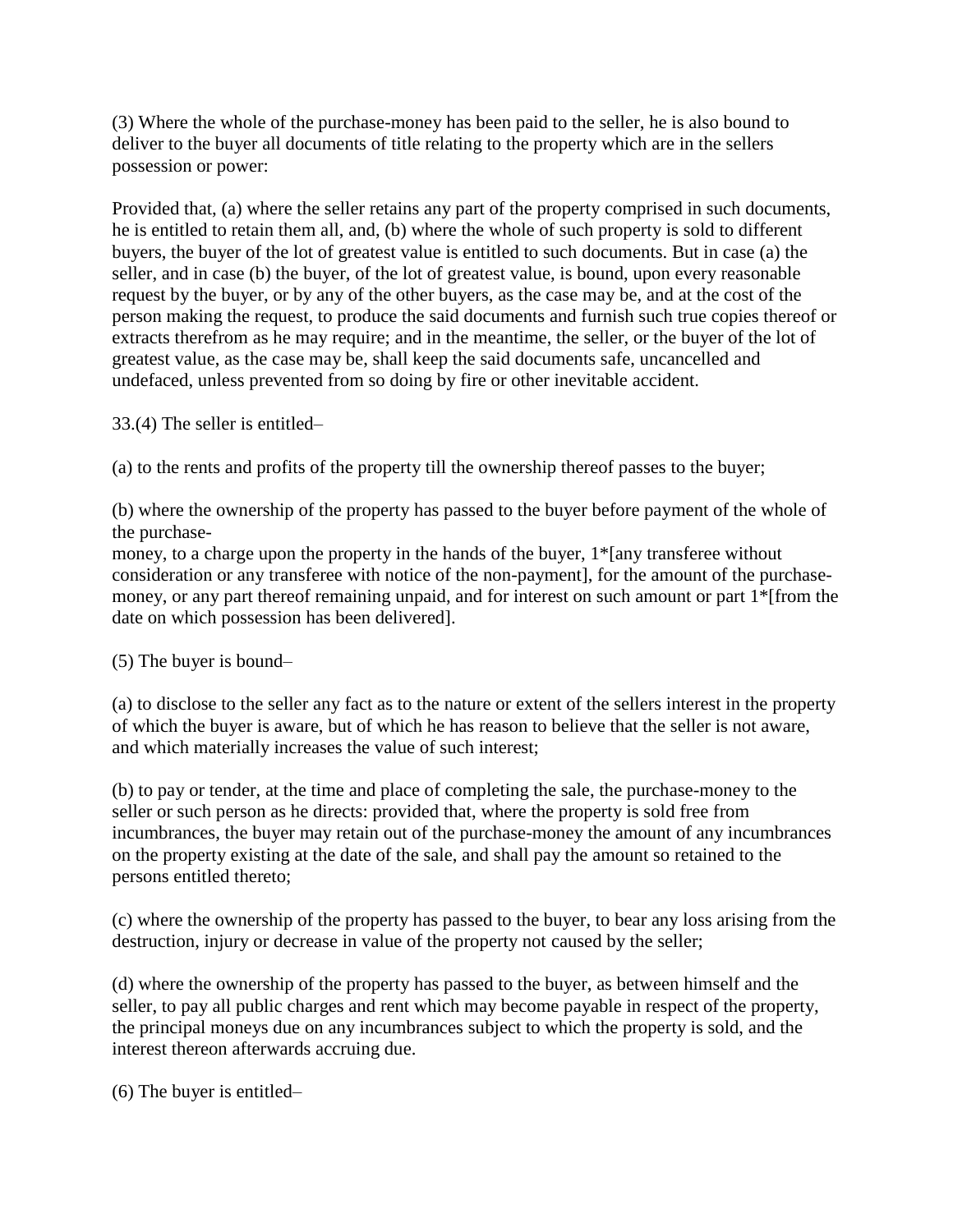(3) Where the whole of the purchase-money has been paid to the seller, he is also bound to deliver to the buyer all documents of title relating to the property which are in the sellers possession or power:

Provided that, (a) where the seller retains any part of the property comprised in such documents, he is entitled to retain them all, and, (b) where the whole of such property is sold to different buyers, the buyer of the lot of greatest value is entitled to such documents. But in case (a) the seller, and in case (b) the buyer, of the lot of greatest value, is bound, upon every reasonable request by the buyer, or by any of the other buyers, as the case may be, and at the cost of the person making the request, to produce the said documents and furnish such true copies thereof or extracts therefrom as he may require; and in the meantime, the seller, or the buyer of the lot of greatest value, as the case may be, shall keep the said documents safe, uncancelled and undefaced, unless prevented from so doing by fire or other inevitable accident.

33.(4) The seller is entitled–

(a) to the rents and profits of the property till the ownership thereof passes to the buyer;

(b) where the ownership of the property has passed to the buyer before payment of the whole of the purchase-money, to a charge upon the property in the hands of the buyer, 1*[any transferee without consideration or any transferee with notice of the non-payment], for the amount of the purchase-money, or any part thereof remaining unpaid, and for interest on such amount or part 1*[from the date on which possession has been delivered].

(5) The buyer is bound–

(a) to disclose to the seller any fact as to the nature or extent of the sellers interest in the property of which the buyer is aware, but of which he has reason to believe that the seller is not aware, and which materially increases the value of such interest;

(b) to pay or tender, at the time and place of completing the sale, the purchase-money to the seller or such person as he directs: provided that, where the property is sold free from incumbrances, the buyer may retain out of the purchase-money the amount of any incumbrances on the property existing at the date of the sale, and shall pay the amount so retained to the persons entitled thereto;

(c) where the ownership of the property has passed to the buyer, to bear any loss arising from the destruction, injury or decrease in value of the property not caused by the seller;

(d) where the ownership of the property has passed to the buyer, as between himself and the seller, to pay all public charges and rent which may become payable in respect of the property, the principal moneys due on any incumbrances subject to which the property is sold, and the interest thereon afterwards accruing due.

(6) The buyer is entitled–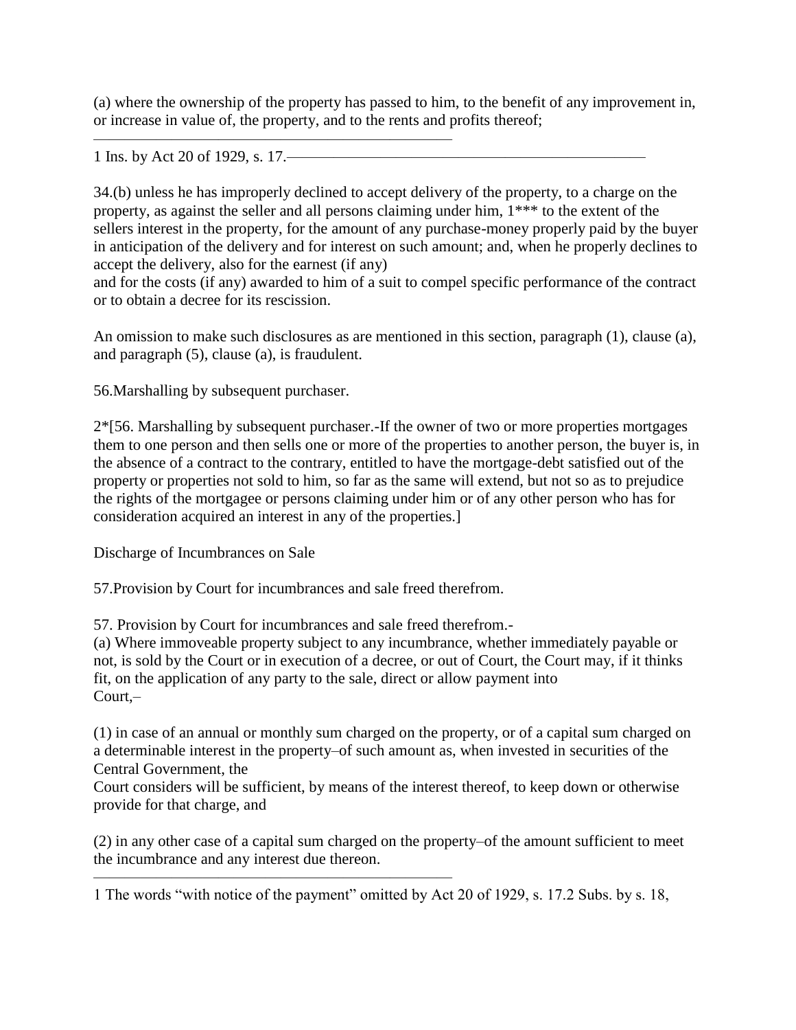(a) where the ownership of the property has passed to him, to the benefit of any improvement in, or increase in value of, the property, and to the rents and profits thereof;

1 Ins. by Act 20 of 1929, s. 17.

34.(b) unless he has improperly declined to accept delivery of the property, to a charge on the property, as against the seller and all persons claiming under him, 1*** to the extent of the sellers interest in the property, for the amount of any purchase-money properly paid by the buyer in anticipation of the delivery and for interest on such amount; and, when he properly declines to accept the delivery, also for the earnest (if any)
and for the costs (if any) awarded to him of a suit to compel specific performance of the contract or to obtain a decree for its rescission.

An omission to make such disclosures as are mentioned in this section, paragraph (1), clause (a), and paragraph (5), clause (a), is fraudulent.

56.Marshalling by subsequent purchaser.

2*[56. Marshalling by subsequent purchaser.-If the owner of two or more properties mortgages them to one person and then sells one or more of the properties to another person, the buyer is, in the absence of a contract to the contrary, entitled to have the mortgage-debt satisfied out of the property or properties not sold to him, so far as the same will extend, but not so as to prejudice the rights of the mortgagee or persons claiming under him or of any other person who has for consideration acquired an interest in any of the properties.]

Discharge of Incumbrances on Sale

57.Provision by Court for incumbrances and sale freed therefrom.

57. Provision by Court for incumbrances and sale freed therefrom.-
(a) Where immoveable property subject to any incumbrance, whether immediately payable or not, is sold by the Court or in execution of a decree, or out of Court, the Court may, if it thinks fit, on the application of any party to the sale, direct or allow payment into Court,–

(1) in case of an annual or monthly sum charged on the property, or of a capital sum charged on a determinable interest in the property–of such amount as, when invested in securities of the Central Government, the
Court considers will be sufficient, by means of the interest thereof, to keep down or otherwise provide for that charge, and

(2) in any other case of a capital sum charged on the property–of the amount sufficient to meet the incumbrance and any interest due thereon.

1 The words "with notice of the payment" omitted by Act 20 of 1929, s. 17.2 Subs. by s. 18,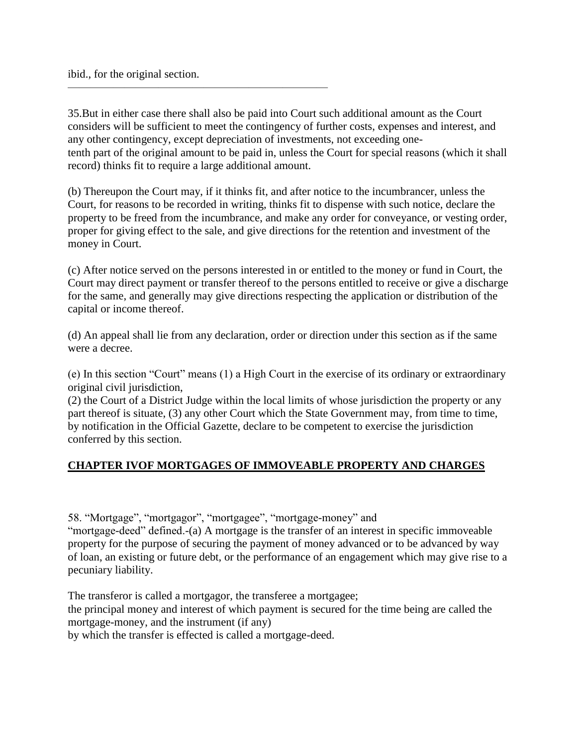ibid., for the original section.

---

35.But in either case there shall also be paid into Court such additional amount as the Court considers will be sufficient to meet the contingency of further costs, expenses and interest, and any other contingency, except depreciation of investments, not exceeding one-tenth part of the original amount to be paid in, unless the Court for special reasons (which it shall record) thinks fit to require a large additional amount.

(b) Thereupon the Court may, if it thinks fit, and after notice to the incumbrancer, unless the Court, for reasons to be recorded in writing, thinks fit to dispense with such notice, declare the property to be freed from the incumbrance, and make any order for conveyance, or vesting order, proper for giving effect to the sale, and give directions for the retention and investment of the money in Court.

(c) After notice served on the persons interested in or entitled to the money or fund in Court, the Court may direct payment or transfer thereof to the persons entitled to receive or give a discharge for the same, and generally may give directions respecting the application or distribution of the capital or income thereof.

(d) An appeal shall lie from any declaration, order or direction under this section as if the same were a decree.

(e) In this section "Court" means (1) a High Court in the exercise of its ordinary or extraordinary original civil jurisdiction,
(2) the Court of a District Judge within the local limits of whose jurisdiction the property or any part thereof is situate, (3) any other Court which the State Government may, from time to time, by notification in the Official Gazette, declare to be competent to exercise the jurisdiction conferred by this section.

## CHAPTER IVOF MORTGAGES OF IMMOVEABLE PROPERTY AND CHARGES

58. "Mortgage", "mortgagor", "mortgagee", "mortgage-money" and "mortgage-deed" defined.-(a) A mortgage is the transfer of an interest in specific immoveable property for the purpose of securing the payment of money advanced or to be advanced by way of loan, an existing or future debt, or the performance of an engagement which may give rise to a pecuniary liability.

The transferor is called a mortgagor, the transferee a mortgagee;
the principal money and interest of which payment is secured for the time being are called the mortgage-money, and the instrument (if any)
by which the transfer is effected is called a mortgage-deed.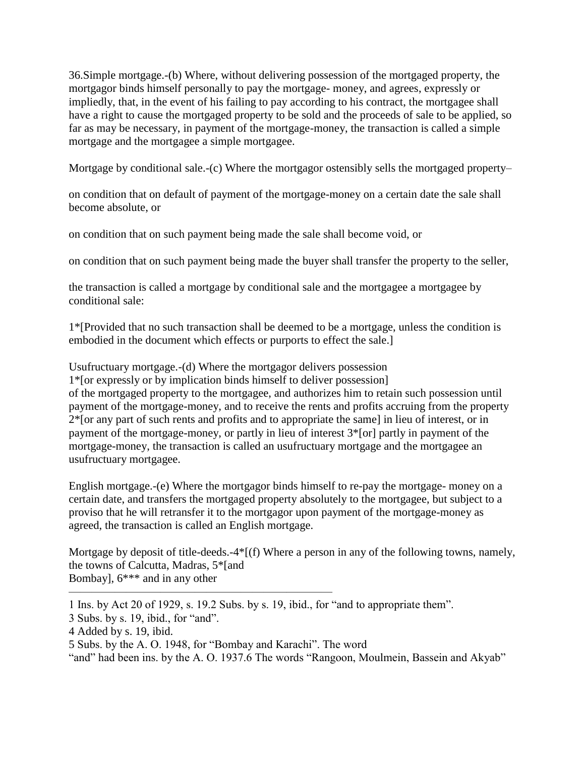36.Simple mortgage.-(b) Where, without delivering possession of the mortgaged property, the mortgagor binds himself personally to pay the mortgage- money, and agrees, expressly or impliedly, that, in the event of his failing to pay according to his contract, the mortgagee shall have a right to cause the mortgaged property to be sold and the proceeds of sale to be applied, so far as may be necessary, in payment of the mortgage-money, the transaction is called a simple mortgage and the mortgagee a simple mortgagee.

Mortgage by conditional sale.-(c) Where the mortgagor ostensibly sells the mortgaged property–

on condition that on default of payment of the mortgage-money on a certain date the sale shall become absolute, or

on condition that on such payment being made the sale shall become void, or

on condition that on such payment being made the buyer shall transfer the property to the seller,

the transaction is called a mortgage by conditional sale and the mortgagee a mortgagee by conditional sale:

1*[Provided that no such transaction shall be deemed to be a mortgage, unless the condition is embodied in the document which effects or purports to effect the sale.]

Usufructuary mortgage.-(d) Where the mortgagor delivers possession
1*[or expressly or by implication binds himself to deliver possession]
of the mortgaged property to the mortgagee, and authorizes him to retain such possession until payment of the mortgage-money, and to receive the rents and profits accruing from the property 2*[or any part of such rents and profits and to appropriate the same] in lieu of interest, or in payment of the mortgage-money, or partly in lieu of interest 3*[or] partly in payment of the mortgage-money, the transaction is called an usufructuary mortgage and the mortgagee an usufructuary mortgagee.

English mortgage.-(e) Where the mortgagor binds himself to re-pay the mortgage- money on a certain date, and transfers the mortgaged property absolutely to the mortgagee, but subject to a proviso that he will retransfer it to the mortgagor upon payment of the mortgage-money as agreed, the transaction is called an English mortgage.

Mortgage by deposit of title-deeds.-4*[(f) Where a person in any of the following towns, namely, the towns of Calcutta, Madras, 5*[and
Bombay], 6*** and in any other

---

1 Ins. by Act 20 of 1929, s. 19.2 Subs. by s. 19, ibid., for "and to appropriate them".

3 Subs. by s. 19, ibid., for "and".

4 Added by s. 19, ibid.

5 Subs. by the A. O. 1948, for "Bombay and Karachi". The word
"and" had been ins. by the A. O. 1937.6 The words "Rangoon, Moulmein, Bassein and Akyab"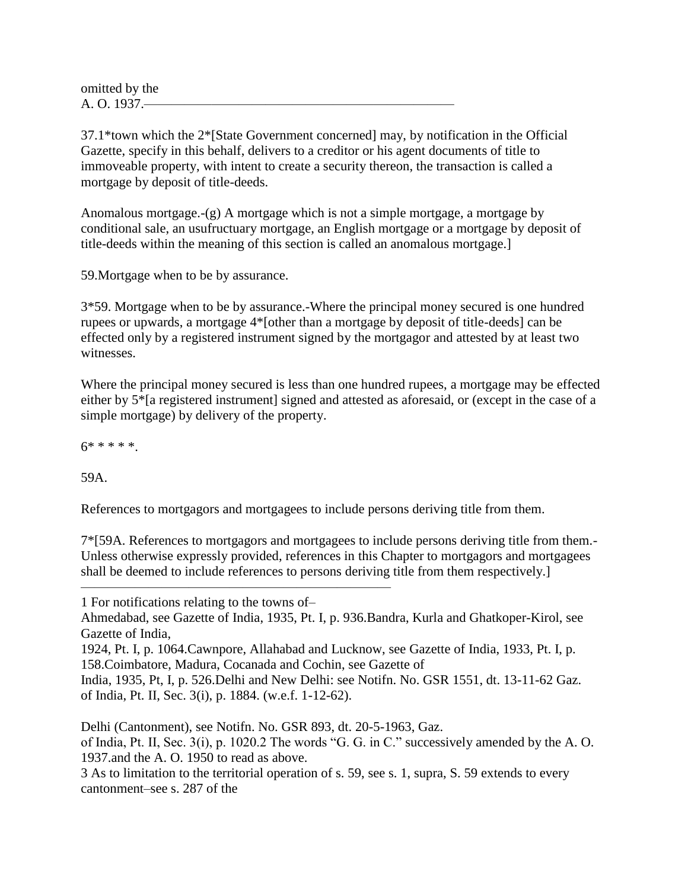omitted by the
A. O. 1937.—————————————————————

37.1*town which the 2*[State Government concerned] may, by notification in the Official Gazette, specify in this behalf, delivers to a creditor or his agent documents of title to immoveable property, with intent to create a security thereon, the transaction is called a mortgage by deposit of title-deeds.

Anomalous mortgage.-(g) A mortgage which is not a simple mortgage, a mortgage by conditional sale, an usufructuary mortgage, an English mortgage or a mortgage by deposit of title-deeds within the meaning of this section is called an anomalous mortgage.]

59.Mortgage when to be by assurance.

3*59. Mortgage when to be by assurance.-Where the principal money secured is one hundred rupees or upwards, a mortgage 4*[other than a mortgage by deposit of title-deeds] can be effected only by a registered instrument signed by the mortgagor and attested by at least two witnesses.

Where the principal money secured is less than one hundred rupees, a mortgage may be effected either by 5*[a registered instrument] signed and attested as aforesaid, or (except in the case of a simple mortgage) by delivery of the property.

6* * * * *.

59A.

References to mortgagors and mortgagees to include persons deriving title from them.

7*[59A. References to mortgagors and mortgagees to include persons deriving title from them.-Unless otherwise expressly provided, references in this Chapter to mortgagors and mortgagees shall be deemed to include references to persons deriving title from them respectively.]

---

1 For notifications relating to the towns of–
Ahmedabad, see Gazette of India, 1935, Pt. I, p. 936.Bandra, Kurla and Ghatkoper-Kirol, see Gazette of India,
1924, Pt. I, p. 1064.Cawnpore, Allahabad and Lucknow, see Gazette of India, 1933, Pt. I, p. 158.Coimbatore, Madura, Cocanada and Cochin, see Gazette of
India, 1935, Pt, I, p. 526.Delhi and New Delhi: see Notifn. No. GSR 1551, dt. 13-11-62 Gaz. of India, Pt. II, Sec. 3(i), p. 1884. (w.e.f. 1-12-62).

Delhi (Cantonment), see Notifn. No. GSR 893, dt. 20-5-1963, Gaz.
of India, Pt. II, Sec. 3(i), p. 1020.2 The words "G. G. in C." successively amended by the A. O. 1937.and the A. O. 1950 to read as above.
3 As to limitation to the territorial operation of s. 59, see s. 1, supra, S. 59 extends to every cantonment–see s. 287 of the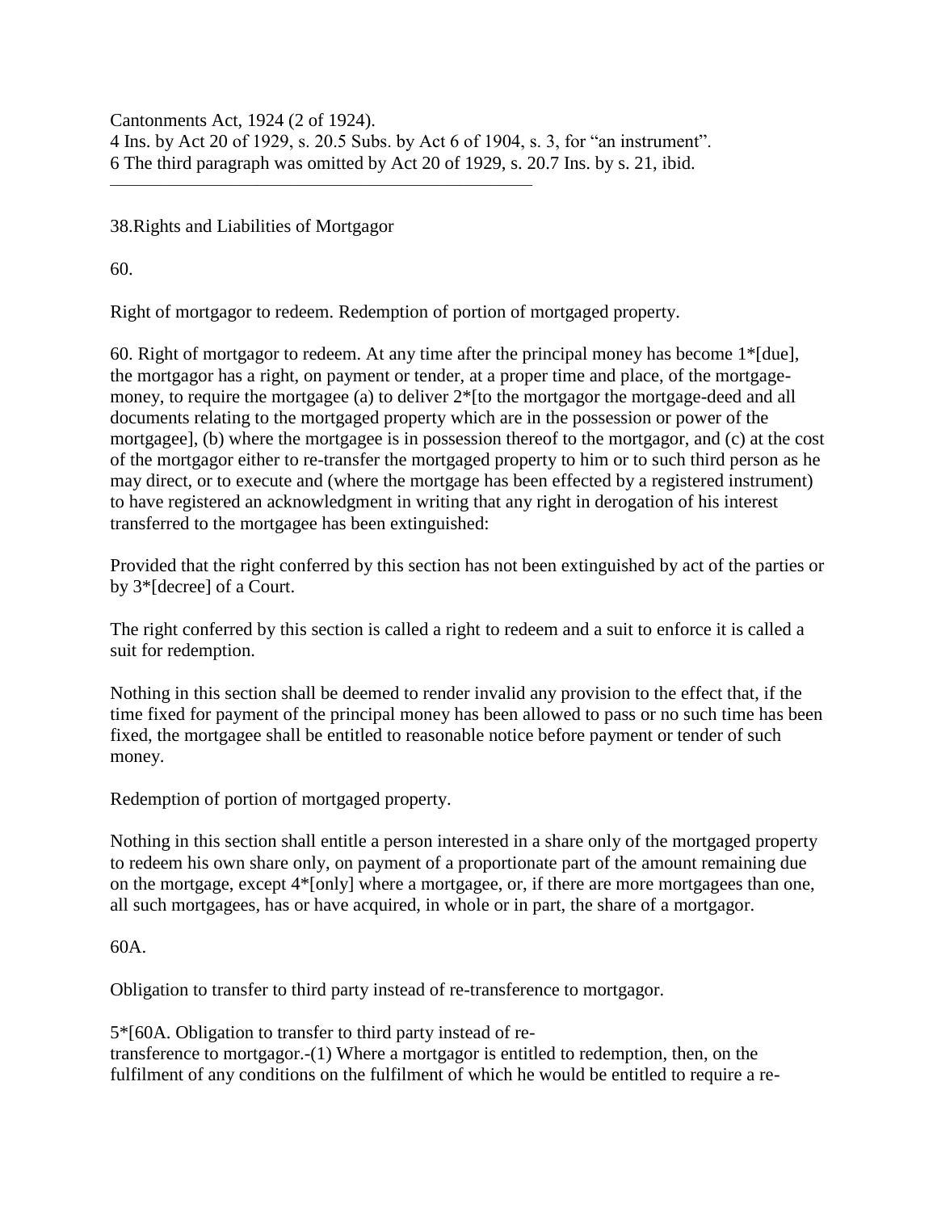Cantonments Act, 1924 (2 of 1924).
4 Ins. by Act 20 of 1929, s. 20.5 Subs. by Act 6 of 1904, s. 3, for "an instrument".
6 The third paragraph was omitted by Act 20 of 1929, s. 20.7 Ins. by s. 21, ibid.

---

38.Rights and Liabilities of Mortgagor

60.

Right of mortgagor to redeem. Redemption of portion of mortgaged property.

60. Right of mortgagor to redeem. At any time after the principal money has become 1*[due], the mortgagor has a right, on payment or tender, at a proper time and place, of the mortgage-money, to require the mortgagee (a) to deliver 2*[to the mortgagor the mortgage-deed and all documents relating to the mortgaged property which are in the possession or power of the mortgagee], (b) where the mortgagee is in possession thereof to the mortgagor, and (c) at the cost of the mortgagor either to re-transfer the mortgaged property to him or to such third person as he may direct, or to execute and (where the mortgage has been effected by a registered instrument) to have registered an acknowledgment in writing that any right in derogation of his interest transferred to the mortgagee has been extinguished:

Provided that the right conferred by this section has not been extinguished by act of the parties or by 3*[decree] of a Court.

The right conferred by this section is called a right to redeem and a suit to enforce it is called a suit for redemption.

Nothing in this section shall be deemed to render invalid any provision to the effect that, if the time fixed for payment of the principal money has been allowed to pass or no such time has been fixed, the mortgagee shall be entitled to reasonable notice before payment or tender of such money.

Redemption of portion of mortgaged property.

Nothing in this section shall entitle a person interested in a share only of the mortgaged property to redeem his own share only, on payment of a proportionate part of the amount remaining due on the mortgage, except 4*[only] where a mortgagee, or, if there are more mortgagees than one, all such mortgagees, has or have acquired, in whole or in part, the share of a mortgagor.

60A.

Obligation to transfer to third party instead of re-transference to mortgagor.

5*[60A. Obligation to transfer to third party instead of re-transference to mortgagor.-(1) Where a mortgagor is entitled to redemption, then, on the fulfilment of any conditions on the fulfilment of which he would be entitled to require a re-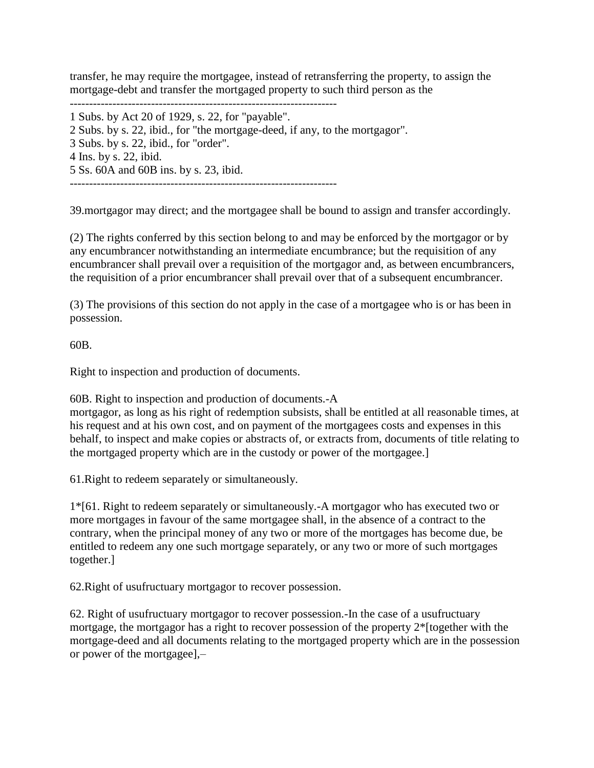transfer, he may require the mortgagee, instead of retransferring the property, to assign the mortgage-debt and transfer the mortgaged property to such third person as the

---------------------------------------------------------------------

1 Subs. by Act 20 of 1929, s. 22, for "payable".
2 Subs. by s. 22, ibid., for "the mortgage-deed, if any, to the mortgagor".
3 Subs. by s. 22, ibid., for "order".
4 Ins. by s. 22, ibid.
5 Ss. 60A and 60B ins. by s. 23, ibid.

---------------------------------------------------------------------

39.mortgagor may direct; and the mortgagee shall be bound to assign and transfer accordingly.

(2) The rights conferred by this section belong to and may be enforced by the mortgagor or by any encumbrancer notwithstanding an intermediate encumbrance; but the requisition of any encumbrancer shall prevail over a requisition of the mortgagor and, as between encumbrancers, the requisition of a prior encumbrancer shall prevail over that of a subsequent encumbrancer.

(3) The provisions of this section do not apply in the case of a mortgagee who is or has been in possession.

60B.

Right to inspection and production of documents.

60B. Right to inspection and production of documents.-A mortgagor, as long as his right of redemption subsists, shall be entitled at all reasonable times, at his request and at his own cost, and on payment of the mortgagees costs and expenses in this behalf, to inspect and make copies or abstracts of, or extracts from, documents of title relating to the mortgaged property which are in the custody or power of the mortgagee.]

61.Right to redeem separately or simultaneously.

1*[61. Right to redeem separately or simultaneously.-A mortgagor who has executed two or more mortgages in favour of the same mortgagee shall, in the absence of a contract to the contrary, when the principal money of any two or more of the mortgages has become due, be entitled to redeem any one such mortgage separately, or any two or more of such mortgages together.]

62.Right of usufructuary mortgagor to recover possession.

62. Right of usufructuary mortgagor to recover possession.-In the case of a usufructuary mortgage, the mortgagor has a right to recover possession of the property 2*[together with the mortgage-deed and all documents relating to the mortgaged property which are in the possession or power of the mortgagee],–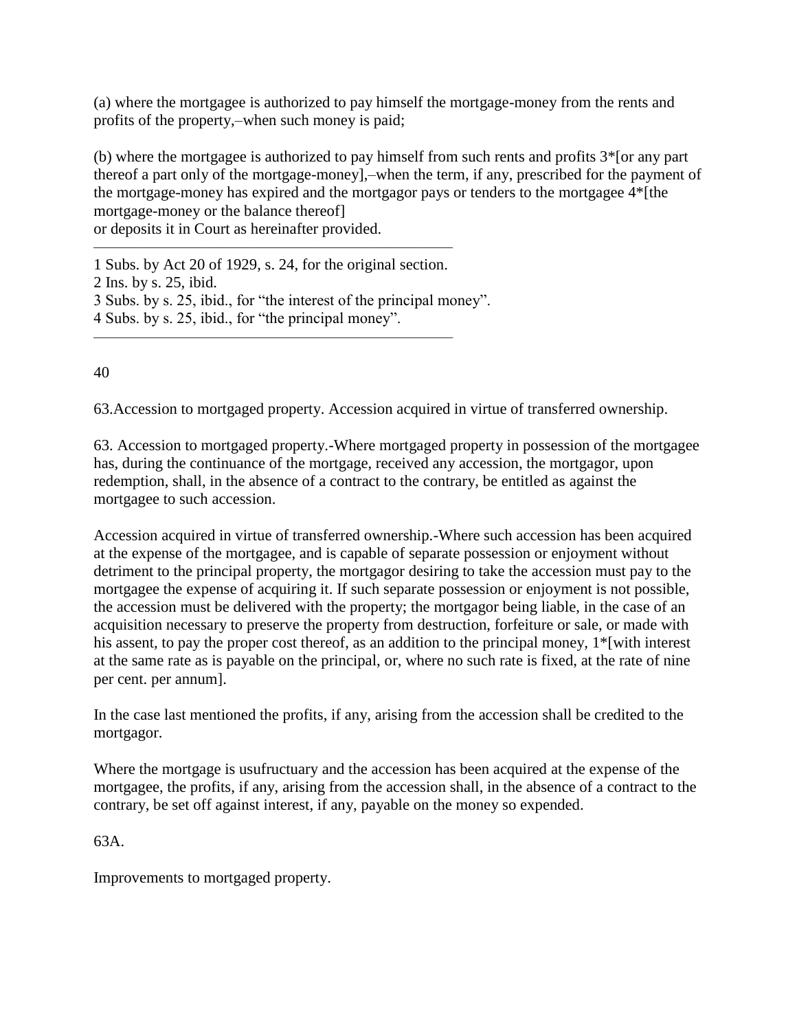(a) where the mortgagee is authorized to pay himself the mortgage-money from the rents and profits of the property,–when such money is paid;

(b) where the mortgagee is authorized to pay himself from such rents and profits 3*[or any part thereof a part only of the mortgage-money],–when the term, if any, prescribed for the payment of the mortgage-money has expired and the mortgagor pays or tenders to the mortgagee 4*[the mortgage-money or the balance thereof]
or deposits it in Court as hereinafter provided.

---

1 Subs. by Act 20 of 1929, s. 24, for the original section.
2 Ins. by s. 25, ibid.
3 Subs. by s. 25, ibid., for "the interest of the principal money".
4 Subs. by s. 25, ibid., for "the principal money".

---

63.Accession to mortgaged property. Accession acquired in virtue of transferred ownership.

63. Accession to mortgaged property.-Where mortgaged property in possession of the mortgagee has, during the continuance of the mortgage, received any accession, the mortgagor, upon redemption, shall, in the absence of a contract to the contrary, be entitled as against the mortgagee to such accession.

Accession acquired in virtue of transferred ownership.-Where such accession has been acquired at the expense of the mortgagee, and is capable of separate possession or enjoyment without detriment to the principal property, the mortgagor desiring to take the accession must pay to the mortgagee the expense of acquiring it. If such separate possession or enjoyment is not possible, the accession must be delivered with the property; the mortgagor being liable, in the case of an acquisition necessary to preserve the property from destruction, forfeiture or sale, or made with his assent, to pay the proper cost thereof, as an addition to the principal money, 1*[with interest at the same rate as is payable on the principal, or, where no such rate is fixed, at the rate of nine per cent. per annum].

In the case last mentioned the profits, if any, arising from the accession shall be credited to the mortgagor.

Where the mortgage is usufructuary and the accession has been acquired at the expense of the mortgagee, the profits, if any, arising from the accession shall, in the absence of a contract to the contrary, be set off against interest, if any, payable on the money so expended.

63A.

Improvements to mortgaged property.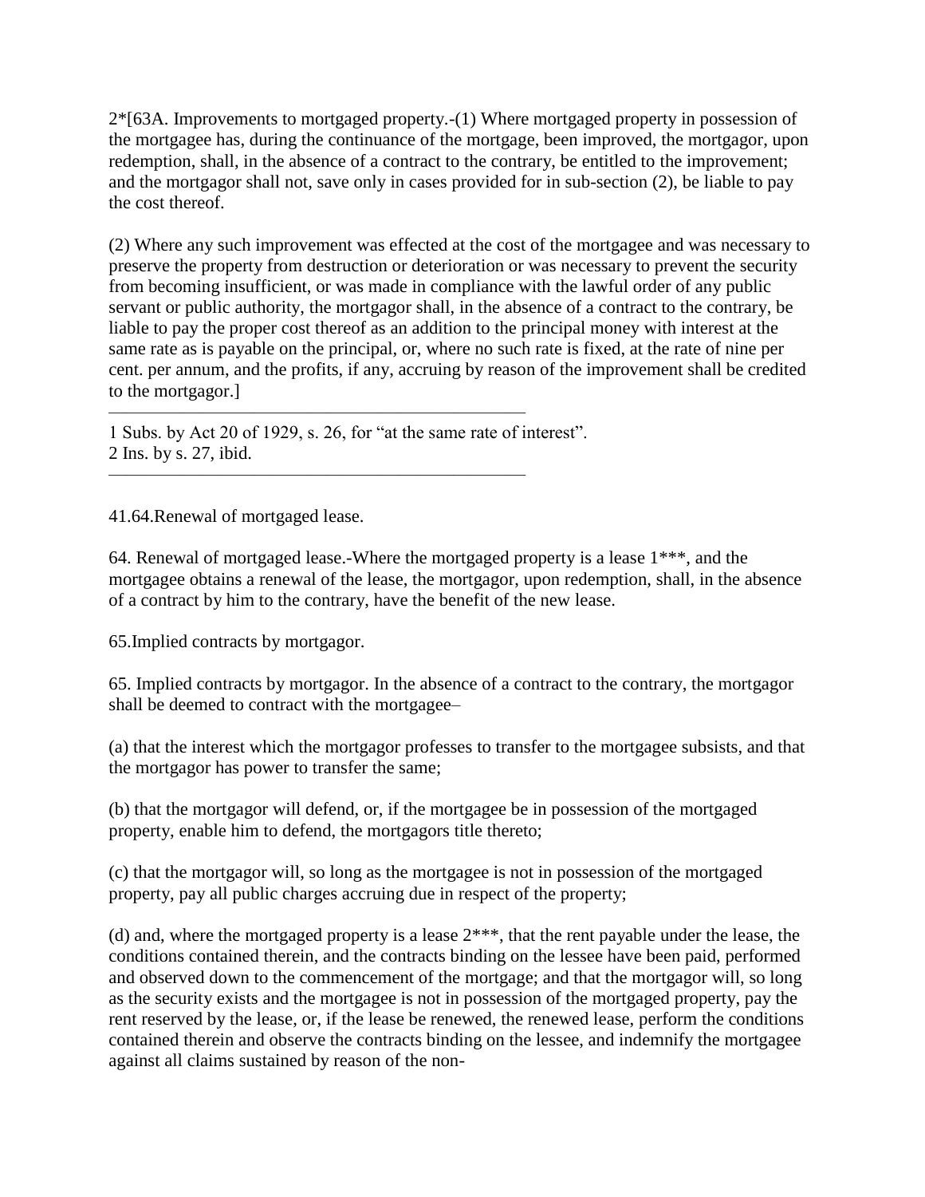2*[63A. Improvements to mortgaged property.-(1) Where mortgaged property in possession of the mortgagee has, during the continuance of the mortgage, been improved, the mortgagor, upon redemption, shall, in the absence of a contract to the contrary, be entitled to the improvement; and the mortgagor shall not, save only in cases provided for in sub-section (2), be liable to pay the cost thereof.

(2) Where any such improvement was effected at the cost of the mortgagee and was necessary to preserve the property from destruction or deterioration or was necessary to prevent the security from becoming insufficient, or was made in compliance with the lawful order of any public servant or public authority, the mortgagor shall, in the absence of a contract to the contrary, be liable to pay the proper cost thereof as an addition to the principal money with interest at the same rate as is payable on the principal, or, where no such rate is fixed, at the rate of nine per cent. per annum, and the profits, if any, accruing by reason of the improvement shall be credited to the mortgagor.]

---

1 Subs. by Act 20 of 1929, s. 26, for "at the same rate of interest".
2 Ins. by s. 27, ibid.

---

41.64.Renewal of mortgaged lease.

64. Renewal of mortgaged lease.-Where the mortgaged property is a lease 1***, and the mortgagee obtains a renewal of the lease, the mortgagor, upon redemption, shall, in the absence of a contract by him to the contrary, have the benefit of the new lease.

65.Implied contracts by mortgagor.

65. Implied contracts by mortgagor. In the absence of a contract to the contrary, the mortgagor shall be deemed to contract with the mortgagee–

(a) that the interest which the mortgagor professes to transfer to the mortgagee subsists, and that the mortgagor has power to transfer the same;

(b) that the mortgagor will defend, or, if the mortgagee be in possession of the mortgaged property, enable him to defend, the mortgagors title thereto;

(c) that the mortgagor will, so long as the mortgagee is not in possession of the mortgaged property, pay all public charges accruing due in respect of the property;

(d) and, where the mortgaged property is a lease 2***, that the rent payable under the lease, the conditions contained therein, and the contracts binding on the lessee have been paid, performed and observed down to the commencement of the mortgage; and that the mortgagor will, so long as the security exists and the mortgagee is not in possession of the mortgaged property, pay the rent reserved by the lease, or, if the lease be renewed, the renewed lease, perform the conditions contained therein and observe the contracts binding on the lessee, and indemnify the mortgagee against all claims sustained by reason of the non-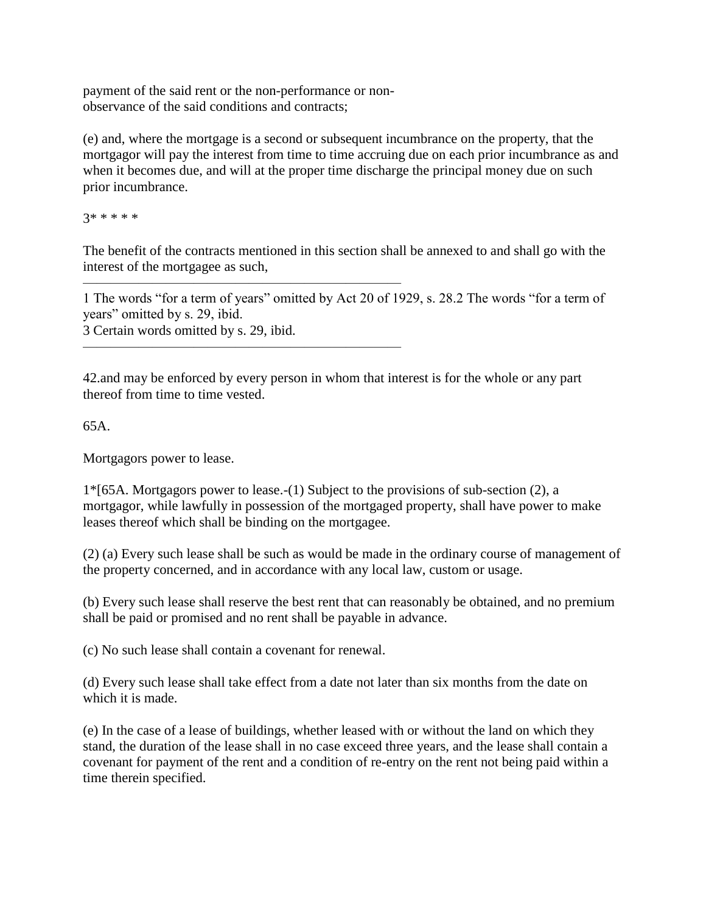payment of the said rent or the non-performance or non-observance of the said conditions and contracts;

(e) and, where the mortgage is a second or subsequent incumbrance on the property, that the mortgagor will pay the interest from time to time accruing due on each prior incumbrance as and when it becomes due, and will at the proper time discharge the principal money due on such prior incumbrance.

3* * * * *

The benefit of the contracts mentioned in this section shall be annexed to and shall go with the interest of the mortgagee as such,

---

1 The words "for a term of years" omitted by Act 20 of 1929, s. 28.2 The words "for a term of years" omitted by s. 29, ibid.
3 Certain words omitted by s. 29, ibid.

---

42.and may be enforced by every person in whom that interest is for the whole or any part thereof from time to time vested.

65A.

Mortgagors power to lease.

1*[65A. Mortgagors power to lease.-(1) Subject to the provisions of sub-section (2), a mortgagor, while lawfully in possession of the mortgaged property, shall have power to make leases thereof which shall be binding on the mortgagee.

(2) (a) Every such lease shall be such as would be made in the ordinary course of management of the property concerned, and in accordance with any local law, custom or usage.

(b) Every such lease shall reserve the best rent that can reasonably be obtained, and no premium shall be paid or promised and no rent shall be payable in advance.

(c) No such lease shall contain a covenant for renewal.

(d) Every such lease shall take effect from a date not later than six months from the date on which it is made.

(e) In the case of a lease of buildings, whether leased with or without the land on which they stand, the duration of the lease shall in no case exceed three years, and the lease shall contain a covenant for payment of the rent and a condition of re-entry on the rent not being paid within a time therein specified.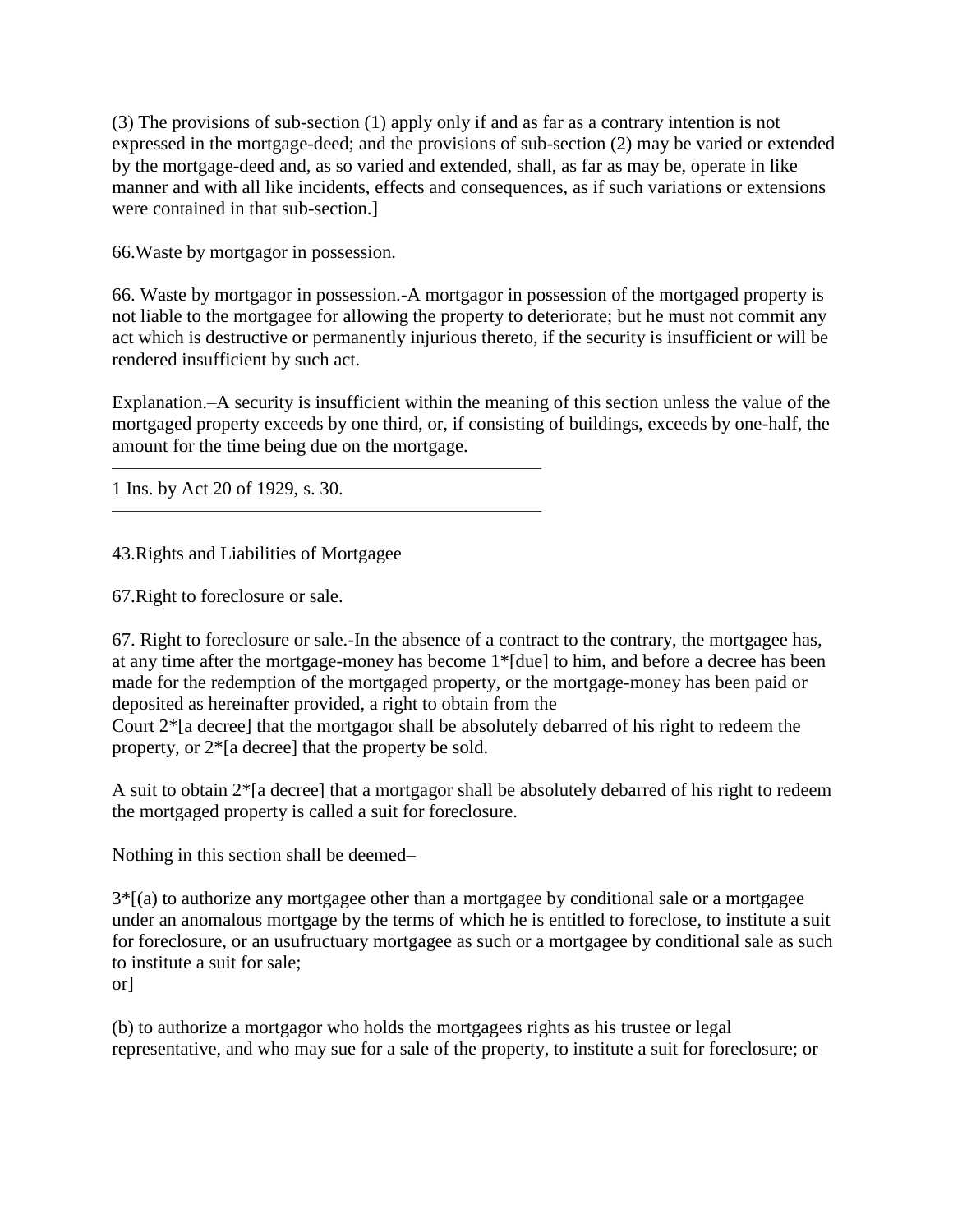(3) The provisions of sub-section (1) apply only if and as far as a contrary intention is not expressed in the mortgage-deed; and the provisions of sub-section (2) may be varied or extended by the mortgage-deed and, as so varied and extended, shall, as far as may be, operate in like manner and with all like incidents, effects and consequences, as if such variations or extensions were contained in that sub-section.]

66.Waste by mortgagor in possession.

66. Waste by mortgagor in possession.-A mortgagor in possession of the mortgaged property is not liable to the mortgagee for allowing the property to deteriorate; but he must not commit any act which is destructive or permanently injurious thereto, if the security is insufficient or will be rendered insufficient by such act.

Explanation.–A security is insufficient within the meaning of this section unless the value of the mortgaged property exceeds by one third, or, if consisting of buildings, exceeds by one-half, the amount for the time being due on the mortgage.

---

1 Ins. by Act 20 of 1929, s. 30.

---

43.Rights and Liabilities of Mortgagee

67.Right to foreclosure or sale.

67. Right to foreclosure or sale.-In the absence of a contract to the contrary, the mortgagee has, at any time after the mortgage-money has become 1*[due] to him, and before a decree has been made for the redemption of the mortgaged property, or the mortgage-money has been paid or deposited as hereinafter provided, a right to obtain from the Court 2*[a decree] that the mortgagor shall be absolutely debarred of his right to redeem the property, or 2*[a decree] that the property be sold.

A suit to obtain 2*[a decree] that a mortgagor shall be absolutely debarred of his right to redeem the mortgaged property is called a suit for foreclosure.

Nothing in this section shall be deemed–

3*[(a) to authorize any mortgagee other than a mortgagee by conditional sale or a mortgagee under an anomalous mortgage by the terms of which he is entitled to foreclose, to institute a suit for foreclosure, or an usufructuary mortgagee as such or a mortgagee by conditional sale as such to institute a suit for sale;
or]

(b) to authorize a mortgagor who holds the mortgagees rights as his trustee or legal representative, and who may sue for a sale of the property, to institute a suit for foreclosure; or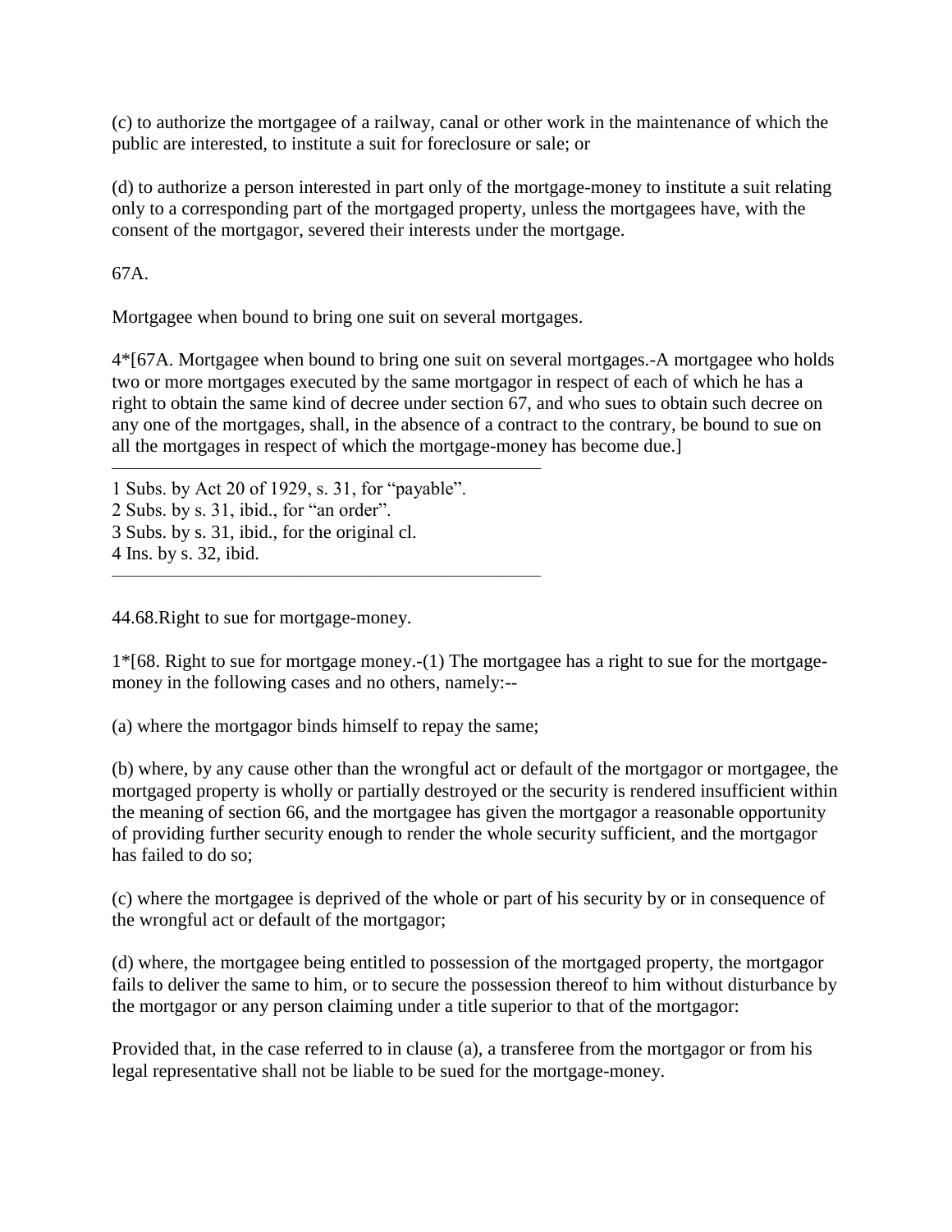(c) to authorize the mortgagee of a railway, canal or other work in the maintenance of which the public are interested, to institute a suit for foreclosure or sale; or

(d) to authorize a person interested in part only of the mortgage-money to institute a suit relating only to a corresponding part of the mortgaged property, unless the mortgagees have, with the consent of the mortgagor, severed their interests under the mortgage.

67A.

Mortgagee when bound to bring one suit on several mortgages.

4*[67A. Mortgagee when bound to bring one suit on several mortgages.-A mortgagee who holds two or more mortgages executed by the same mortgagor in respect of each of which he has a right to obtain the same kind of decree under section 67, and who sues to obtain such decree on any one of the mortgages, shall, in the absence of a contract to the contrary, be bound to sue on all the mortgages in respect of which the mortgage-money has become due.]

---

1 Subs. by Act 20 of 1929, s. 31, for "payable".
2 Subs. by s. 31, ibid., for "an order".
3 Subs. by s. 31, ibid., for the original cl.
4 Ins. by s. 32, ibid.

---

44.68.Right to sue for mortgage-money.

1*[68. Right to sue for mortgage money.-(1) The mortgagee has a right to sue for the mortgage-money in the following cases and no others, namely:--

(a) where the mortgagor binds himself to repay the same;

(b) where, by any cause other than the wrongful act or default of the mortgagor or mortgagee, the mortgaged property is wholly or partially destroyed or the security is rendered insufficient within the meaning of section 66, and the mortgagee has given the mortgagor a reasonable opportunity of providing further security enough to render the whole security sufficient, and the mortgagor has failed to do so;

(c) where the mortgagee is deprived of the whole or part of his security by or in consequence of the wrongful act or default of the mortgagor;

(d) where, the mortgagee being entitled to possession of the mortgaged property, the mortgagor fails to deliver the same to him, or to secure the possession thereof to him without disturbance by the mortgagor or any person claiming under a title superior to that of the mortgagor:

Provided that, in the case referred to in clause (a), a transferee from the mortgagor or from his legal representative shall not be liable to be sued for the mortgage-money.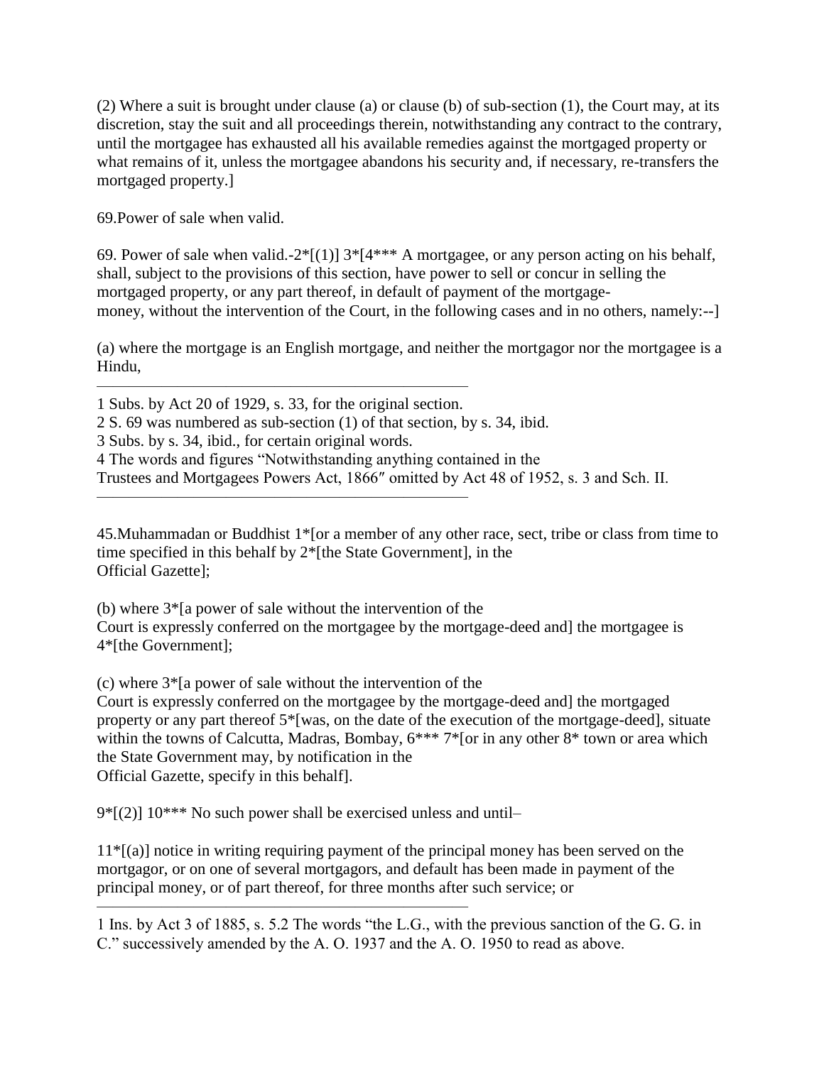(2) Where a suit is brought under clause (a) or clause (b) of sub-section (1), the Court may, at its discretion, stay the suit and all proceedings therein, notwithstanding any contract to the contrary, until the mortgagee has exhausted all his available remedies against the mortgaged property or what remains of it, unless the mortgagee abandons his security and, if necessary, re-transfers the mortgaged property.]

69.Power of sale when valid.

69. Power of sale when valid.-2*[(1)] 3*[4*** A mortgagee, or any person acting on his behalf, shall, subject to the provisions of this section, have power to sell or concur in selling the mortgaged property, or any part thereof, in default of payment of the mortgage-money, without the intervention of the Court, in the following cases and in no others, namely:--]

(a) where the mortgage is an English mortgage, and neither the mortgagor nor the mortgagee is a Hindu,

---

1 Subs. by Act 20 of 1929, s. 33, for the original section.
2 S. 69 was numbered as sub-section (1) of that section, by s. 34, ibid.
3 Subs. by s. 34, ibid., for certain original words.
4 The words and figures "Notwithstanding anything contained in the Trustees and Mortgagees Powers Act, 1866" omitted by Act 48 of 1952, s. 3 and Sch. II.

---

45.Muhammadan or Buddhist 1*[or a member of any other race, sect, tribe or class from time to time specified in this behalf by 2*[the State Government], in the Official Gazette];

(b) where 3*[a power of sale without the intervention of the Court is expressly conferred on the mortgagee by the mortgage-deed and] the mortgagee is 4*[the Government];

(c) where 3*[a power of sale without the intervention of the Court is expressly conferred on the mortgagee by the mortgage-deed and] the mortgaged property or any part thereof 5*[was, on the date of the execution of the mortgage-deed], situate within the towns of Calcutta, Madras, Bombay, 6*** 7*[or in any other 8* town or area which the State Government may, by notification in the Official Gazette, specify in this behalf].

9*[(2)] 10*** No such power shall be exercised unless and until–

11*[(a)] notice in writing requiring payment of the principal money has been served on the mortgagor, or on one of several mortgagors, and default has been made in payment of the principal money, or of part thereof, for three months after such service; or

---

1 Ins. by Act 3 of 1885, s. 5.2 The words "the L.G., with the previous sanction of the G. G. in C." successively amended by the A. O. 1937 and the A. O. 1950 to read as above.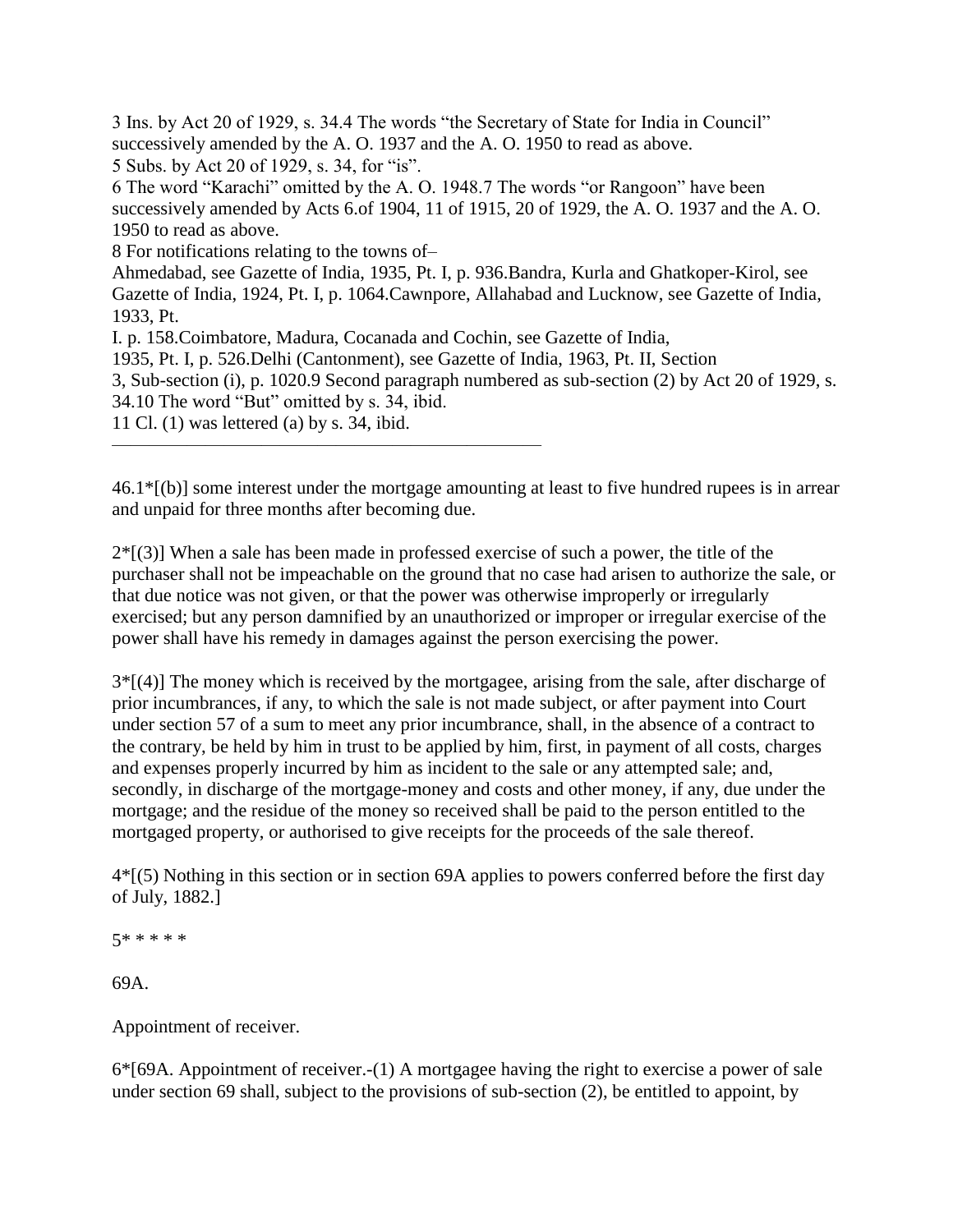3 Ins. by Act 20 of 1929, s. 34.4 The words "the Secretary of State for India in Council" successively amended by the A. O. 1937 and the A. O. 1950 to read as above.
5 Subs. by Act 20 of 1929, s. 34, for "is".
6 The word "Karachi" omitted by the A. O. 1948.7 The words "or Rangoon" have been successively amended by Acts 6.of 1904, 11 of 1915, 20 of 1929, the A. O. 1937 and the A. O. 1950 to read as above.
8 For notifications relating to the towns of–
Ahmedabad, see Gazette of India, 1935, Pt. I, p. 936.Bandra, Kurla and Ghatkoper-Kirol, see Gazette of India, 1924, Pt. I, p. 1064.Cawnpore, Allahabad and Lucknow, see Gazette of India, 1933, Pt.
I. p. 158.Coimbatore, Madura, Cocanada and Cochin, see Gazette of India,
1935, Pt. I, p. 526.Delhi (Cantonment), see Gazette of India, 1963, Pt. II, Section
3, Sub-section (i), p. 1020.9 Second paragraph numbered as sub-section (2) by Act 20 of 1929, s. 34.10 The word "But" omitted by s. 34, ibid.
11 Cl. (1) was lettered (a) by s. 34, ibid.

---

46.1*[(b)] some interest under the mortgage amounting at least to five hundred rupees is in arrear and unpaid for three months after becoming due.

2*[(3)] When a sale has been made in professed exercise of such a power, the title of the purchaser shall not be impeachable on the ground that no case had arisen to authorize the sale, or that due notice was not given, or that the power was otherwise improperly or irregularly exercised; but any person damnified by an unauthorized or improper or irregular exercise of the power shall have his remedy in damages against the person exercising the power.

3*[(4)] The money which is received by the mortgagee, arising from the sale, after discharge of prior incumbrances, if any, to which the sale is not made subject, or after payment into Court under section 57 of a sum to meet any prior incumbrance, shall, in the absence of a contract to the contrary, be held by him in trust to be applied by him, first, in payment of all costs, charges and expenses properly incurred by him as incident to the sale or any attempted sale; and, secondly, in discharge of the mortgage-money and costs and other money, if any, due under the mortgage; and the residue of the money so received shall be paid to the person entitled to the mortgaged property, or authorised to give receipts for the proceeds of the sale thereof.

4*[(5) Nothing in this section or in section 69A applies to powers conferred before the first day of July, 1882.]

5* * * * *

69A.

Appointment of receiver.

6*[69A. Appointment of receiver.-(1) A mortgagee having the right to exercise a power of sale under section 69 shall, subject to the provisions of sub-section (2), be entitled to appoint, by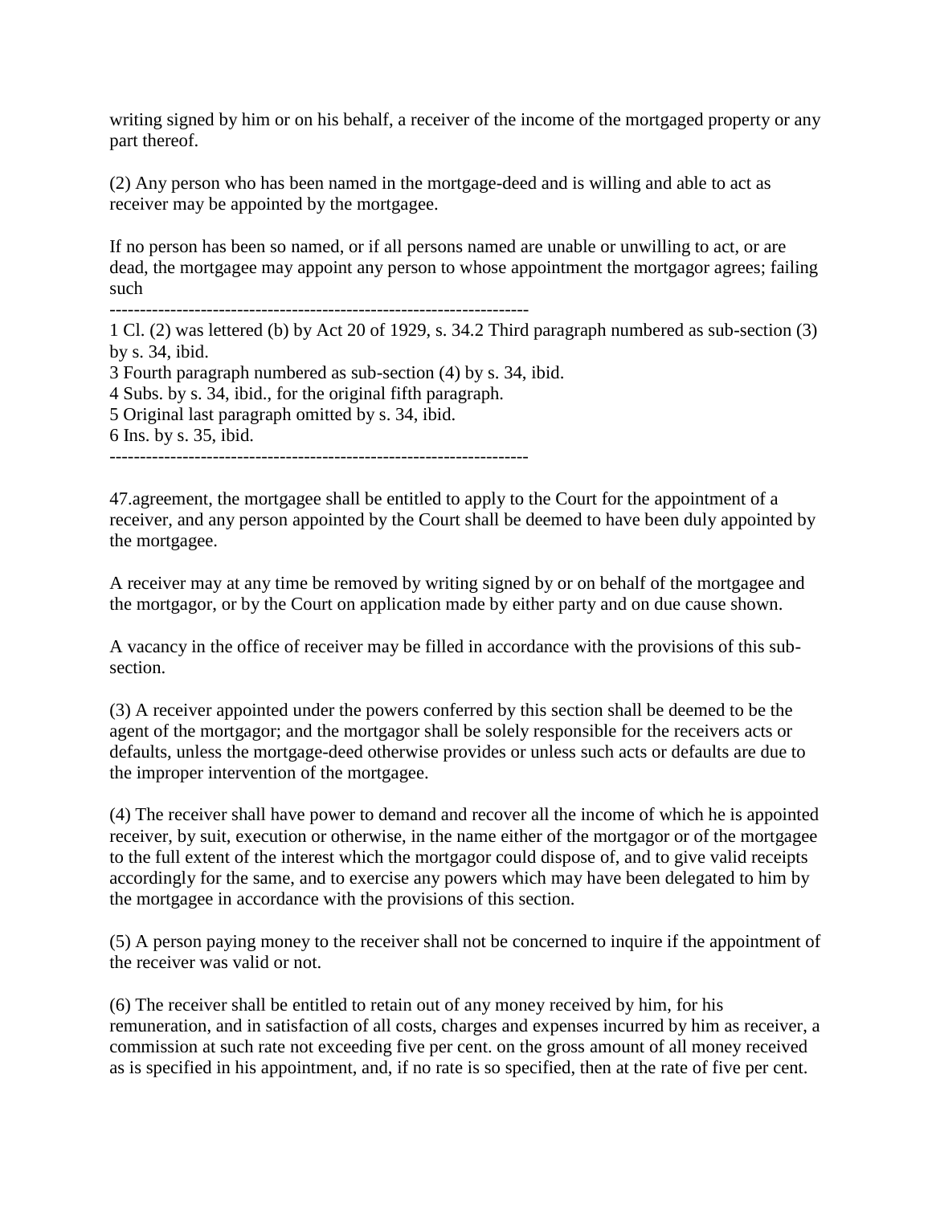writing signed by him or on his behalf, a receiver of the income of the mortgaged property or any part thereof.

(2) Any person who has been named in the mortgage-deed and is willing and able to act as receiver may be appointed by the mortgagee.

If no person has been so named, or if all persons named are unable or unwilling to act, or are dead, the mortgagee may appoint any person to whose appointment the mortgagor agrees; failing such

---------------------------------------------------------------------

1 Cl. (2) was lettered (b) by Act 20 of 1929, s. 34.2 Third paragraph numbered as sub-section (3) by s. 34, ibid.

3 Fourth paragraph numbered as sub-section (4) by s. 34, ibid.

4 Subs. by s. 34, ibid., for the original fifth paragraph.

5 Original last paragraph omitted by s. 34, ibid.

6 Ins. by s. 35, ibid.

---------------------------------------------------------------------

47.agreement, the mortgagee shall be entitled to apply to the Court for the appointment of a receiver, and any person appointed by the Court shall be deemed to have been duly appointed by the mortgagee.

A receiver may at any time be removed by writing signed by or on behalf of the mortgagee and the mortgagor, or by the Court on application made by either party and on due cause shown.

A vacancy in the office of receiver may be filled in accordance with the provisions of this sub-section.

(3) A receiver appointed under the powers conferred by this section shall be deemed to be the agent of the mortgagor; and the mortgagor shall be solely responsible for the receivers acts or defaults, unless the mortgage-deed otherwise provides or unless such acts or defaults are due to the improper intervention of the mortgagee.

(4) The receiver shall have power to demand and recover all the income of which he is appointed receiver, by suit, execution or otherwise, in the name either of the mortgagor or of the mortgagee to the full extent of the interest which the mortgagor could dispose of, and to give valid receipts accordingly for the same, and to exercise any powers which may have been delegated to him by the mortgagee in accordance with the provisions of this section.

(5) A person paying money to the receiver shall not be concerned to inquire if the appointment of the receiver was valid or not.

(6) The receiver shall be entitled to retain out of any money received by him, for his remuneration, and in satisfaction of all costs, charges and expenses incurred by him as receiver, a commission at such rate not exceeding five per cent. on the gross amount of all money received as is specified in his appointment, and, if no rate is so specified, then at the rate of five per cent.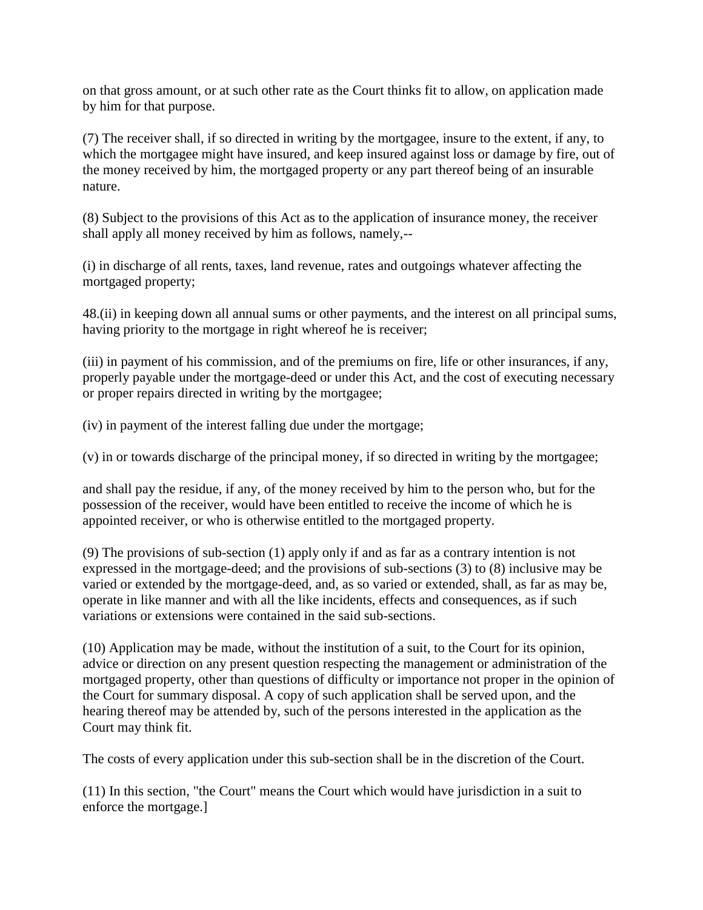on that gross amount, or at such other rate as the Court thinks fit to allow, on application made by him for that purpose.

(7) The receiver shall, if so directed in writing by the mortgagee, insure to the extent, if any, to which the mortgagee might have insured, and keep insured against loss or damage by fire, out of the money received by him, the mortgaged property or any part thereof being of an insurable nature.

(8) Subject to the provisions of this Act as to the application of insurance money, the receiver shall apply all money received by him as follows, namely,--

(i) in discharge of all rents, taxes, land revenue, rates and outgoings whatever affecting the mortgaged property;

48.(ii) in keeping down all annual sums or other payments, and the interest on all principal sums, having priority to the mortgage in right whereof he is receiver;

(iii) in payment of his commission, and of the premiums on fire, life or other insurances, if any, properly payable under the mortgage-deed or under this Act, and the cost of executing necessary or proper repairs directed in writing by the mortgagee;

(iv) in payment of the interest falling due under the mortgage;

(v) in or towards discharge of the principal money, if so directed in writing by the mortgagee;

and shall pay the residue, if any, of the money received by him to the person who, but for the possession of the receiver, would have been entitled to receive the income of which he is appointed receiver, or who is otherwise entitled to the mortgaged property.

(9) The provisions of sub-section (1) apply only if and as far as a contrary intention is not expressed in the mortgage-deed; and the provisions of sub-sections (3) to (8) inclusive may be varied or extended by the mortgage-deed, and, as so varied or extended, shall, as far as may be, operate in like manner and with all the like incidents, effects and consequences, as if such variations or extensions were contained in the said sub-sections.

(10) Application may be made, without the institution of a suit, to the Court for its opinion, advice or direction on any present question respecting the management or administration of the mortgaged property, other than questions of difficulty or importance not proper in the opinion of the Court for summary disposal. A copy of such application shall be served upon, and the hearing thereof may be attended by, such of the persons interested in the application as the Court may think fit.

The costs of every application under this sub-section shall be in the discretion of the Court.

(11) In this section, "the Court" means the Court which would have jurisdiction in a suit to enforce the mortgage.]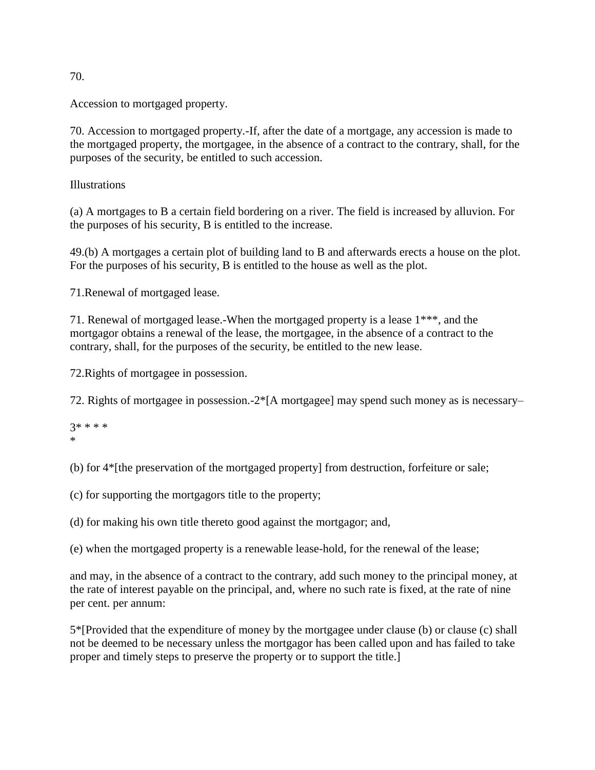70.

Accession to mortgaged property.

70. Accession to mortgaged property.-If, after the date of a mortgage, any accession is made to the mortgaged property, the mortgagee, in the absence of a contract to the contrary, shall, for the purposes of the security, be entitled to such accession.

Illustrations

(a) A mortgages to B a certain field bordering on a river. The field is increased by alluvion. For the purposes of his security, B is entitled to the increase.

49.(b) A mortgages a certain plot of building land to B and afterwards erects a house on the plot. For the purposes of his security, B is entitled to the house as well as the plot.

71.Renewal of mortgaged lease.

71. Renewal of mortgaged lease.-When the mortgaged property is a lease 1***, and the mortgagor obtains a renewal of the lease, the mortgagee, in the absence of a contract to the contrary, shall, for the purposes of the security, be entitled to the new lease.

72.Rights of mortgagee in possession.

72. Rights of mortgagee in possession.-2*[A mortgagee] may spend such money as is necessary–

3* * * *
*

(b) for 4*[the preservation of the mortgaged property] from destruction, forfeiture or sale;

(c) for supporting the mortgagors title to the property;

(d) for making his own title thereto good against the mortgagor; and,

(e) when the mortgaged property is a renewable lease-hold, for the renewal of the lease;

and may, in the absence of a contract to the contrary, add such money to the principal money, at the rate of interest payable on the principal, and, where no such rate is fixed, at the rate of nine per cent. per annum:

5*[Provided that the expenditure of money by the mortgagee under clause (b) or clause (c) shall not be deemed to be necessary unless the mortgagor has been called upon and has failed to take proper and timely steps to preserve the property or to support the title.]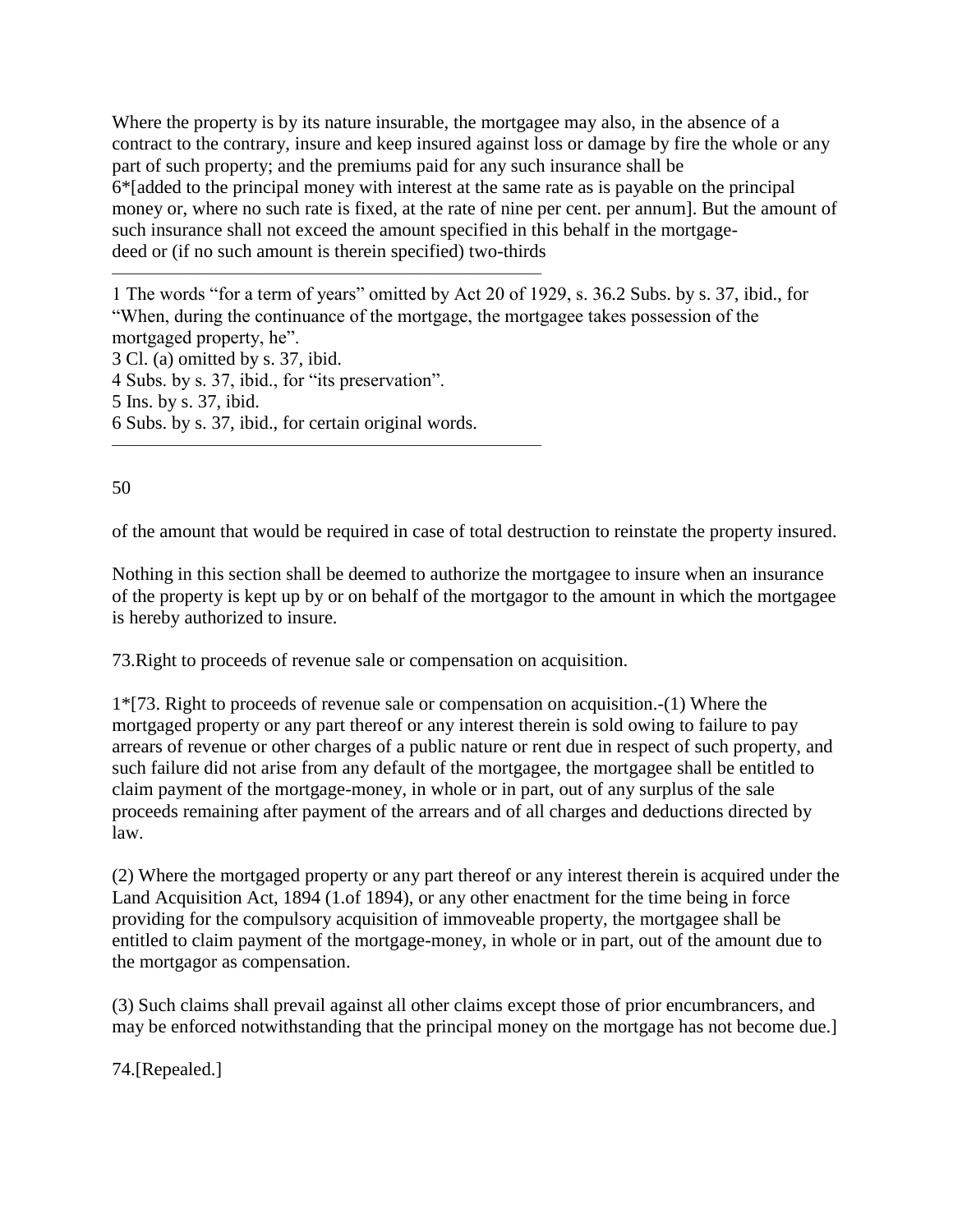Where the property is by its nature insurable, the mortgagee may also, in the absence of a contract to the contrary, insure and keep insured against loss or damage by fire the whole or any part of such property; and the premiums paid for any such insurance shall be 6*[added to the principal money with interest at the same rate as is payable on the principal money or, where no such rate is fixed, at the rate of nine per cent. per annum]. But the amount of such insurance shall not exceed the amount specified in this behalf in the mortgage-deed or (if no such amount is therein specified) two-thirds

---

1 The words "for a term of years" omitted by Act 20 of 1929, s. 36.2 Subs. by s. 37, ibid., for "When, during the continuance of the mortgage, the mortgagee takes possession of the mortgaged property, he".
3 Cl. (a) omitted by s. 37, ibid.
4 Subs. by s. 37, ibid., for "its preservation".
5 Ins. by s. 37, ibid.
6 Subs. by s. 37, ibid., for certain original words.

---

of the amount that would be required in case of total destruction to reinstate the property insured.

Nothing in this section shall be deemed to authorize the mortgagee to insure when an insurance of the property is kept up by or on behalf of the mortgagor to the amount in which the mortgagee is hereby authorized to insure.

73.Right to proceeds of revenue sale or compensation on acquisition.

1*[73. Right to proceeds of revenue sale or compensation on acquisition.-(1) Where the mortgaged property or any part thereof or any interest therein is sold owing to failure to pay arrears of revenue or other charges of a public nature or rent due in respect of such property, and such failure did not arise from any default of the mortgagee, the mortgagee shall be entitled to claim payment of the mortgage-money, in whole or in part, out of any surplus of the sale proceeds remaining after payment of the arrears and of all charges and deductions directed by law.

(2) Where the mortgaged property or any part thereof or any interest therein is acquired under the Land Acquisition Act, 1894 (1.of 1894), or any other enactment for the time being in force providing for the compulsory acquisition of immoveable property, the mortgagee shall be entitled to claim payment of the mortgage-money, in whole or in part, out of the amount due to the mortgagor as compensation.

(3) Such claims shall prevail against all other claims except those of prior encumbrancers, and may be enforced notwithstanding that the principal money on the mortgage has not become due.]

74.[Repealed.]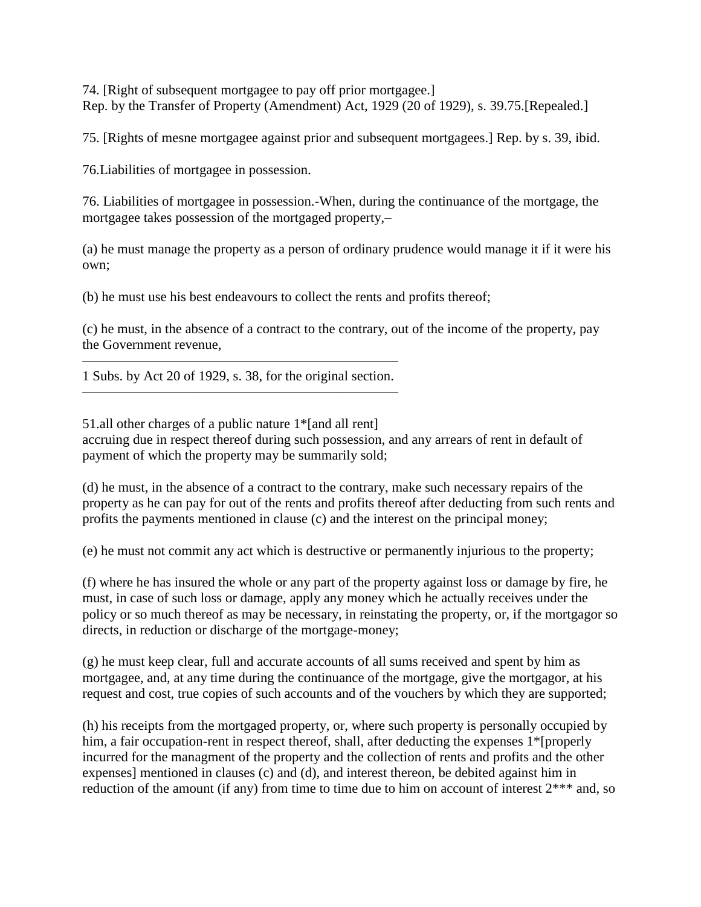74. [Right of subsequent mortgagee to pay off prior mortgagee.]
Rep. by the Transfer of Property (Amendment) Act, 1929 (20 of 1929), s. 39.75.[Repealed.]

75. [Rights of mesne mortgagee against prior and subsequent mortgagees.] Rep. by s. 39, ibid.

76.Liabilities of mortgagee in possession.

76. Liabilities of mortgagee in possession.-When, during the continuance of the mortgage, the mortgagee takes possession of the mortgaged property,–

(a) he must manage the property as a person of ordinary prudence would manage it if it were his own;

(b) he must use his best endeavours to collect the rents and profits thereof;

(c) he must, in the absence of a contract to the contrary, out of the income of the property, pay the Government revenue,

---

1 Subs. by Act 20 of 1929, s. 38, for the original section.

---

51.all other charges of a public nature 1*[and all rent]
accruing due in respect thereof during such possession, and any arrears of rent in default of payment of which the property may be summarily sold;

(d) he must, in the absence of a contract to the contrary, make such necessary repairs of the property as he can pay for out of the rents and profits thereof after deducting from such rents and profits the payments mentioned in clause (c) and the interest on the principal money;

(e) he must not commit any act which is destructive or permanently injurious to the property;

(f) where he has insured the whole or any part of the property against loss or damage by fire, he must, in case of such loss or damage, apply any money which he actually receives under the policy or so much thereof as may be necessary, in reinstating the property, or, if the mortgagor so directs, in reduction or discharge of the mortgage-money;

(g) he must keep clear, full and accurate accounts of all sums received and spent by him as mortgagee, and, at any time during the continuance of the mortgage, give the mortgagor, at his request and cost, true copies of such accounts and of the vouchers by which they are supported;

(h) his receipts from the mortgaged property, or, where such property is personally occupied by him, a fair occupation-rent in respect thereof, shall, after deducting the expenses 1*[properly incurred for the managment of the property and the collection of rents and profits and the other expenses] mentioned in clauses (c) and (d), and interest thereon, be debited against him in reduction of the amount (if any) from time to time due to him on account of interest 2*** and, so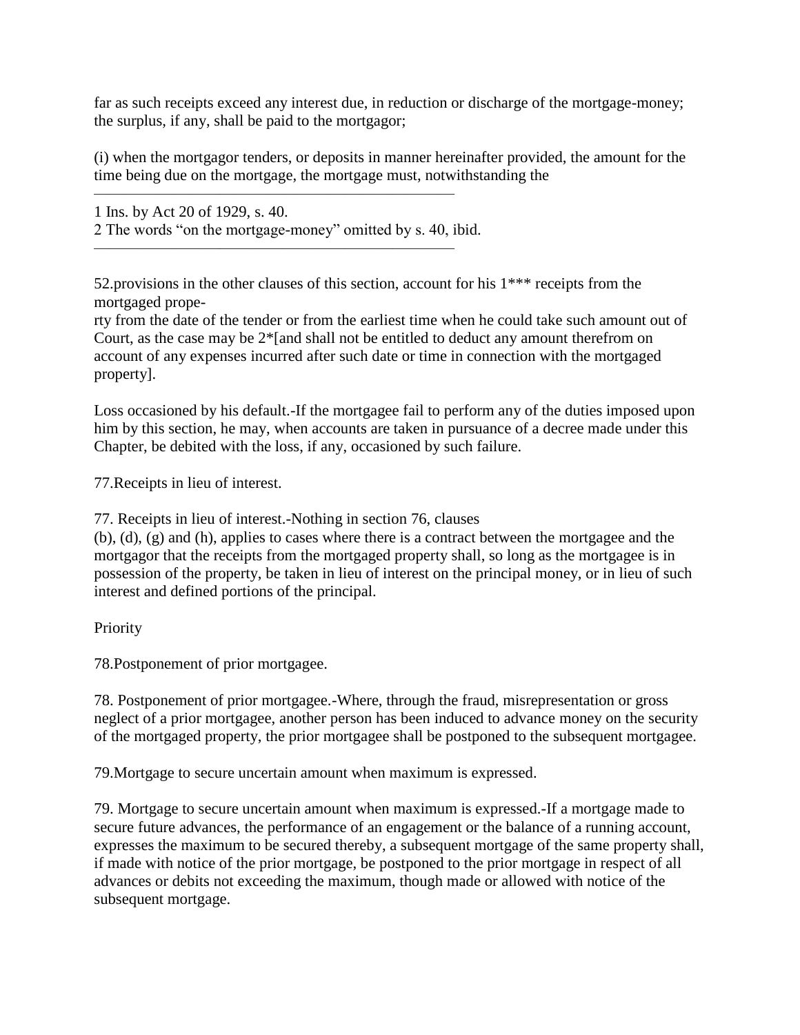far as such receipts exceed any interest due, in reduction or discharge of the mortgage-money; the surplus, if any, shall be paid to the mortgagor;

(i) when the mortgagor tenders, or deposits in manner hereinafter provided, the amount for the time being due on the mortgage, the mortgage must, notwithstanding the

---

1 Ins. by Act 20 of 1929, s. 40.
2 The words "on the mortgage-money" omitted by s. 40, ibid.

---

52.provisions in the other clauses of this section, account for his 1*** receipts from the mortgaged prope-
rty from the date of the tender or from the earliest time when he could take such amount out of Court, as the case may be 2*[and shall not be entitled to deduct any amount therefrom on account of any expenses incurred after such date or time in connection with the mortgaged property].

Loss occasioned by his default.-If the mortgagee fail to perform any of the duties imposed upon him by this section, he may, when accounts are taken in pursuance of a decree made under this Chapter, be debited with the loss, if any, occasioned by such failure.

77.Receipts in lieu of interest.

77. Receipts in lieu of interest.-Nothing in section 76, clauses
(b), (d), (g) and (h), applies to cases where there is a contract between the mortgagee and the mortgagor that the receipts from the mortgaged property shall, so long as the mortgagee is in possession of the property, be taken in lieu of interest on the principal money, or in lieu of such interest and defined portions of the principal.

Priority

78.Postponement of prior mortgagee.

78. Postponement of prior mortgagee.-Where, through the fraud, misrepresentation or gross neglect of a prior mortgagee, another person has been induced to advance money on the security of the mortgaged property, the prior mortgagee shall be postponed to the subsequent mortgagee.

79.Mortgage to secure uncertain amount when maximum is expressed.

79. Mortgage to secure uncertain amount when maximum is expressed.-If a mortgage made to secure future advances, the performance of an engagement or the balance of a running account, expresses the maximum to be secured thereby, a subsequent mortgage of the same property shall, if made with notice of the prior mortgage, be postponed to the prior mortgage in respect of all advances or debits not exceeding the maximum, though made or allowed with notice of the subsequent mortgage.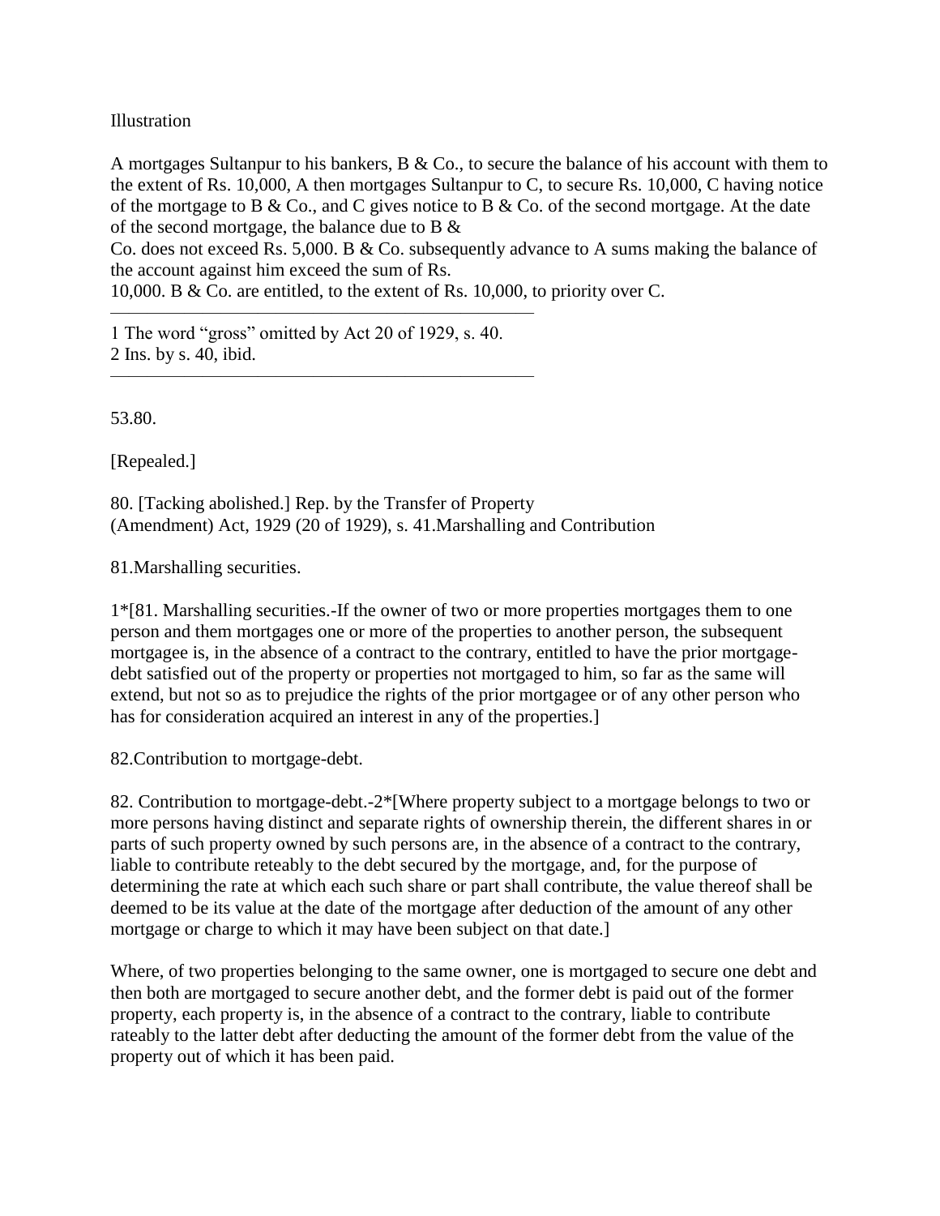Illustration

A mortgages Sultanpur to his bankers, B & Co., to secure the balance of his account with them to the extent of Rs. 10,000, A then mortgages Sultanpur to C, to secure Rs. 10,000, C having notice of the mortgage to B & Co., and C gives notice to B & Co. of the second mortgage. At the date of the second mortgage, the balance due to B & Co. does not exceed Rs. 5,000. B & Co. subsequently advance to A sums making the balance of the account against him exceed the sum of Rs. 10,000. B & Co. are entitled, to the extent of Rs. 10,000, to priority over C.

---

1 The word "gross" omitted by Act 20 of 1929, s. 40.
2 Ins. by s. 40, ibid.

---

53.80.

[Repealed.]

80. [Tacking abolished.] Rep. by the Transfer of Property (Amendment) Act, 1929 (20 of 1929), s. 41.Marshalling and Contribution

81.Marshalling securities.

1*[81. Marshalling securities.-If the owner of two or more properties mortgages them to one person and them mortgages one or more of the properties to another person, the subsequent mortgagee is, in the absence of a contract to the contrary, entitled to have the prior mortgage-debt satisfied out of the property or properties not mortgaged to him, so far as the same will extend, but not so as to prejudice the rights of the prior mortgagee or of any other person who has for consideration acquired an interest in any of the properties.]

82.Contribution to mortgage-debt.

82. Contribution to mortgage-debt.-2*[Where property subject to a mortgage belongs to two or more persons having distinct and separate rights of ownership therein, the different shares in or parts of such property owned by such persons are, in the absence of a contract to the contrary, liable to contribute reteably to the debt secured by the mortgage, and, for the purpose of determining the rate at which each such share or part shall contribute, the value thereof shall be deemed to be its value at the date of the mortgage after deduction of the amount of any other mortgage or charge to which it may have been subject on that date.]

Where, of two properties belonging to the same owner, one is mortgaged to secure one debt and then both are mortgaged to secure another debt, and the former debt is paid out of the former property, each property is, in the absence of a contract to the contrary, liable to contribute rateably to the latter debt after deducting the amount of the former debt from the value of the property out of which it has been paid.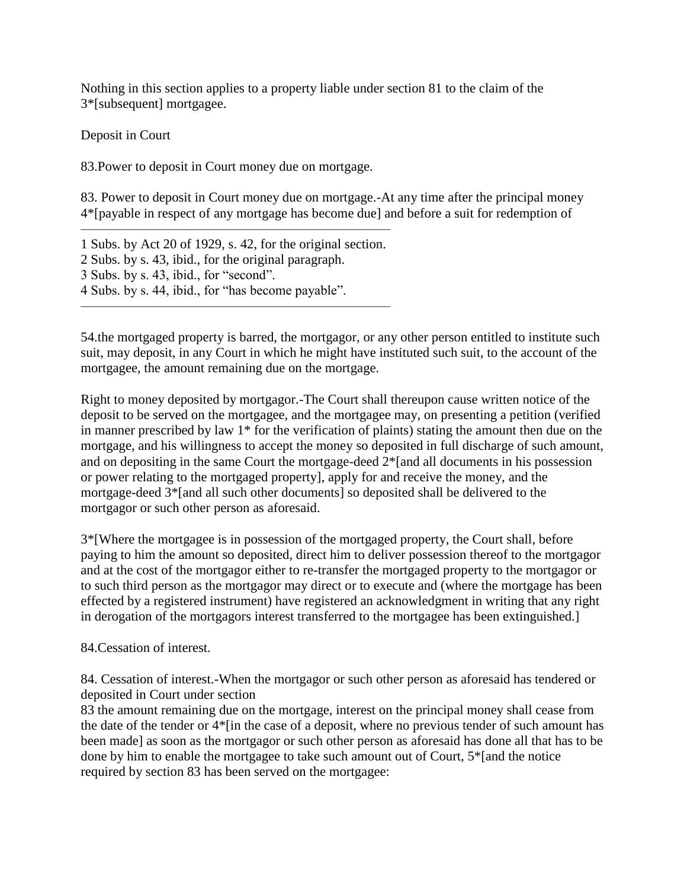Nothing in this section applies to a property liable under section 81 to the claim of the 3*[subsequent] mortgagee.

Deposit in Court

83.Power to deposit in Court money due on mortgage.

83. Power to deposit in Court money due on mortgage.-At any time after the principal money 4*[payable in respect of any mortgage has become due] and before a suit for redemption of

---

1 Subs. by Act 20 of 1929, s. 42, for the original section.
2 Subs. by s. 43, ibid., for the original paragraph.
3 Subs. by s. 43, ibid., for "second".
4 Subs. by s. 44, ibid., for "has become payable".

---

54.the mortgaged property is barred, the mortgagor, or any other person entitled to institute such suit, may deposit, in any Court in which he might have instituted such suit, to the account of the mortgagee, the amount remaining due on the mortgage.

Right to money deposited by mortgagor.-The Court shall thereupon cause written notice of the deposit to be served on the mortgagee, and the mortgagee may, on presenting a petition (verified in manner prescribed by law 1* for the verification of plaints) stating the amount then due on the mortgage, and his willingness to accept the money so deposited in full discharge of such amount, and on depositing in the same Court the mortgage-deed 2*[and all documents in his possession or power relating to the mortgaged property], apply for and receive the money, and the mortgage-deed 3*[and all such other documents] so deposited shall be delivered to the mortgagor or such other person as aforesaid.

3*[Where the mortgagee is in possession of the mortgaged property, the Court shall, before paying to him the amount so deposited, direct him to deliver possession thereof to the mortgagor and at the cost of the mortgagor either to re-transfer the mortgaged property to the mortgagor or to such third person as the mortgagor may direct or to execute and (where the mortgage has been effected by a registered instrument) have registered an acknowledgment in writing that any right in derogation of the mortgagors interest transferred to the mortgagee has been extinguished.]

84.Cessation of interest.

84. Cessation of interest.-When the mortgagor or such other person as aforesaid has tendered or deposited in Court under section
83 the amount remaining due on the mortgage, interest on the principal money shall cease from the date of the tender or 4*[in the case of a deposit, where no previous tender of such amount has been made] as soon as the mortgagor or such other person as aforesaid has done all that has to be done by him to enable the mortgagee to take such amount out of Court, 5*[and the notice required by section 83 has been served on the mortgagee: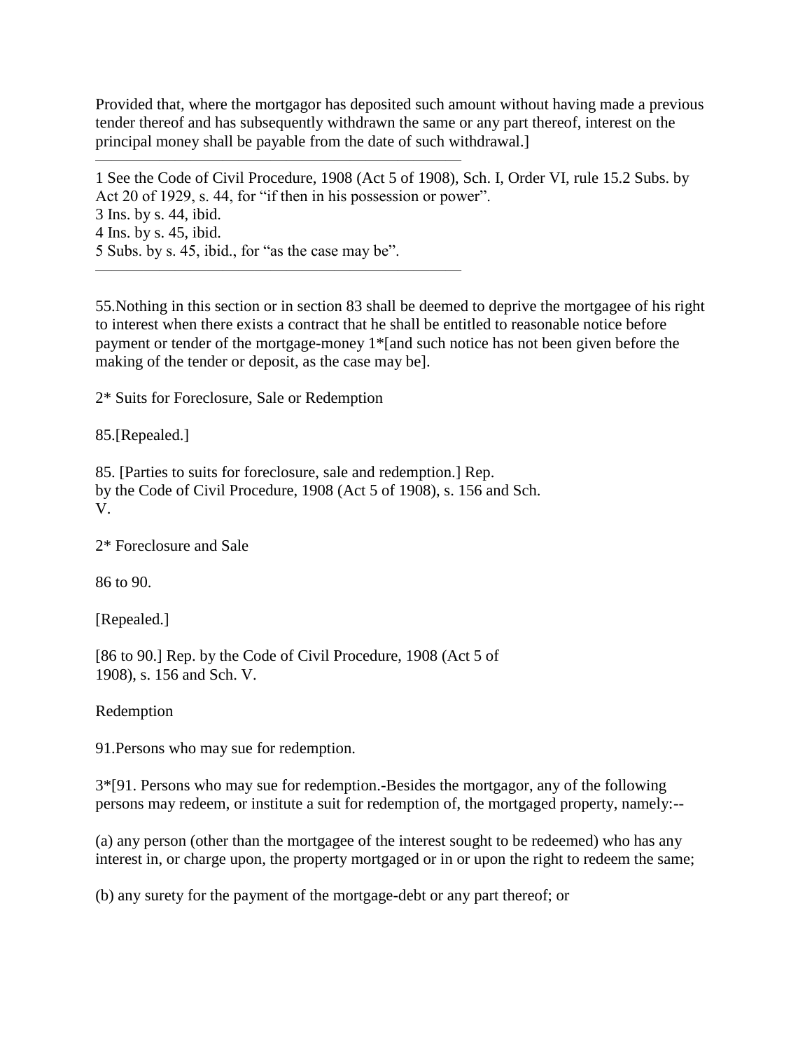Provided that, where the mortgagor has deposited such amount without having made a previous tender thereof and has subsequently withdrawn the same or any part thereof, interest on the principal money shall be payable from the date of such withdrawal.]

---

1 See the Code of Civil Procedure, 1908 (Act 5 of 1908), Sch. I, Order VI, rule 15.2 Subs. by Act 20 of 1929, s. 44, for "if then in his possession or power".
3 Ins. by s. 44, ibid.
4 Ins. by s. 45, ibid.
5 Subs. by s. 45, ibid., for "as the case may be".

---

55.Nothing in this section or in section 83 shall be deemed to deprive the mortgagee of his right to interest when there exists a contract that he shall be entitled to reasonable notice before payment or tender of the mortgage-money 1*[and such notice has not been given before the making of the tender or deposit, as the case may be].

2* Suits for Foreclosure, Sale or Redemption

85.[Repealed.]

85. [Parties to suits for foreclosure, sale and redemption.] Rep. by the Code of Civil Procedure, 1908 (Act 5 of 1908), s. 156 and Sch. V.

2* Foreclosure and Sale

86 to 90.

[Repealed.]

[86 to 90.] Rep. by the Code of Civil Procedure, 1908 (Act 5 of 1908), s. 156 and Sch. V.

Redemption

91.Persons who may sue for redemption.

3*[91. Persons who may sue for redemption.-Besides the mortgagor, any of the following persons may redeem, or institute a suit for redemption of, the mortgaged property, namely:--

(a) any person (other than the mortgagee of the interest sought to be redeemed) who has any interest in, or charge upon, the property mortgaged or in or upon the right to redeem the same;

(b) any surety for the payment of the mortgage-debt or any part thereof; or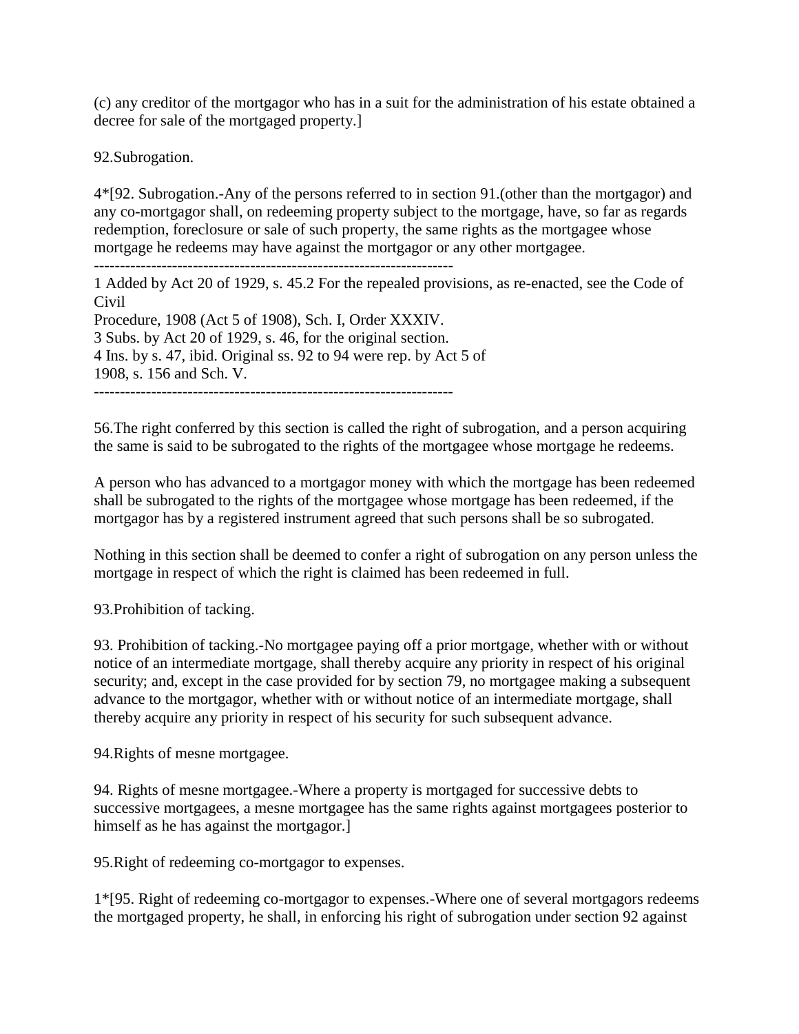(c) any creditor of the mortgagor who has in a suit for the administration of his estate obtained a decree for sale of the mortgaged property.]

92.Subrogation.

4*[92. Subrogation.-Any of the persons referred to in section 91.(other than the mortgagor) and any co-mortgagor shall, on redeeming property subject to the mortgage, have, so far as regards redemption, foreclosure or sale of such property, the same rights as the mortgagee whose mortgage he redeems may have against the mortgagor or any other mortgagee.

----------------------------------------------------------------------

1 Added by Act 20 of 1929, s. 45.2 For the repealed provisions, as re-enacted, see the Code of Civil
Procedure, 1908 (Act 5 of 1908), Sch. I, Order XXXIV.
3 Subs. by Act 20 of 1929, s. 46, for the original section.
4 Ins. by s. 47, ibid. Original ss. 92 to 94 were rep. by Act 5 of
1908, s. 156 and Sch. V.

----------------------------------------------------------------------

56.The right conferred by this section is called the right of subrogation, and a person acquiring the same is said to be subrogated to the rights of the mortgagee whose mortgage he redeems.

A person who has advanced to a mortgagor money with which the mortgage has been redeemed shall be subrogated to the rights of the mortgagee whose mortgage has been redeemed, if the mortgagor has by a registered instrument agreed that such persons shall be so subrogated.

Nothing in this section shall be deemed to confer a right of subrogation on any person unless the mortgage in respect of which the right is claimed has been redeemed in full.

93.Prohibition of tacking.

93. Prohibition of tacking.-No mortgagee paying off a prior mortgage, whether with or without notice of an intermediate mortgage, shall thereby acquire any priority in respect of his original security; and, except in the case provided for by section 79, no mortgagee making a subsequent advance to the mortgagor, whether with or without notice of an intermediate mortgage, shall thereby acquire any priority in respect of his security for such subsequent advance.

94.Rights of mesne mortgagee.

94. Rights of mesne mortgagee.-Where a property is mortgaged for successive debts to successive mortgagees, a mesne mortgagee has the same rights against mortgagees posterior to himself as he has against the mortgagor.]

95.Right of redeeming co-mortgagor to expenses.

1*[95. Right of redeeming co-mortgagor to expenses.-Where one of several mortgagors redeems the mortgaged property, he shall, in enforcing his right of subrogation under section 92 against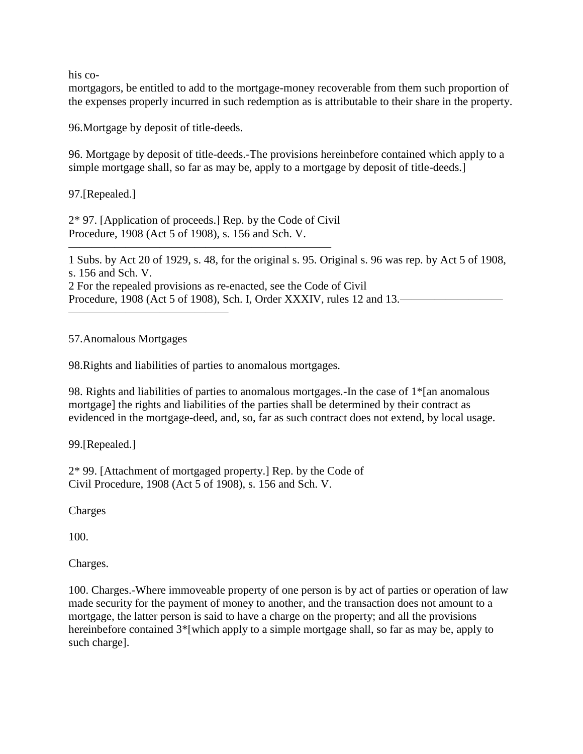his co-
mortgagors, be entitled to add to the mortgage-money recoverable from them such proportion of the expenses properly incurred in such redemption as is attributable to their share in the property.

96.Mortgage by deposit of title-deeds.

96. Mortgage by deposit of title-deeds.-The provisions hereinbefore contained which apply to a simple mortgage shall, so far as may be, apply to a mortgage by deposit of title-deeds.]

97.[Repealed.]

2* 97. [Application of proceeds.] Rep. by the Code of Civil Procedure, 1908 (Act 5 of 1908), s. 156 and Sch. V.

---

1 Subs. by Act 20 of 1929, s. 48, for the original s. 95. Original s. 96 was rep. by Act 5 of 1908, s. 156 and Sch. V.
2 For the repealed provisions as re-enacted, see the Code of Civil Procedure, 1908 (Act 5 of 1908), Sch. I, Order XXXIV, rules 12 and 13.

---

57.Anomalous Mortgages

98.Rights and liabilities of parties to anomalous mortgages.

98. Rights and liabilities of parties to anomalous mortgages.-In the case of 1*[an anomalous mortgage] the rights and liabilities of the parties shall be determined by their contract as evidenced in the mortgage-deed, and, so, far as such contract does not extend, by local usage.

99.[Repealed.]

2* 99. [Attachment of mortgaged property.] Rep. by the Code of Civil Procedure, 1908 (Act 5 of 1908), s. 156 and Sch. V.

Charges

100.

Charges.

100. Charges.-Where immoveable property of one person is by act of parties or operation of law made security for the payment of money to another, and the transaction does not amount to a mortgage, the latter person is said to have a charge on the property; and all the provisions hereinbefore contained 3*[which apply to a simple mortgage shall, so far as may be, apply to such charge].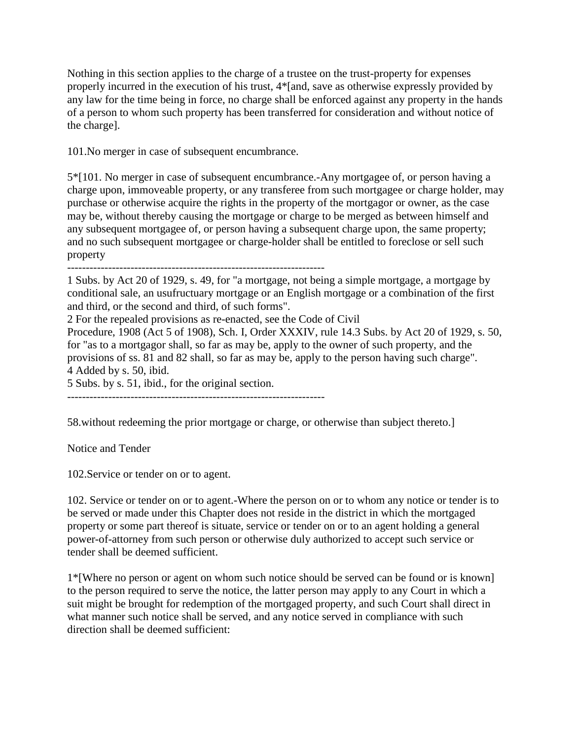Nothing in this section applies to the charge of a trustee on the trust-property for expenses properly incurred in the execution of his trust, 4*[and, save as otherwise expressly provided by any law for the time being in force, no charge shall be enforced against any property in the hands of a person to whom such property has been transferred for consideration and without notice of the charge].

101.No merger in case of subsequent encumbrance.

5*[101. No merger in case of subsequent encumbrance.-Any mortgagee of, or person having a charge upon, immoveable property, or any transferee from such mortgagee or charge holder, may purchase or otherwise acquire the rights in the property of the mortgagor or owner, as the case may be, without thereby causing the mortgage or charge to be merged as between himself and any subsequent mortgagee of, or person having a subsequent charge upon, the same property; and no such subsequent mortgagee or charge-holder shall be entitled to foreclose or sell such property

---------------------------------------------------------------------

1 Subs. by Act 20 of 1929, s. 49, for "a mortgage, not being a simple mortgage, a mortgage by conditional sale, an usufructuary mortgage or an English mortgage or a combination of the first and third, or the second and third, of such forms".

2 For the repealed provisions as re-enacted, see the Code of Civil Procedure, 1908 (Act 5 of 1908), Sch. I, Order XXXIV, rule 14.3 Subs. by Act 20 of 1929, s. 50, for "as to a mortgagor shall, so far as may be, apply to the owner of such property, and the provisions of ss. 81 and 82 shall, so far as may be, apply to the person having such charge".

4 Added by s. 50, ibid.

5 Subs. by s. 51, ibid., for the original section.

---------------------------------------------------------------------

58.without redeeming the prior mortgage or charge, or otherwise than subject thereto.]

Notice and Tender

102.Service or tender on or to agent.

102. Service or tender on or to agent.-Where the person on or to whom any notice or tender is to be served or made under this Chapter does not reside in the district in which the mortgaged property or some part thereof is situate, service or tender on or to an agent holding a general power-of-attorney from such person or otherwise duly authorized to accept such service or tender shall be deemed sufficient.

1*[Where no person or agent on whom such notice should be served can be found or is known] to the person required to serve the notice, the latter person may apply to any Court in which a suit might be brought for redemption of the mortgaged property, and such Court shall direct in what manner such notice shall be served, and any notice served in compliance with such direction shall be deemed sufficient: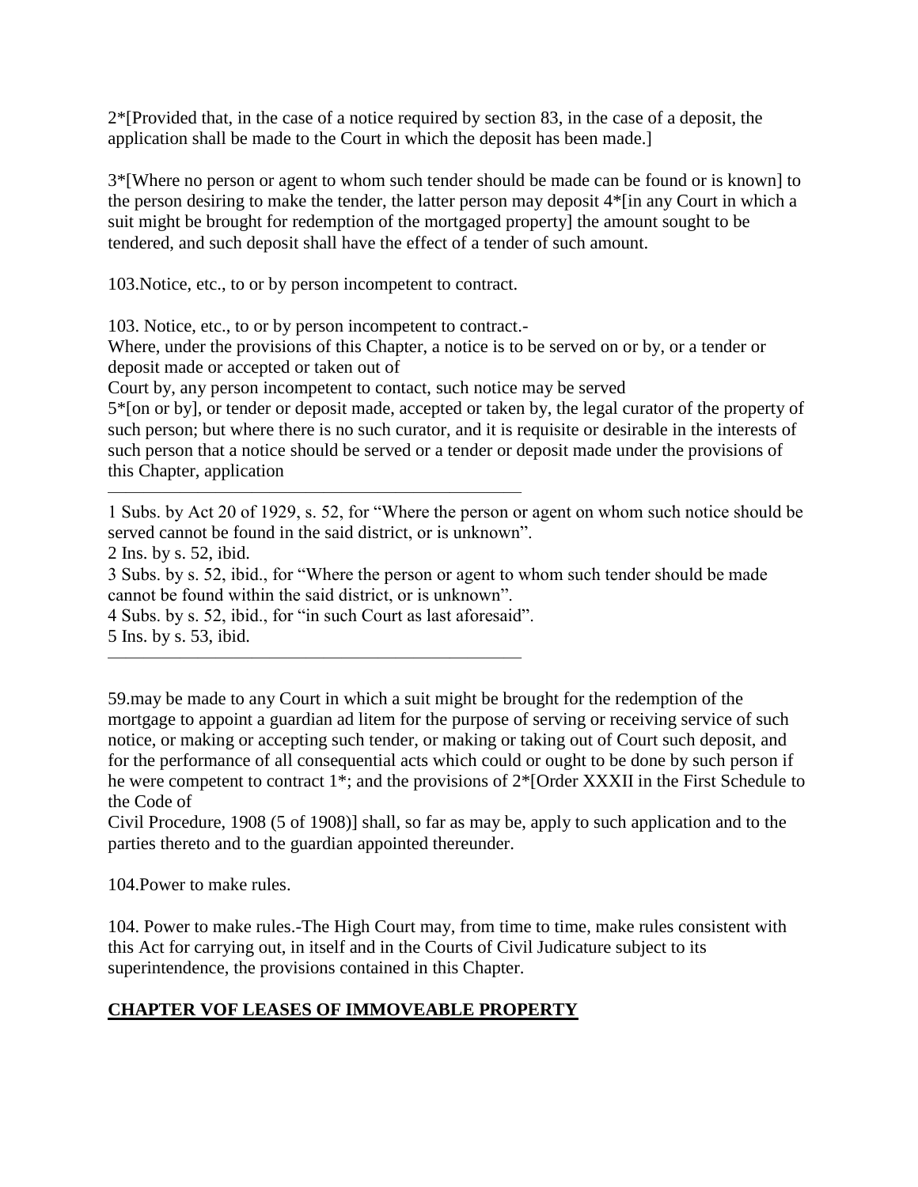2*[Provided that, in the case of a notice required by section 83, in the case of a deposit, the application shall be made to the Court in which the deposit has been made.]

3*[Where no person or agent to whom such tender should be made can be found or is known] to the person desiring to make the tender, the latter person may deposit 4*[in any Court in which a suit might be brought for redemption of the mortgaged property] the amount sought to be tendered, and such deposit shall have the effect of a tender of such amount.

103.Notice, etc., to or by person incompetent to contract.

103. Notice, etc., to or by person incompetent to contract.-
Where, under the provisions of this Chapter, a notice is to be served on or by, or a tender or deposit made or accepted or taken out of
Court by, any person incompetent to contact, such notice may be served
5*[on or by], or tender or deposit made, accepted or taken by, the legal curator of the property of such person; but where there is no such curator, and it is requisite or desirable in the interests of such person that a notice should be served or a tender or deposit made under the provisions of this Chapter, application

---

1 Subs. by Act 20 of 1929, s. 52, for "Where the person or agent on whom such notice should be served cannot be found in the said district, or is unknown".
2 Ins. by s. 52, ibid.
3 Subs. by s. 52, ibid., for "Where the person or agent to whom such tender should be made cannot be found within the said district, or is unknown".
4 Subs. by s. 52, ibid., for "in such Court as last aforesaid".
5 Ins. by s. 53, ibid.

---

59.may be made to any Court in which a suit might be brought for the redemption of the mortgage to appoint a guardian ad litem for the purpose of serving or receiving service of such notice, or making or accepting such tender, or making or taking out of Court such deposit, and for the performance of all consequential acts which could or ought to be done by such person if he were competent to contract 1*; and the provisions of 2*[Order XXXII in the First Schedule to the Code of
Civil Procedure, 1908 (5 of 1908)] shall, so far as may be, apply to such application and to the parties thereto and to the guardian appointed thereunder.

104.Power to make rules.

104. Power to make rules.-The High Court may, from time to time, make rules consistent with this Act for carrying out, in itself and in the Courts of Civil Judicature subject to its superintendence, the provisions contained in this Chapter.

## **CHAPTER VOF LEASES OF IMMOVEABLE PROPERTY**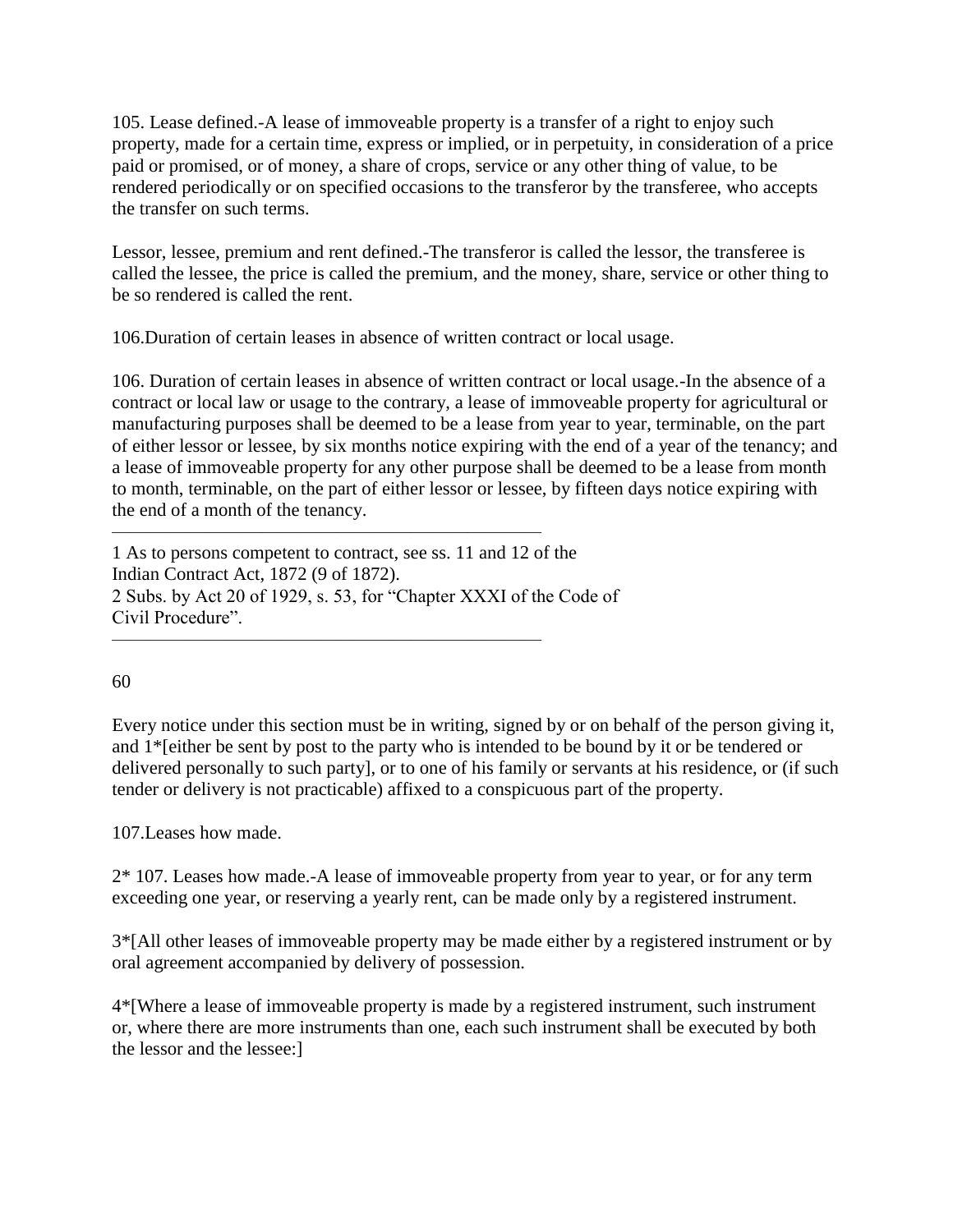105. Lease defined.-A lease of immoveable property is a transfer of a right to enjoy such property, made for a certain time, express or implied, or in perpetuity, in consideration of a price paid or promised, or of money, a share of crops, service or any other thing of value, to be rendered periodically or on specified occasions to the transferor by the transferee, who accepts the transfer on such terms.

Lessor, lessee, premium and rent defined.-The transferor is called the lessor, the transferee is called the lessee, the price is called the premium, and the money, share, service or other thing to be so rendered is called the rent.

106.Duration of certain leases in absence of written contract or local usage.

106. Duration of certain leases in absence of written contract or local usage.-In the absence of a contract or local law or usage to the contrary, a lease of immoveable property for agricultural or manufacturing purposes shall be deemed to be a lease from year to year, terminable, on the part of either lessor or lessee, by six months notice expiring with the end of a year of the tenancy; and a lease of immoveable property for any other purpose shall be deemed to be a lease from month to month, terminable, on the part of either lessor or lessee, by fifteen days notice expiring with the end of a month of the tenancy.

---

1 As to persons competent to contract, see ss. 11 and 12 of the Indian Contract Act, 1872 (9 of 1872).
2 Subs. by Act 20 of 1929, s. 53, for "Chapter XXXI of the Code of Civil Procedure".

---

Every notice under this section must be in writing, signed by or on behalf of the person giving it, and 1*[either be sent by post to the party who is intended to be bound by it or be tendered or delivered personally to such party], or to one of his family or servants at his residence, or (if such tender or delivery is not practicable) affixed to a conspicuous part of the property.

107.Leases how made.

2* 107. Leases how made.-A lease of immoveable property from year to year, or for any term exceeding one year, or reserving a yearly rent, can be made only by a registered instrument.

3*[All other leases of immoveable property may be made either by a registered instrument or by oral agreement accompanied by delivery of possession.

4*[Where a lease of immoveable property is made by a registered instrument, such instrument or, where there are more instruments than one, each such instrument shall be executed by both the lessor and the lessee:]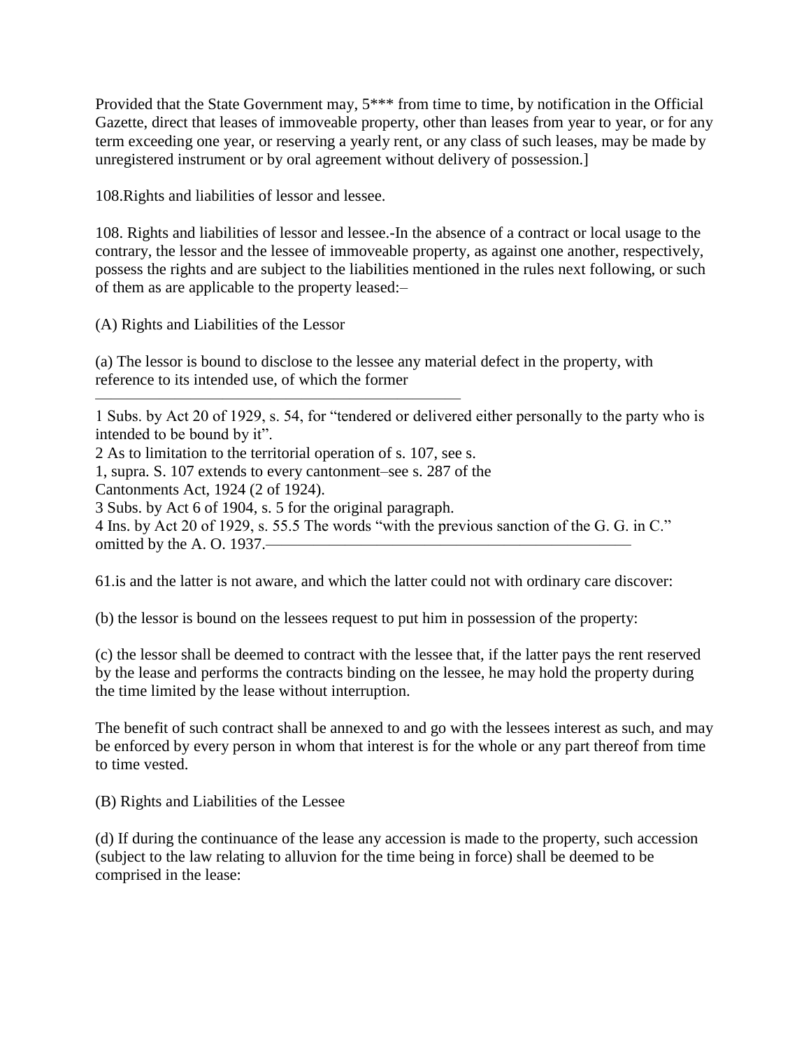Provided that the State Government may, 5*** from time to time, by notification in the Official Gazette, direct that leases of immoveable property, other than leases from year to year, or for any term exceeding one year, or reserving a yearly rent, or any class of such leases, may be made by unregistered instrument or by oral agreement without delivery of possession.]

108.Rights and liabilities of lessor and lessee.

108. Rights and liabilities of lessor and lessee.-In the absence of a contract or local usage to the contrary, the lessor and the lessee of immoveable property, as against one another, respectively, possess the rights and are subject to the liabilities mentioned in the rules next following, or such of them as are applicable to the property leased:–

(A) Rights and Liabilities of the Lessor

(a) The lessor is bound to disclose to the lessee any material defect in the property, with reference to its intended use, of which the former

---

1 Subs. by Act 20 of 1929, s. 54, for "tendered or delivered either personally to the party who is intended to be bound by it".
2 As to limitation to the territorial operation of s. 107, see s.
1, supra. S. 107 extends to every cantonment–see s. 287 of the
Cantonments Act, 1924 (2 of 1924).
3 Subs. by Act 6 of 1904, s. 5 for the original paragraph.
4 Ins. by Act 20 of 1929, s. 55.5 The words "with the previous sanction of the G. G. in C." omitted by the A. O. 1937.

---

61.is and the latter is not aware, and which the latter could not with ordinary care discover:

(b) the lessor is bound on the lessees request to put him in possession of the property:

(c) the lessor shall be deemed to contract with the lessee that, if the latter pays the rent reserved by the lease and performs the contracts binding on the lessee, he may hold the property during the time limited by the lease without interruption.

The benefit of such contract shall be annexed to and go with the lessees interest as such, and may be enforced by every person in whom that interest is for the whole or any part thereof from time to time vested.

(B) Rights and Liabilities of the Lessee

(d) If during the continuance of the lease any accession is made to the property, such accession (subject to the law relating to alluvion for the time being in force) shall be deemed to be comprised in the lease: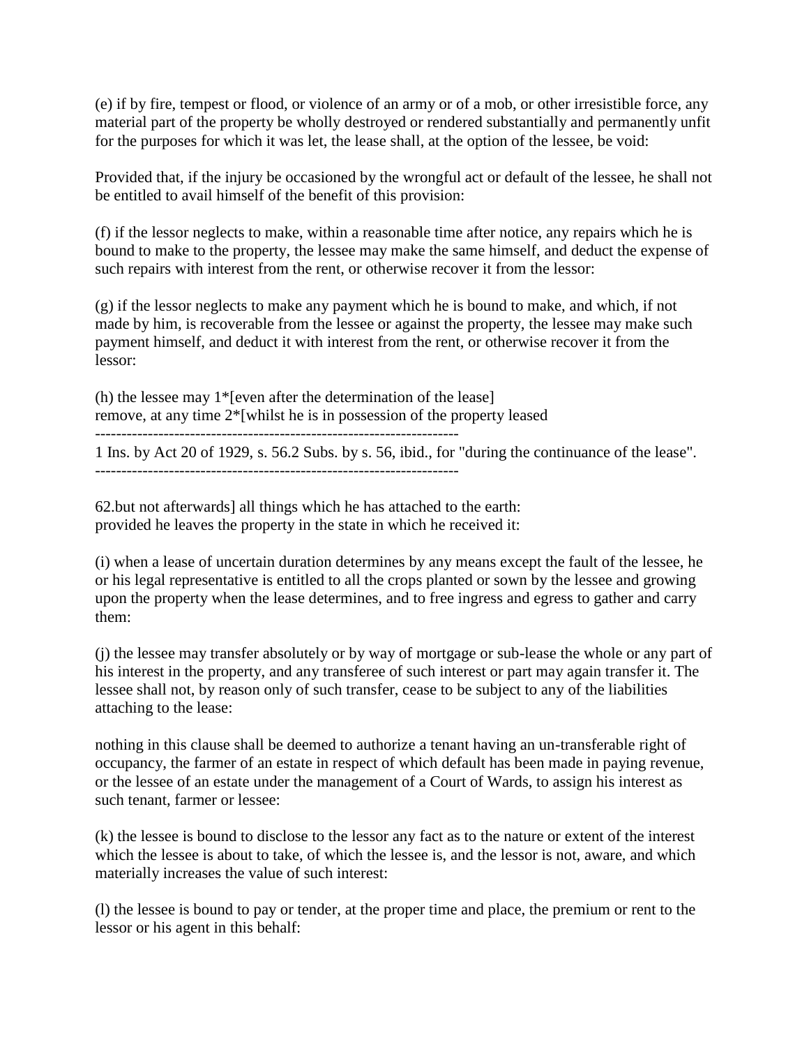(e) if by fire, tempest or flood, or violence of an army or of a mob, or other irresistible force, any material part of the property be wholly destroyed or rendered substantially and permanently unfit for the purposes for which it was let, the lease shall, at the option of the lessee, be void:

Provided that, if the injury be occasioned by the wrongful act or default of the lessee, he shall not be entitled to avail himself of the benefit of this provision:

(f) if the lessor neglects to make, within a reasonable time after notice, any repairs which he is bound to make to the property, the lessee may make the same himself, and deduct the expense of such repairs with interest from the rent, or otherwise recover it from the lessor:

(g) if the lessor neglects to make any payment which he is bound to make, and which, if not made by him, is recoverable from the lessee or against the property, the lessee may make such payment himself, and deduct it with interest from the rent, or otherwise recover it from the lessor:

(h) the lessee may 1*[even after the determination of the lease]
remove, at any time 2*[whilst he is in possession of the property leased

---------------------------------------------------------------------

1 Ins. by Act 20 of 1929, s. 56.2 Subs. by s. 56, ibid., for "during the continuance of the lease".

---------------------------------------------------------------------

62.but not afterwards] all things which he has attached to the earth:
provided he leaves the property in the state in which he received it:

(i) when a lease of uncertain duration determines by any means except the fault of the lessee, he or his legal representative is entitled to all the crops planted or sown by the lessee and growing upon the property when the lease determines, and to free ingress and egress to gather and carry them:

(j) the lessee may transfer absolutely or by way of mortgage or sub-lease the whole or any part of his interest in the property, and any transferee of such interest or part may again transfer it. The lessee shall not, by reason only of such transfer, cease to be subject to any of the liabilities attaching to the lease:

nothing in this clause shall be deemed to authorize a tenant having an un-transferable right of occupancy, the farmer of an estate in respect of which default has been made in paying revenue, or the lessee of an estate under the management of a Court of Wards, to assign his interest as such tenant, farmer or lessee:

(k) the lessee is bound to disclose to the lessor any fact as to the nature or extent of the interest which the lessee is about to take, of which the lessee is, and the lessor is not, aware, and which materially increases the value of such interest:

(l) the lessee is bound to pay or tender, at the proper time and place, the premium or rent to the lessor or his agent in this behalf: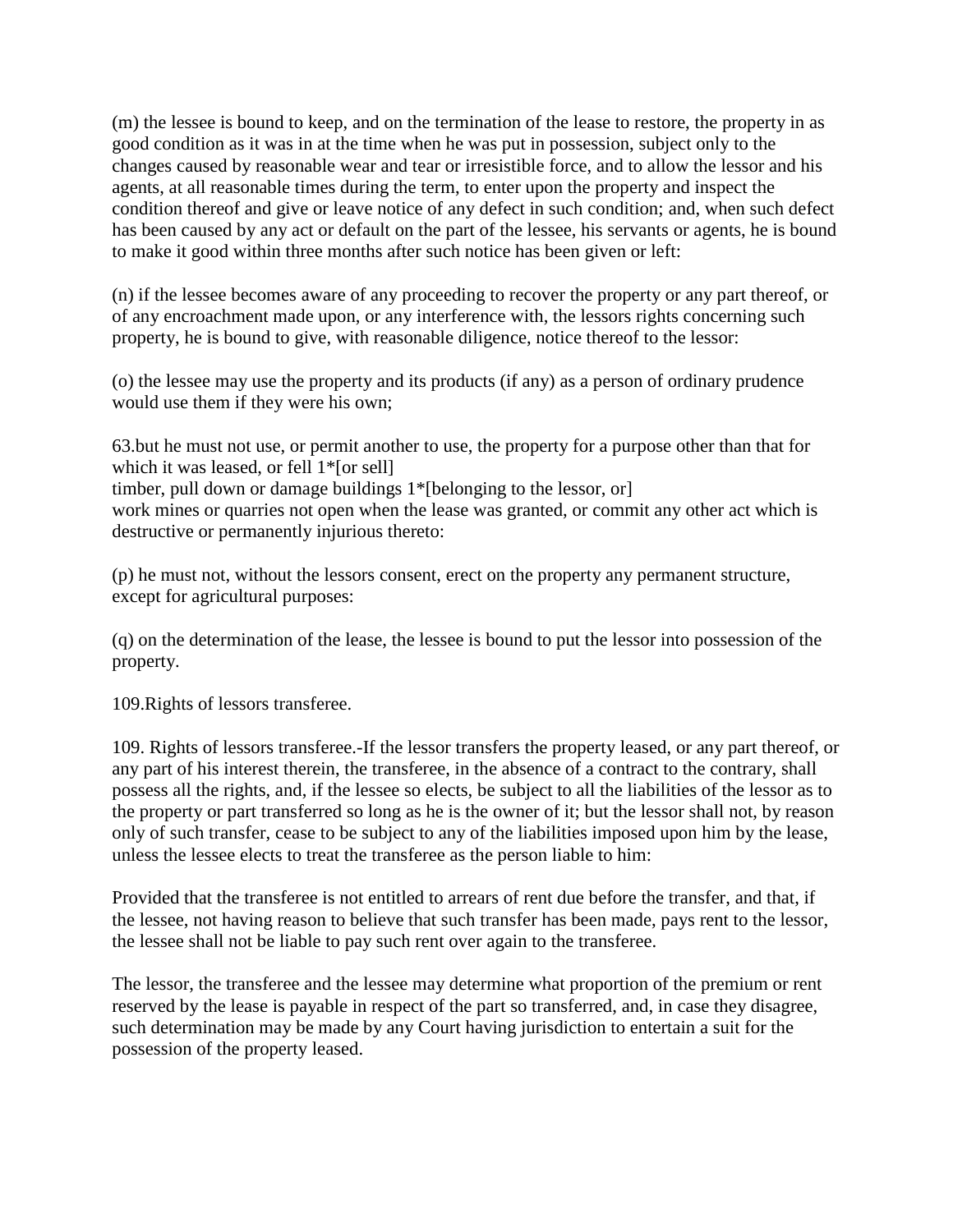(m) the lessee is bound to keep, and on the termination of the lease to restore, the property in as good condition as it was in at the time when he was put in possession, subject only to the changes caused by reasonable wear and tear or irresistible force, and to allow the lessor and his agents, at all reasonable times during the term, to enter upon the property and inspect the condition thereof and give or leave notice of any defect in such condition; and, when such defect has been caused by any act or default on the part of the lessee, his servants or agents, he is bound to make it good within three months after such notice has been given or left:

(n) if the lessee becomes aware of any proceeding to recover the property or any part thereof, or of any encroachment made upon, or any interference with, the lessors rights concerning such property, he is bound to give, with reasonable diligence, notice thereof to the lessor:

(o) the lessee may use the property and its products (if any) as a person of ordinary prudence would use them if they were his own;

63.but he must not use, or permit another to use, the property for a purpose other than that for which it was leased, or fell 1*[or sell]
timber, pull down or damage buildings 1*[belonging to the lessor, or]
work mines or quarries not open when the lease was granted, or commit any other act which is destructive or permanently injurious thereto:

(p) he must not, without the lessors consent, erect on the property any permanent structure, except for agricultural purposes:

(q) on the determination of the lease, the lessee is bound to put the lessor into possession of the property.

109.Rights of lessors transferee.

109. Rights of lessors transferee.-If the lessor transfers the property leased, or any part thereof, or any part of his interest therein, the transferee, in the absence of a contract to the contrary, shall possess all the rights, and, if the lessee so elects, be subject to all the liabilities of the lessor as to the property or part transferred so long as he is the owner of it; but the lessor shall not, by reason only of such transfer, cease to be subject to any of the liabilities imposed upon him by the lease, unless the lessee elects to treat the transferee as the person liable to him:

Provided that the transferee is not entitled to arrears of rent due before the transfer, and that, if the lessee, not having reason to believe that such transfer has been made, pays rent to the lessor, the lessee shall not be liable to pay such rent over again to the transferee.

The lessor, the transferee and the lessee may determine what proportion of the premium or rent reserved by the lease is payable in respect of the part so transferred, and, in case they disagree, such determination may be made by any Court having jurisdiction to entertain a suit for the possession of the property leased.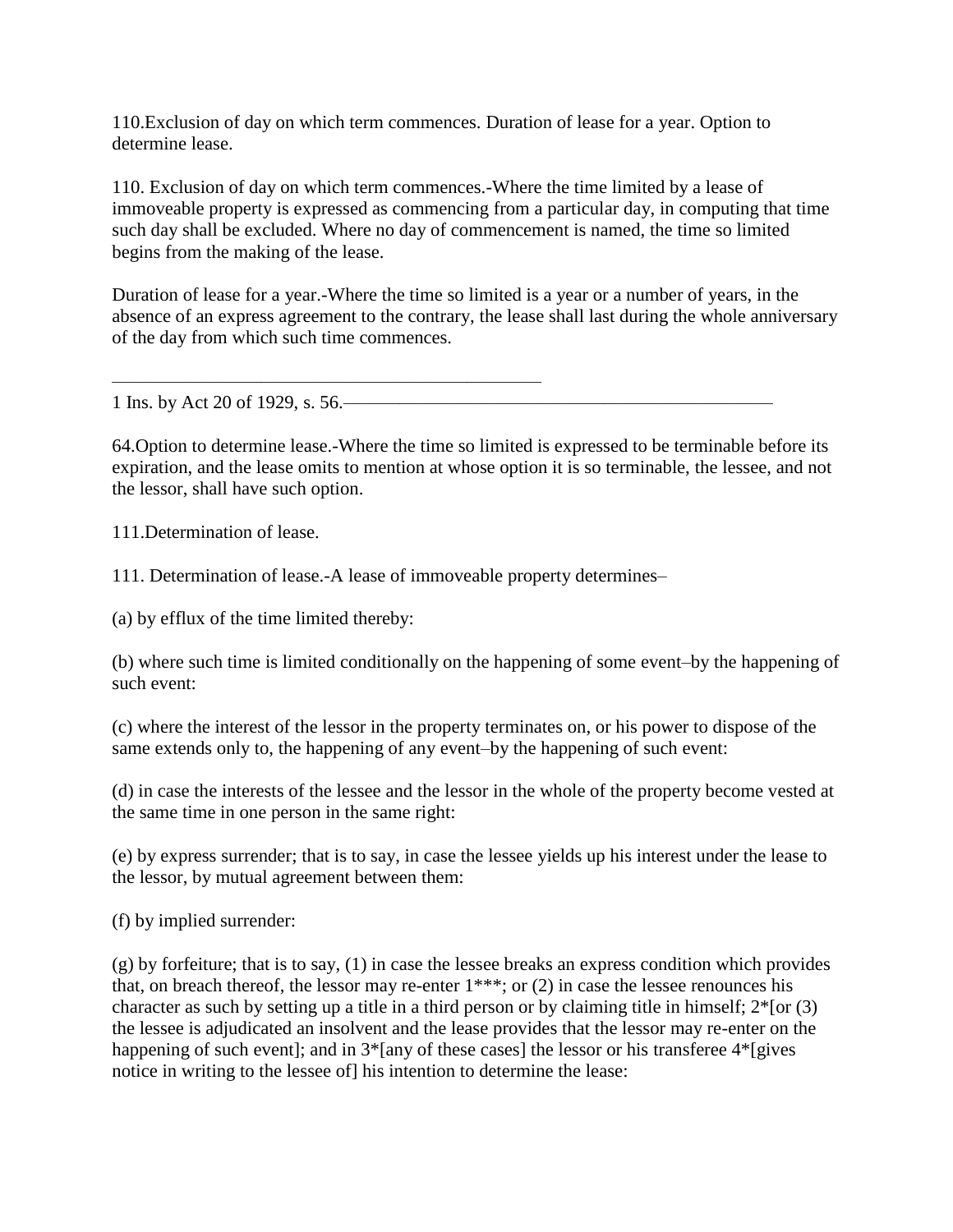110.Exclusion of day on which term commences. Duration of lease for a year. Option to determine lease.

110. Exclusion of day on which term commences.-Where the time limited by a lease of immoveable property is expressed as commencing from a particular day, in computing that time such day shall be excluded. Where no day of commencement is named, the time so limited begins from the making of the lease.

Duration of lease for a year.-Where the time so limited is a year or a number of years, in the absence of an express agreement to the contrary, the lease shall last during the whole anniversary of the day from which such time commences.

---

1 Ins. by Act 20 of 1929, s. 56.

---

64.Option to determine lease.-Where the time so limited is expressed to be terminable before its expiration, and the lease omits to mention at whose option it is so terminable, the lessee, and not the lessor, shall have such option.

111.Determination of lease.

111. Determination of lease.-A lease of immoveable property determines–

(a) by efflux of the time limited thereby:

(b) where such time is limited conditionally on the happening of some event–by the happening of such event:

(c) where the interest of the lessor in the property terminates on, or his power to dispose of the same extends only to, the happening of any event–by the happening of such event:

(d) in case the interests of the lessee and the lessor in the whole of the property become vested at the same time in one person in the same right:

(e) by express surrender; that is to say, in case the lessee yields up his interest under the lease to the lessor, by mutual agreement between them:

(f) by implied surrender:

(g) by forfeiture; that is to say, (1) in case the lessee breaks an express condition which provides that, on breach thereof, the lessor may re-enter 1***; or (2) in case the lessee renounces his character as such by setting up a title in a third person or by claiming title in himself; 2*[or (3) the lessee is adjudicated an insolvent and the lease provides that the lessor may re-enter on the happening of such event]; and in 3*[any of these cases] the lessor or his transferee 4*[gives notice in writing to the lessee of] his intention to determine the lease: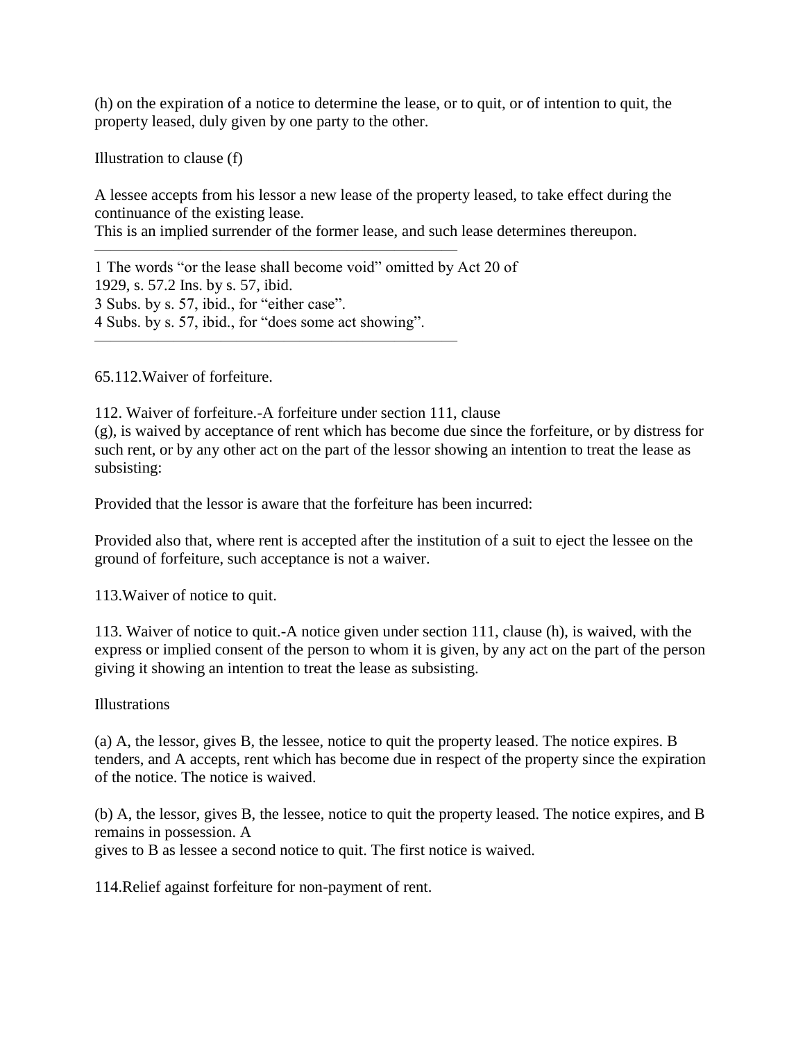(h) on the expiration of a notice to determine the lease, or to quit, or of intention to quit, the property leased, duly given by one party to the other.

Illustration to clause (f)

A lessee accepts from his lessor a new lease of the property leased, to take effect during the continuance of the existing lease.
This is an implied surrender of the former lease, and such lease determines thereupon.

---

1 The words "or the lease shall become void" omitted by Act 20 of 1929, s. 57.2 Ins. by s. 57, ibid.
3 Subs. by s. 57, ibid., for "either case".
4 Subs. by s. 57, ibid., for "does some act showing".

---

65.112.Waiver of forfeiture.

112. Waiver of forfeiture.-A forfeiture under section 111, clause (g), is waived by acceptance of rent which has become due since the forfeiture, or by distress for such rent, or by any other act on the part of the lessor showing an intention to treat the lease as subsisting:

Provided that the lessor is aware that the forfeiture has been incurred:

Provided also that, where rent is accepted after the institution of a suit to eject the lessee on the ground of forfeiture, such acceptance is not a waiver.

113.Waiver of notice to quit.

113. Waiver of notice to quit.-A notice given under section 111, clause (h), is waived, with the express or implied consent of the person to whom it is given, by any act on the part of the person giving it showing an intention to treat the lease as subsisting.

Illustrations

(a) A, the lessor, gives B, the lessee, notice to quit the property leased. The notice expires. B tenders, and A accepts, rent which has become due in respect of the property since the expiration of the notice. The notice is waived.

(b) A, the lessor, gives B, the lessee, notice to quit the property leased. The notice expires, and B remains in possession. A gives to B as lessee a second notice to quit. The first notice is waived.

114.Relief against forfeiture for non-payment of rent.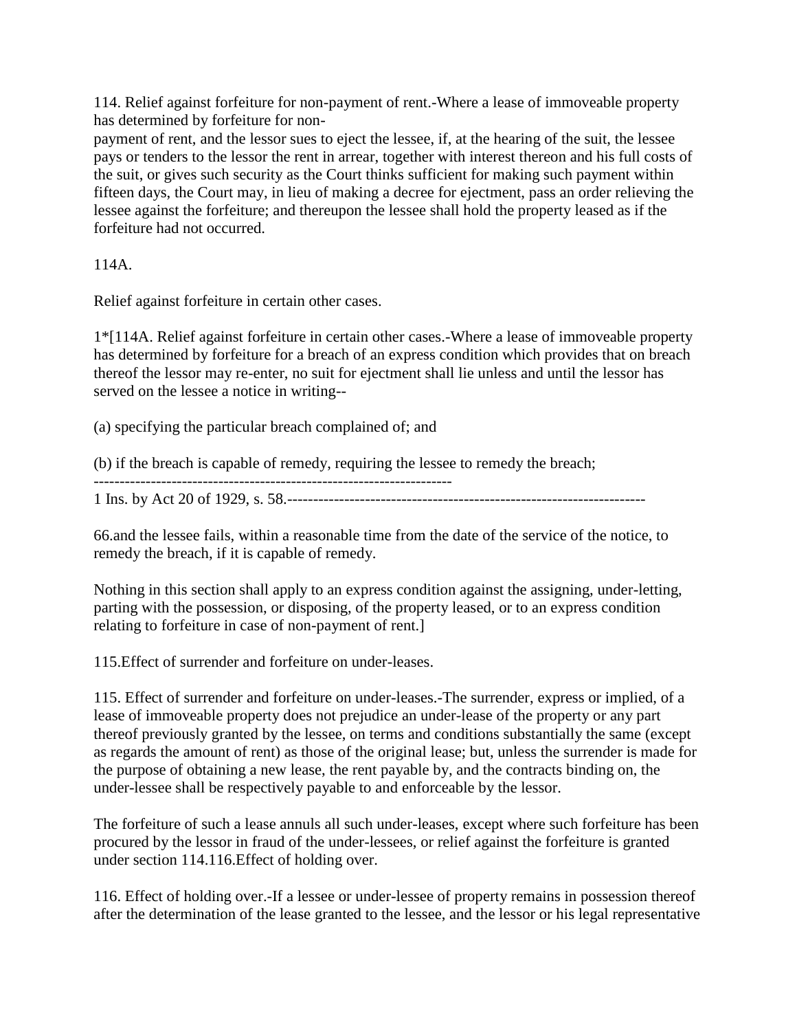114. Relief against forfeiture for non-payment of rent.-Where a lease of immoveable property has determined by forfeiture for non-
payment of rent, and the lessor sues to eject the lessee, if, at the hearing of the suit, the lessee pays or tenders to the lessor the rent in arrear, together with interest thereon and his full costs of the suit, or gives such security as the Court thinks sufficient for making such payment within fifteen days, the Court may, in lieu of making a decree for ejectment, pass an order relieving the lessee against the forfeiture; and thereupon the lessee shall hold the property leased as if the forfeiture had not occurred.

114A.

Relief against forfeiture in certain other cases.

1*[114A. Relief against forfeiture in certain other cases.-Where a lease of immoveable property has determined by forfeiture for a breach of an express condition which provides that on breach thereof the lessor may re-enter, no suit for ejectment shall lie unless and until the lessor has served on the lessee a notice in writing--

(a) specifying the particular breach complained of; and

(b) if the breach is capable of remedy, requiring the lessee to remedy the breach;

---------------------------------------------------------------------

1 Ins. by Act 20 of 1929, s. 58.---------------------------------------------------------------------

66.and the lessee fails, within a reasonable time from the date of the service of the notice, to remedy the breach, if it is capable of remedy.

Nothing in this section shall apply to an express condition against the assigning, under-letting, parting with the possession, or disposing, of the property leased, or to an express condition relating to forfeiture in case of non-payment of rent.]

115.Effect of surrender and forfeiture on under-leases.

115. Effect of surrender and forfeiture on under-leases.-The surrender, express or implied, of a lease of immoveable property does not prejudice an under-lease of the property or any part thereof previously granted by the lessee, on terms and conditions substantially the same (except as regards the amount of rent) as those of the original lease; but, unless the surrender is made for the purpose of obtaining a new lease, the rent payable by, and the contracts binding on, the under-lessee shall be respectively payable to and enforceable by the lessor.

The forfeiture of such a lease annuls all such under-leases, except where such forfeiture has been procured by the lessor in fraud of the under-lessees, or relief against the forfeiture is granted under section 114.116.Effect of holding over.

116. Effect of holding over.-If a lessee or under-lessee of property remains in possession thereof after the determination of the lease granted to the lessee, and the lessor or his legal representative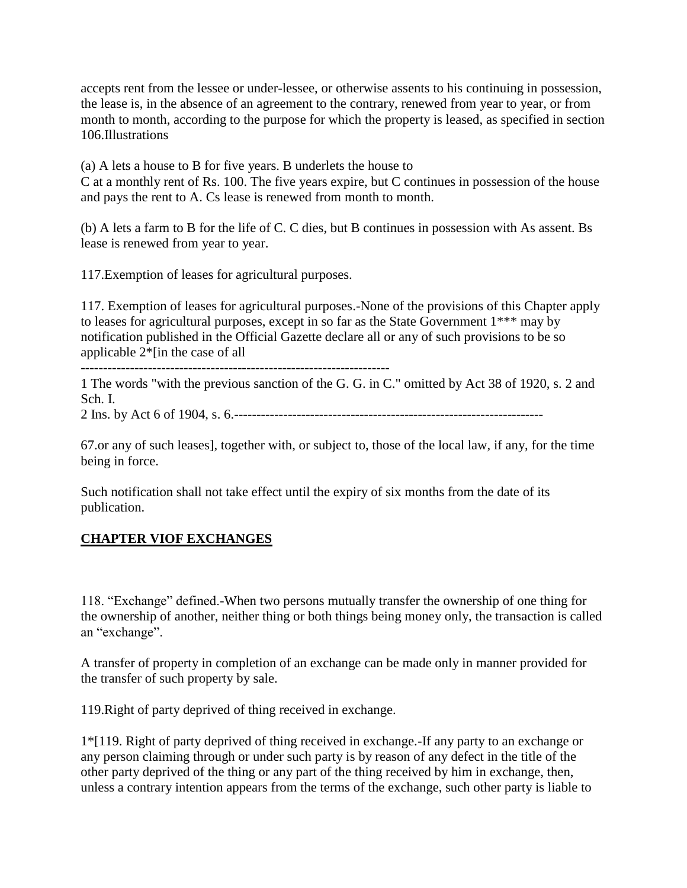accepts rent from the lessee or under-lessee, or otherwise assents to his continuing in possession, the lease is, in the absence of an agreement to the contrary, renewed from year to year, or from month to month, according to the purpose for which the property is leased, as specified in section 106.Illustrations

(a) A lets a house to B for five years. B underlets the house to
C at a monthly rent of Rs. 100. The five years expire, but C continues in possession of the house and pays the rent to A. Cs lease is renewed from month to month.

(b) A lets a farm to B for the life of C. C dies, but B continues in possession with As assent. Bs lease is renewed from year to year.

117.Exemption of leases for agricultural purposes.

117. Exemption of leases for agricultural purposes.-None of the provisions of this Chapter apply to leases for agricultural purposes, except in so far as the State Government 1*** may by notification published in the Official Gazette declare all or any of such provisions to be so applicable 2*[in the case of all

---------------------------------------------------------------------

1 The words "with the previous sanction of the G. G. in C." omitted by Act 38 of 1920, s. 2 and Sch. I.

2 Ins. by Act 6 of 1904, s. 6.---------------------------------------------------------------------

67.or any of such leases], together with, or subject to, those of the local law, if any, for the time being in force.

Such notification shall not take effect until the expiry of six months from the date of its publication.

## **CHAPTER VIOF EXCHANGES**

118. "Exchange" defined.-When two persons mutually transfer the ownership of one thing for the ownership of another, neither thing or both things being money only, the transaction is called an "exchange".

A transfer of property in completion of an exchange can be made only in manner provided for the transfer of such property by sale.

119.Right of party deprived of thing received in exchange.

1*[119. Right of party deprived of thing received in exchange.-If any party to an exchange or any person claiming through or under such party is by reason of any defect in the title of the other party deprived of the thing or any part of the thing received by him in exchange, then, unless a contrary intention appears from the terms of the exchange, such other party is liable to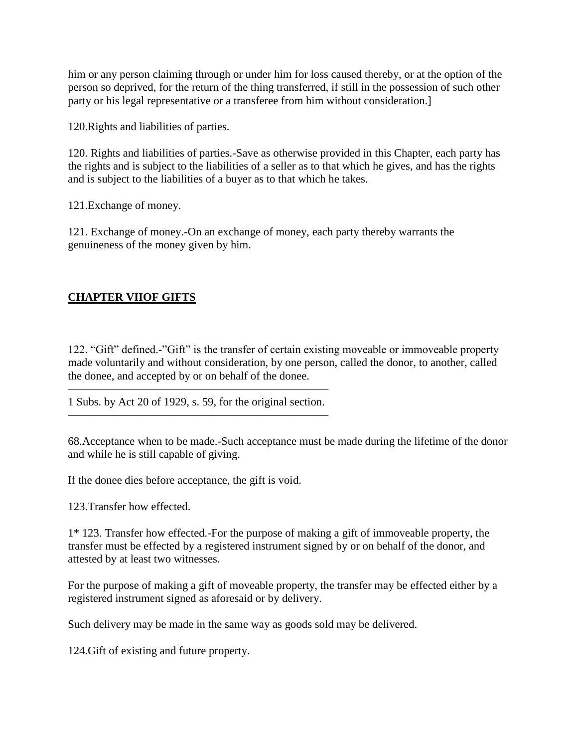him or any person claiming through or under him for loss caused thereby, or at the option of the person so deprived, for the return of the thing transferred, if still in the possession of such other party or his legal representative or a transferee from him without consideration.]

120.Rights and liabilities of parties.

120. Rights and liabilities of parties.-Save as otherwise provided in this Chapter, each party has the rights and is subject to the liabilities of a seller as to that which he gives, and has the rights and is subject to the liabilities of a buyer as to that which he takes.

121.Exchange of money.

121. Exchange of money.-On an exchange of money, each party thereby warrants the genuineness of the money given by him.

## **CHAPTER VIIOF GIFTS**

122. "Gift" defined.-"Gift" is the transfer of certain existing moveable or immoveable property made voluntarily and without consideration, by one person, called the donor, to another, called the donee, and accepted by or on behalf of the donee.

---

1 Subs. by Act 20 of 1929, s. 59, for the original section.

---

68.Acceptance when to be made.-Such acceptance must be made during the lifetime of the donor and while he is still capable of giving.

If the donee dies before acceptance, the gift is void.

123.Transfer how effected.

1* 123. Transfer how effected.-For the purpose of making a gift of immoveable property, the transfer must be effected by a registered instrument signed by or on behalf of the donor, and attested by at least two witnesses.

For the purpose of making a gift of moveable property, the transfer may be effected either by a registered instrument signed as aforesaid or by delivery.

Such delivery may be made in the same way as goods sold may be delivered.

124.Gift of existing and future property.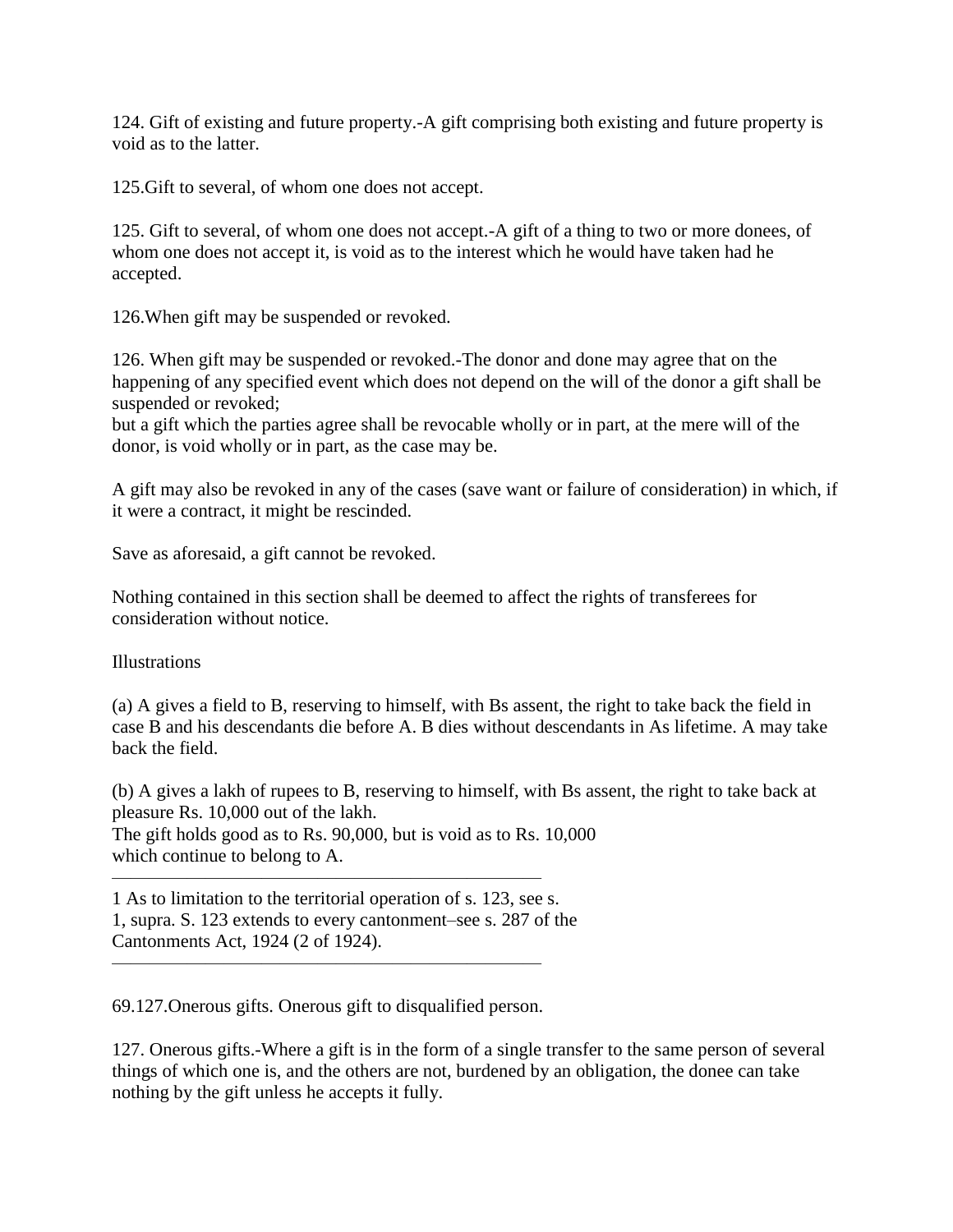124. Gift of existing and future property.-A gift comprising both existing and future property is void as to the latter.

125.Gift to several, of whom one does not accept.

125. Gift to several, of whom one does not accept.-A gift of a thing to two or more donees, of whom one does not accept it, is void as to the interest which he would have taken had he accepted.

126.When gift may be suspended or revoked.

126. When gift may be suspended or revoked.-The donor and done may agree that on the happening of any specified event which does not depend on the will of the donor a gift shall be suspended or revoked;
but a gift which the parties agree shall be revocable wholly or in part, at the mere will of the donor, is void wholly or in part, as the case may be.

A gift may also be revoked in any of the cases (save want or failure of consideration) in which, if it were a contract, it might be rescinded.

Save as aforesaid, a gift cannot be revoked.

Nothing contained in this section shall be deemed to affect the rights of transferees for consideration without notice.

Illustrations

(a) A gives a field to B, reserving to himself, with Bs assent, the right to take back the field in case B and his descendants die before A. B dies without descendants in As lifetime. A may take back the field.

(b) A gives a lakh of rupees to B, reserving to himself, with Bs assent, the right to take back at pleasure Rs. 10,000 out of the lakh.
The gift holds good as to Rs. 90,000, but is void as to Rs. 10,000
which continue to belong to A.

---

1 As to limitation to the territorial operation of s. 123, see s. 1, supra. S. 123 extends to every cantonment–see s. 287 of the Cantonments Act, 1924 (2 of 1924).

---

69.127.Onerous gifts. Onerous gift to disqualified person.

127. Onerous gifts.-Where a gift is in the form of a single transfer to the same person of several things of which one is, and the others are not, burdened by an obligation, the donee can take nothing by the gift unless he accepts it fully.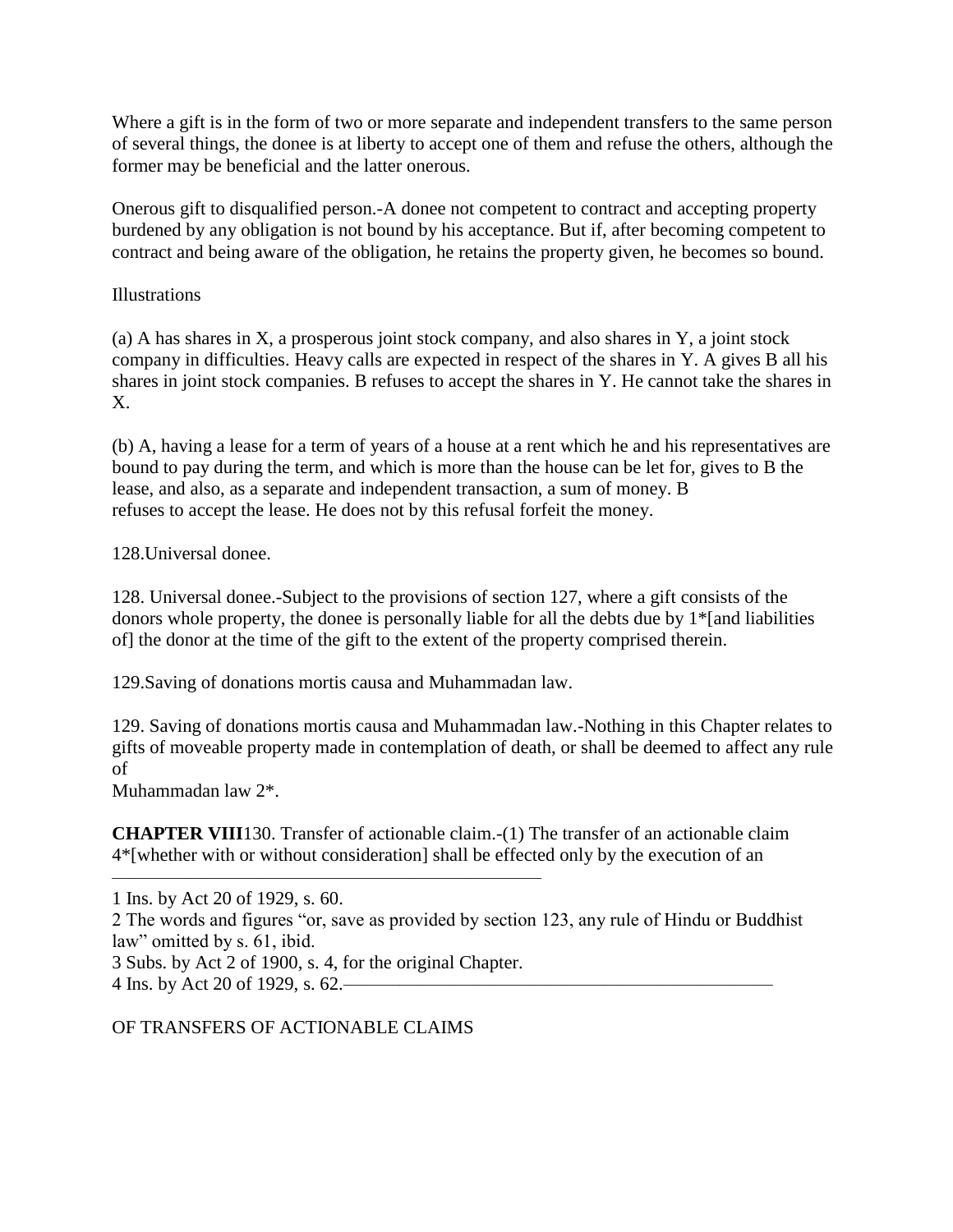Where a gift is in the form of two or more separate and independent transfers to the same person of several things, the donee is at liberty to accept one of them and refuse the others, although the former may be beneficial and the latter onerous.

Onerous gift to disqualified person.-A donee not competent to contract and accepting property burdened by any obligation is not bound by his acceptance. But if, after becoming competent to contract and being aware of the obligation, he retains the property given, he becomes so bound.

Illustrations

(a) A has shares in X, a prosperous joint stock company, and also shares in Y, a joint stock company in difficulties. Heavy calls are expected in respect of the shares in Y. A gives B all his shares in joint stock companies. B refuses to accept the shares in Y. He cannot take the shares in X.

(b) A, having a lease for a term of years of a house at a rent which he and his representatives are bound to pay during the term, and which is more than the house can be let for, gives to B the lease, and also, as a separate and independent transaction, a sum of money. B refuses to accept the lease. He does not by this refusal forfeit the money.

128.Universal donee.

128. Universal donee.-Subject to the provisions of section 127, where a gift consists of the donors whole property, the donee is personally liable for all the debts due by 1*[and liabilities of] the donor at the time of the gift to the extent of the property comprised therein.

129.Saving of donations mortis causa and Muhammadan law.

129. Saving of donations mortis causa and Muhammadan law.-Nothing in this Chapter relates to gifts of moveable property made in contemplation of death, or shall be deemed to affect any rule of Muhammadan law 2*.

**CHAPTER VIII**130. Transfer of actionable claim.-(1) The transfer of an actionable claim 4*[whether with or without consideration] shall be effected only by the execution of an

---

1 Ins. by Act 20 of 1929, s. 60.

2 The words and figures "or, save as provided by section 123, any rule of Hindu or Buddhist law" omitted by s. 61, ibid.

3 Subs. by Act 2 of 1900, s. 4, for the original Chapter.

4 Ins. by Act 20 of 1929, s. 62.

OF TRANSFERS OF ACTIONABLE CLAIMS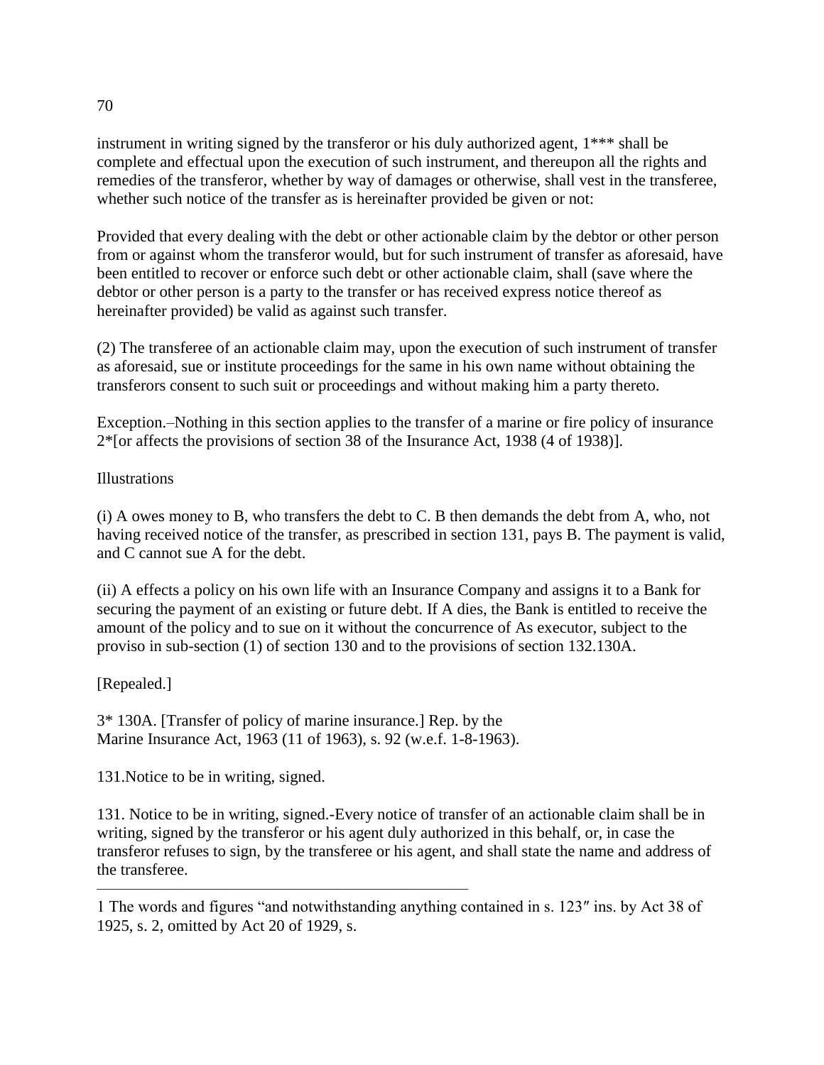instrument in writing signed by the transferor or his duly authorized agent, 1*** shall be complete and effectual upon the execution of such instrument, and thereupon all the rights and remedies of the transferor, whether by way of damages or otherwise, shall vest in the transferee, whether such notice of the transfer as is hereinafter provided be given or not:

Provided that every dealing with the debt or other actionable claim by the debtor or other person from or against whom the transferor would, but for such instrument of transfer as aforesaid, have been entitled to recover or enforce such debt or other actionable claim, shall (save where the debtor or other person is a party to the transfer or has received express notice thereof as hereinafter provided) be valid as against such transfer.

(2) The transferee of an actionable claim may, upon the execution of such instrument of transfer as aforesaid, sue or institute proceedings for the same in his own name without obtaining the transferors consent to such suit or proceedings and without making him a party thereto.

Exception.–Nothing in this section applies to the transfer of a marine or fire policy of insurance 2*[or affects the provisions of section 38 of the Insurance Act, 1938 (4 of 1938)].

Illustrations

(i) A owes money to B, who transfers the debt to C. B then demands the debt from A, who, not having received notice of the transfer, as prescribed in section 131, pays B. The payment is valid, and C cannot sue A for the debt.

(ii) A effects a policy on his own life with an Insurance Company and assigns it to a Bank for securing the payment of an existing or future debt. If A dies, the Bank is entitled to receive the amount of the policy and to sue on it without the concurrence of As executor, subject to the proviso in sub-section (1) of section 130 and to the provisions of section 132.130A.

[Repealed.]

3* 130A. [Transfer of policy of marine insurance.] Rep. by the Marine Insurance Act, 1963 (11 of 1963), s. 92 (w.e.f. 1-8-1963).

131.Notice to be in writing, signed.

131. Notice to be in writing, signed.-Every notice of transfer of an actionable claim shall be in writing, signed by the transferor or his agent duly authorized in this behalf, or, in case the transferor refuses to sign, by the transferee or his agent, and shall state the name and address of the transferee.

---

1 The words and figures "and notwithstanding anything contained in s. 123″ ins. by Act 38 of 1925, s. 2, omitted by Act 20 of 1929, s.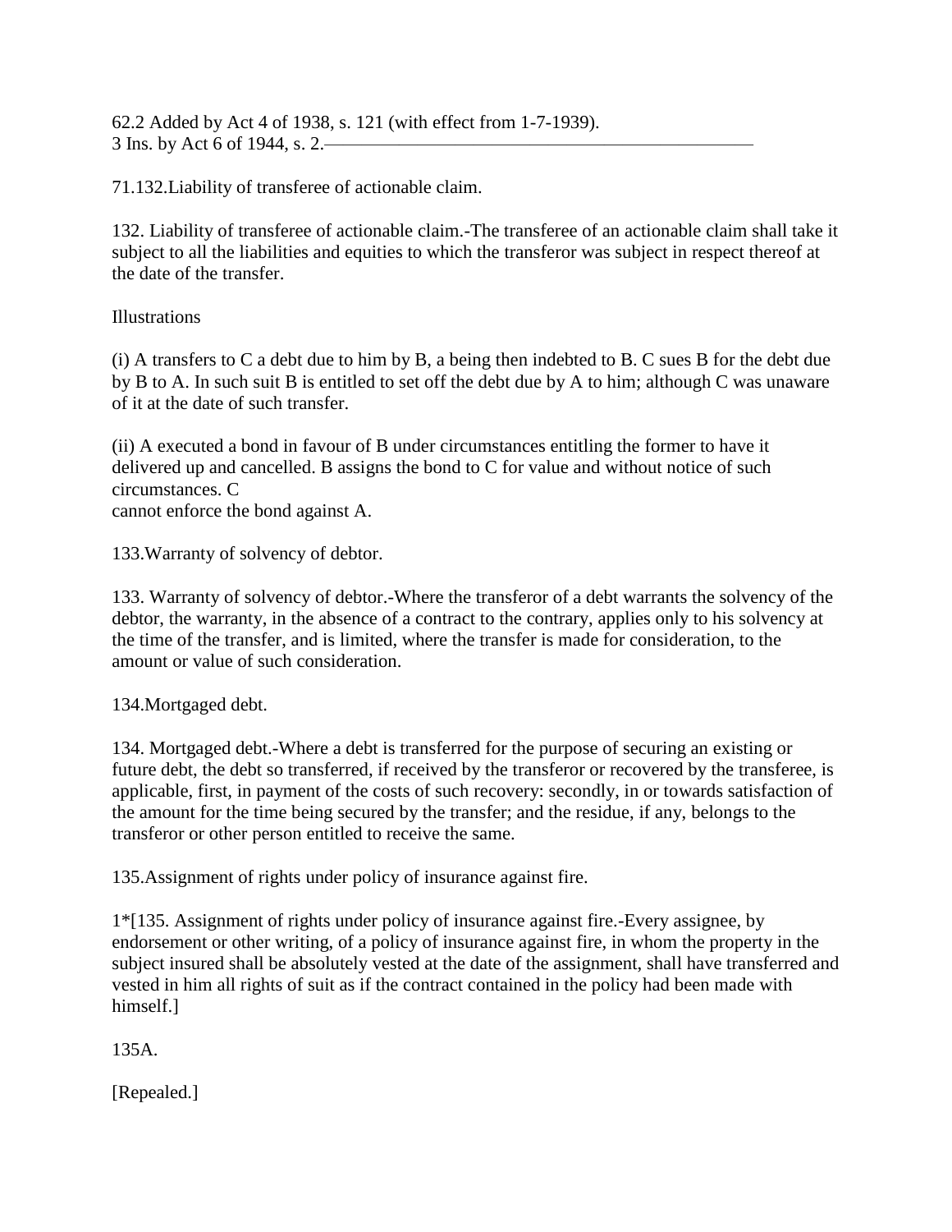62.2 Added by Act 4 of 1938, s. 121 (with effect from 1-7-1939).
3 Ins. by Act 6 of 1944, s. 2.

71.132.Liability of transferee of actionable claim.

132. Liability of transferee of actionable claim.-The transferee of an actionable claim shall take it subject to all the liabilities and equities to which the transferor was subject in respect thereof at the date of the transfer.

Illustrations

(i) A transfers to C a debt due to him by B, a being then indebted to B. C sues B for the debt due by B to A. In such suit B is entitled to set off the debt due by A to him; although C was unaware of it at the date of such transfer.

(ii) A executed a bond in favour of B under circumstances entitling the former to have it delivered up and cancelled. B assigns the bond to C for value and without notice of such circumstances. C
cannot enforce the bond against A.

133.Warranty of solvency of debtor.

133. Warranty of solvency of debtor.-Where the transferor of a debt warrants the solvency of the debtor, the warranty, in the absence of a contract to the contrary, applies only to his solvency at the time of the transfer, and is limited, where the transfer is made for consideration, to the amount or value of such consideration.

134.Mortgaged debt.

134. Mortgaged debt.-Where a debt is transferred for the purpose of securing an existing or future debt, the debt so transferred, if received by the transferor or recovered by the transferee, is applicable, first, in payment of the costs of such recovery: secondly, in or towards satisfaction of the amount for the time being secured by the transfer; and the residue, if any, belongs to the transferor or other person entitled to receive the same.

135.Assignment of rights under policy of insurance against fire.

1*[135. Assignment of rights under policy of insurance against fire.-Every assignee, by endorsement or other writing, of a policy of insurance against fire, in whom the property in the subject insured shall be absolutely vested at the date of the assignment, shall have transferred and vested in him all rights of suit as if the contract contained in the policy had been made with himself.]

135A.

[Repealed.]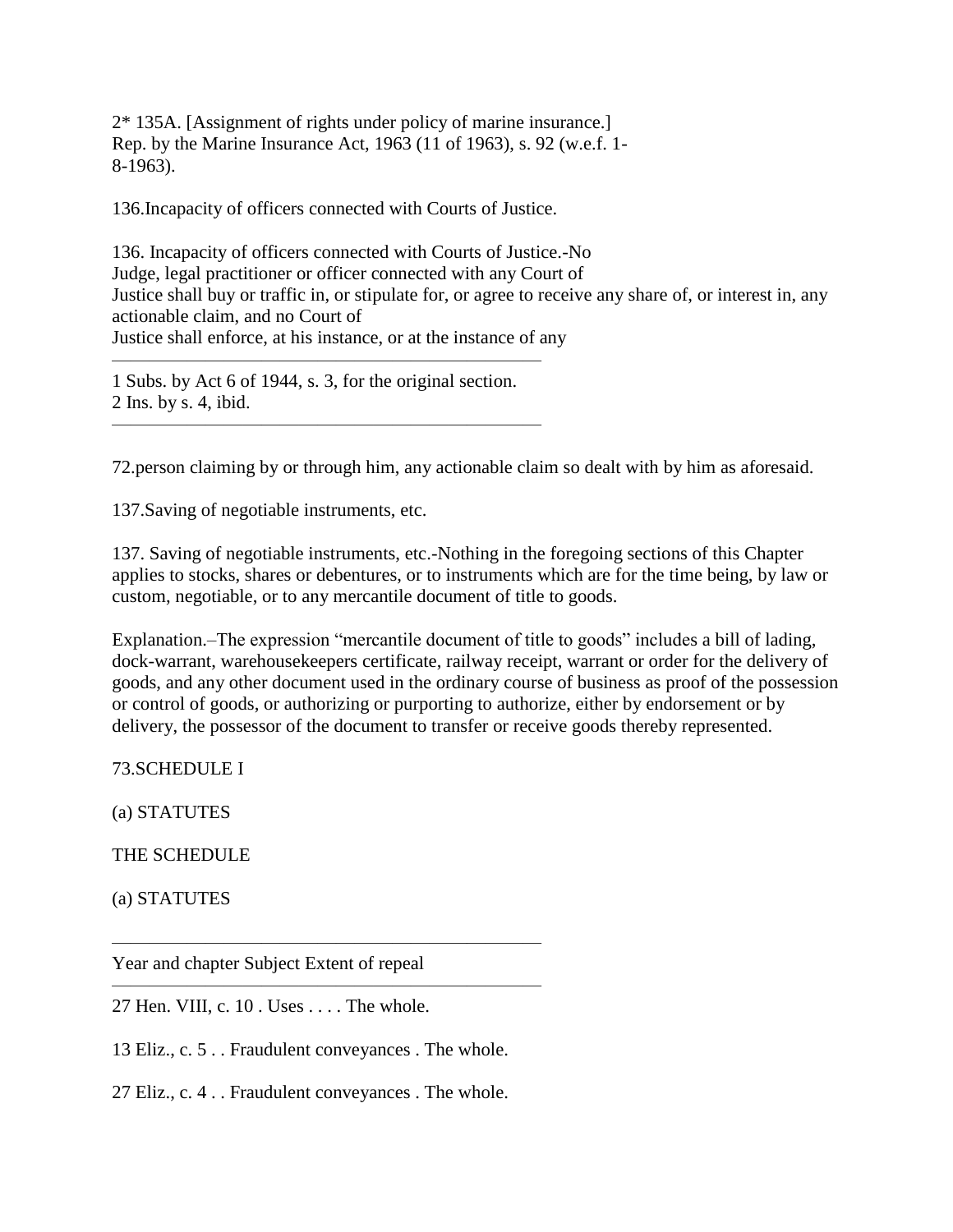2* 135A. [Assignment of rights under policy of marine insurance.]
Rep. by the Marine Insurance Act, 1963 (11 of 1963), s. 92 (w.e.f. 1-8-1963).

136.Incapacity of officers connected with Courts of Justice.

136. Incapacity of officers connected with Courts of Justice.-No Judge, legal practitioner or officer connected with any Court of Justice shall buy or traffic in, or stipulate for, or agree to receive any share of, or interest in, any actionable claim, and no Court of Justice shall enforce, at his instance, or at the instance of any

---

1 Subs. by Act 6 of 1944, s. 3, for the original section.
2 Ins. by s. 4, ibid.

---

72.person claiming by or through him, any actionable claim so dealt with by him as aforesaid.

137.Saving of negotiable instruments, etc.

137. Saving of negotiable instruments, etc.-Nothing in the foregoing sections of this Chapter applies to stocks, shares or debentures, or to instruments which are for the time being, by law or custom, negotiable, or to any mercantile document of title to goods.

Explanation.–The expression "mercantile document of title to goods" includes a bill of lading, dock-warrant, warehousekeepers certificate, railway receipt, warrant or order for the delivery of goods, and any other document used in the ordinary course of business as proof of the possession or control of goods, or authorizing or purporting to authorize, either by endorsement or by delivery, the possessor of the document to transfer or receive goods thereby represented.

73.SCHEDULE I

(a) STATUTES

THE SCHEDULE

(a) STATUTES

| Year and chapter | Subject | Extent of repeal |
| --- | --- | --- |
| 27 Hen. VIII, c. 10 . | Uses . . . . | The whole. |
| 13 Eliz., c. 5 . . | Fraudulent conveyances . | The whole. |
| 27 Eliz., c. 4 . . | Fraudulent conveyances . | The whole. |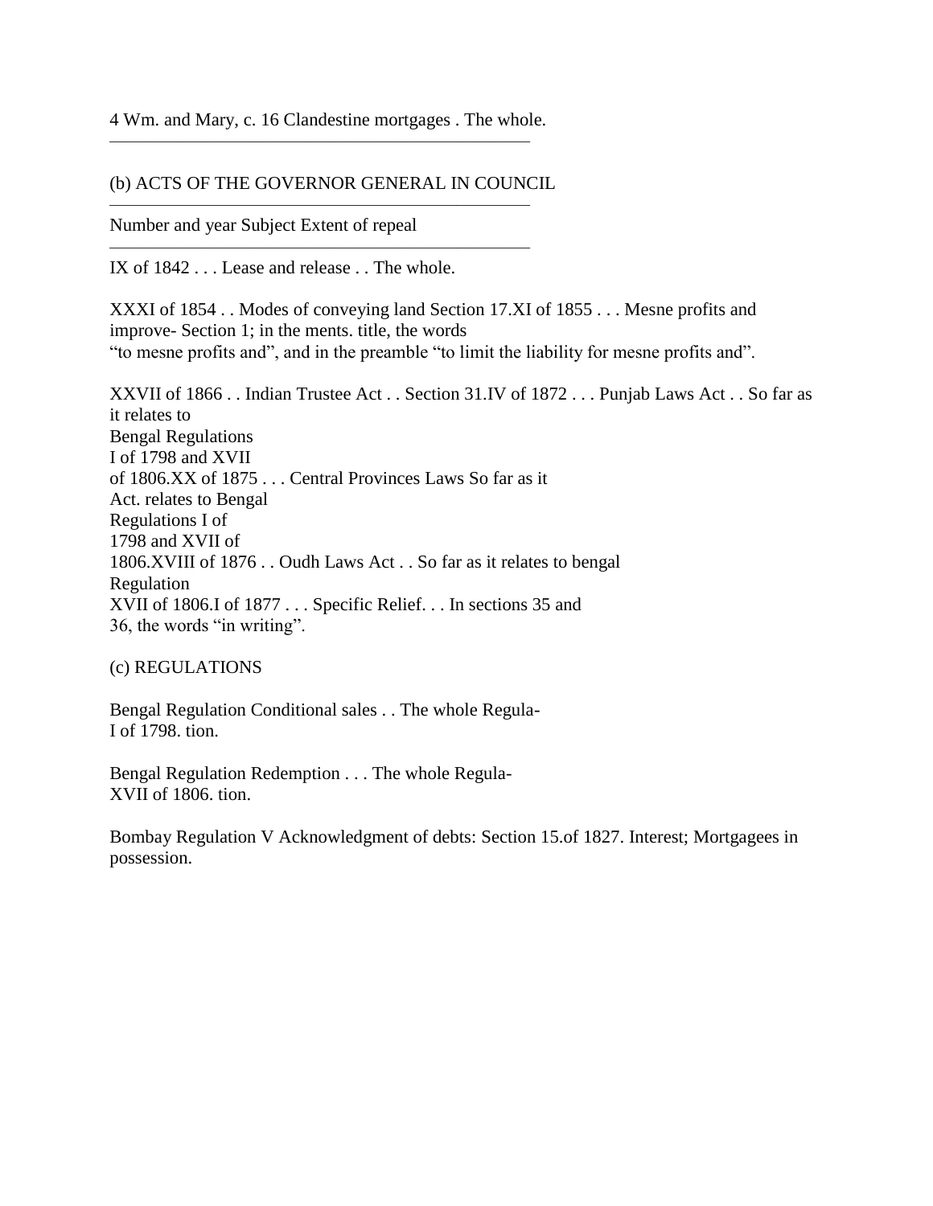4 Wm. and Mary, c. 16 Clandestine mortgages . The whole.

(b) ACTS OF THE GOVERNOR GENERAL IN COUNCIL

Number and year Subject Extent of repeal

IX of 1842 . . . Lease and release . . The whole.

XXXI of 1854 . . Modes of conveying land Section 17.XI of 1855 . . . Mesne profits and improve- Section 1; in the ments. title, the words
"to mesne profits and", and in the preamble "to limit the liability for mesne profits and".

XXVII of 1866 . . Indian Trustee Act . . Section 31.IV of 1872 . . . Punjab Laws Act . . So far as it relates to
Bengal Regulations
I of 1798 and XVII
of 1806.XX of 1875 . . . Central Provinces Laws So far as it
Act. relates to Bengal
Regulations I of
1798 and XVII of
1806.XVIII of 1876 . . Oudh Laws Act . . So far as it relates to bengal
Regulation
XVII of 1806.I of 1877 . . . Specific Relief. . . In sections 35 and
36, the words "in writing".

(c) REGULATIONS

Bengal Regulation Conditional sales . . The whole Regula-
I of 1798. tion.

Bengal Regulation Redemption . . . The whole Regula-
XVII of 1806. tion.

Bombay Regulation V Acknowledgment of debts: Section 15.of 1827. Interest; Mortgagees in possession.